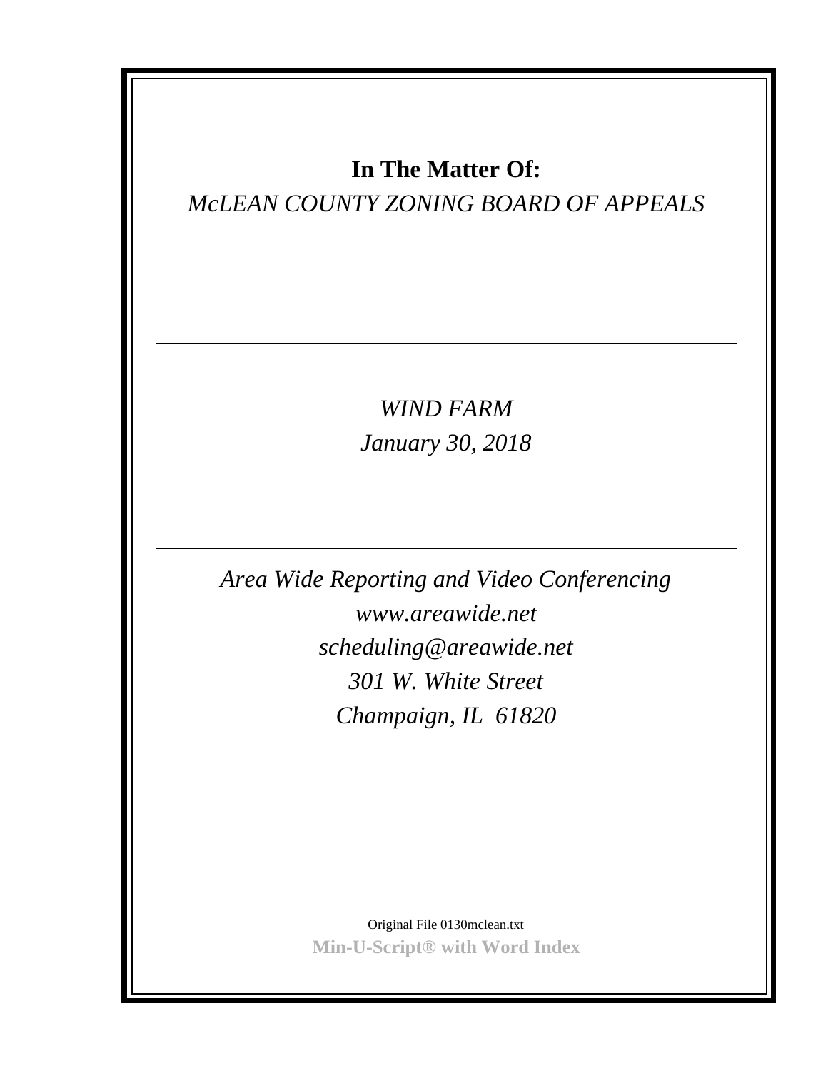**In The Matter Of:**

*McLEAN COUNTY ZONING BOARD OF APPEALS*

---

*WIND FARM*

*January 30, 2018*

---

*Area Wide Reporting and Video Conferencing*

*www.areawide.net*

*scheduling@areawide.net*

*301 W. White Street*

*Champaign, IL 61820*

Original File 0130mclean.txt

**Min-U-Script® with Word Index**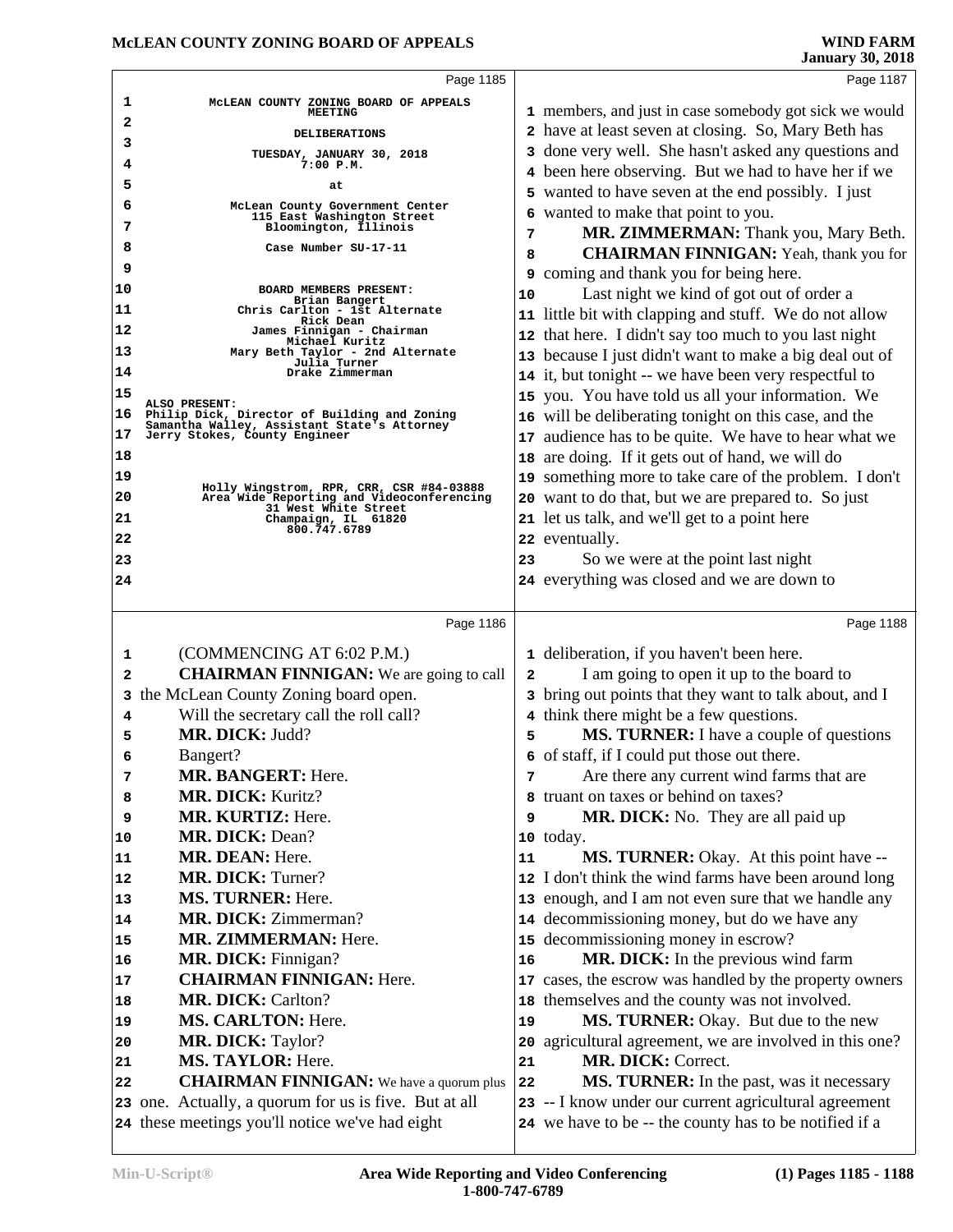**Page 1185**

McLEAN COUNTY ZONING BOARD OF APPEALS MEETING

DELIBERATIONS

TUESDAY, JANUARY 30, 2018
7:00 P.M.

at

McLean County Government Center
115 East Washington Street
Bloomington, Illinois

Case Number SU-17-11

BOARD MEMBERS PRESENT:
Brian Bangert
Chris Carlton - 1st Alternate
Rick Dean
James Finnigan - Chairman
Michael Kuritz
Mary Beth Taylor - 2nd Alternate
Julia Turner
Drake Zimmerman

ALSO PRESENT:
Philip Dick, Director of Building and Zoning
Samantha Walley, Assistant State's Attorney
Jerry Stokes, County Engineer

Holly Wingstrom, RPR, CRR, CSR #84-03888
Area Wide Reporting and Videoconferencing
31 West White Street
Champaign, IL 61820
800.747.6789

**Page 1186**

(COMMENCING AT 6:02 P.M.)

**CHAIRMAN FINNIGAN:** We are going to call the McLean County Zoning board open.

Will the secretary call the roll call?

**MR. DICK:** Judd?

Bangert?

**MR. BANGERT:** Here.

**MR. DICK:** Kuritz?

**MR. KURTIZ:** Here.

**MR. DICK:** Dean?

**MR. DEAN:** Here.

**MR. DICK:** Turner?

**MS. TURNER:** Here.

**MR. DICK:** Zimmerman?

**MR. ZIMMERMAN:** Here.

**MR. DICK:** Finnigan?

**CHAIRMAN FINNIGAN:** Here.

**MR. DICK:** Carlton?

**MS. CARLTON:** Here.

**MR. DICK:** Taylor?

**MS. TAYLOR:** Here.

**CHAIRMAN FINNIGAN:** We have a quorum plus one. Actually, a quorum for us is five. But at all these meetings you'll notice we've had eight

**Page 1187**

members, and just in case somebody got sick we would have at least seven at closing. So, Mary Beth has done very well. She hasn't asked any questions and been here observing. But we had to have her if we wanted to have seven at the end possibly. I just wanted to make that point to you.

**MR. ZIMMERMAN:** Thank you, Mary Beth.

**CHAIRMAN FINNIGAN:** Yeah, thank you for coming and thank you for being here.

Last night we kind of got out of order a little bit with clapping and stuff. We do not allow that here. I didn't say too much to you last night because I just didn't want to make a big deal out of it, but tonight -- we have been very respectful to you. You have told us all your information. We will be deliberating tonight on this case, and the audience has to be quite. We have to hear what we are doing. If it gets out of hand, we will do something more to take care of the problem. I don't want to do that, but we are prepared to. So just let us talk, and we'll get to a point here eventually.

So we were at the point last night everything was closed and we are down to

**Page 1188**

deliberation, if you haven't been here.

I am going to open it up to the board to bring out points that they want to talk about, and I think there might be a few questions.

**MS. TURNER:** I have a couple of questions of staff, if I could put those out there.

Are there any current wind farms that are truant on taxes or behind on taxes?

**MR. DICK:** No. They are all paid up today.

**MS. TURNER:** Okay. At this point have -- I don't think the wind farms have been around long enough, and I am not even sure that we handle any decommissioning money, but do we have any decommissioning money in escrow?

**MR. DICK:** In the previous wind farm cases, the escrow was handled by the property owners themselves and the county was not involved.

**MS. TURNER:** Okay. But due to the new agricultural agreement, we are involved in this one?

**MR. DICK:** Correct.

**MS. TURNER:** In the past, was it necessary -- I know under our current agricultural agreement we have to be -- the county has to be notified if a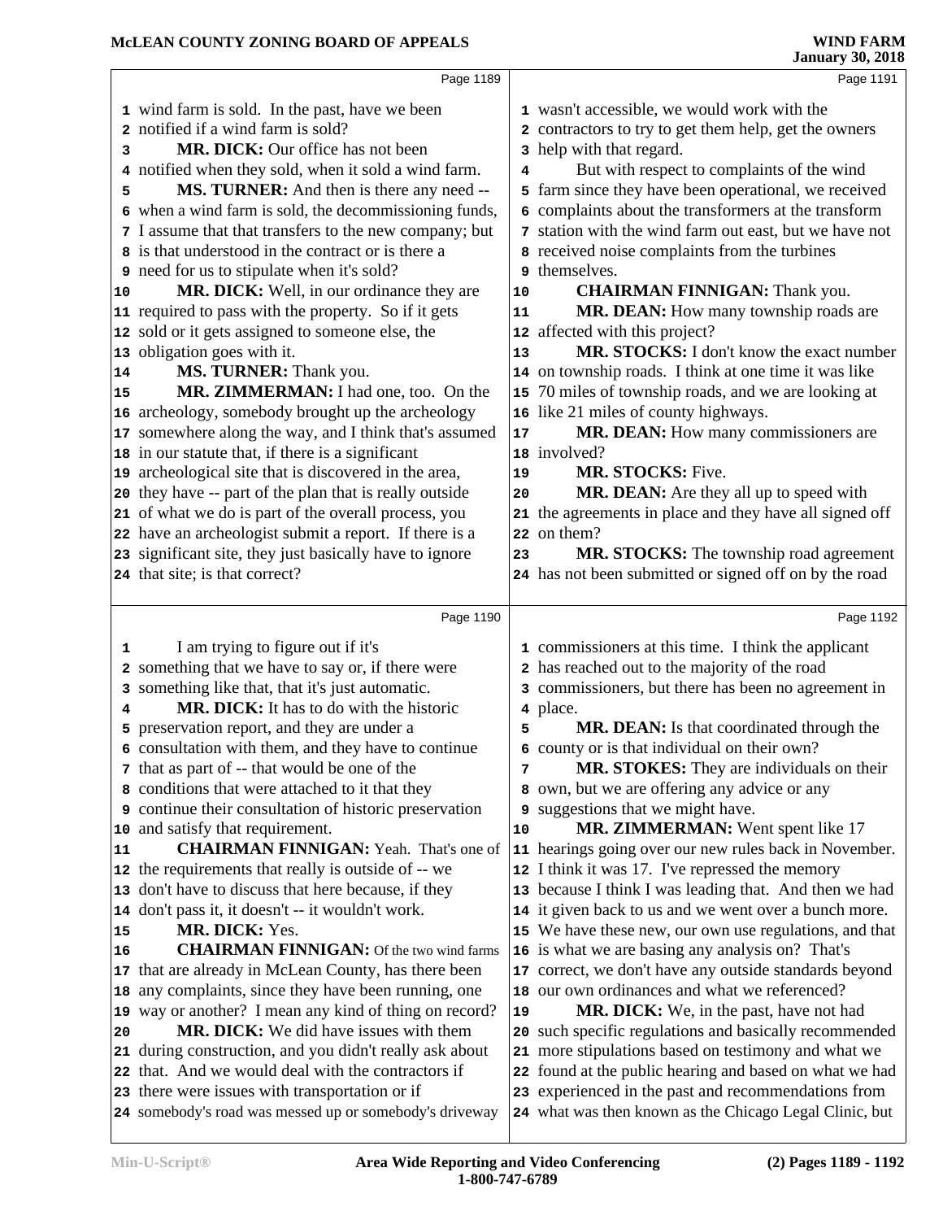**Page 1189**

1 wind farm is sold. In the past, have we been
2 notified if a wind farm is sold?
3 **MR. DICK:** Our office has not been
4 notified when they sold, when it sold a wind farm.
5 **MS. TURNER:** And then is there any need --
6 when a wind farm is sold, the decommissioning funds,
7 I assume that that transfers to the new company; but
8 is that understood in the contract or is there a
9 need for us to stipulate when it's sold?
10 **MR. DICK:** Well, in our ordinance they are
11 required to pass with the property. So if it gets
12 sold or it gets assigned to someone else, the
13 obligation goes with it.
14 **MS. TURNER:** Thank you.
15 **MR. ZIMMERMAN:** I had one, too. On the
16 archeology, somebody brought up the archeology
17 somewhere along the way, and I think that's assumed
18 in our statute that, if there is a significant
19 archeological site that is discovered in the area,
20 they have -- part of the plan that is really outside
21 of what we do is part of the overall process, you
22 have an archeologist submit a report. If there is a
23 significant site, they just basically have to ignore
24 that site; is that correct?

**Page 1190**

1 I am trying to figure out if it's
2 something that we have to say or, if there were
3 something like that, that it's just automatic.
4 **MR. DICK:** It has to do with the historic
5 preservation report, and they are under a
6 consultation with them, and they have to continue
7 that as part of -- that would be one of the
8 conditions that were attached to it that they
9 continue their consultation of historic preservation
10 and satisfy that requirement.
11 **CHAIRMAN FINNIGAN:** Yeah. That's one of
12 the requirements that really is outside of -- we
13 don't have to discuss that here because, if they
14 don't pass it, it doesn't -- it wouldn't work.
15 **MR. DICK:** Yes.
16 **CHAIRMAN FINNIGAN:** Of the two wind farms
17 that are already in McLean County, has there been
18 any complaints, since they have been running, one
19 way or another? I mean any kind of thing on record?
20 **MR. DICK:** We did have issues with them
21 during construction, and you didn't really ask about
22 that. And we would deal with the contractors if
23 there were issues with transportation or if
24 somebody's road was messed up or somebody's driveway

**Page 1191**

1 wasn't accessible, we would work with the
2 contractors to try to get them help, get the owners
3 help with that regard.
4 But with respect to complaints of the wind
5 farm since they have been operational, we received
6 complaints about the transformers at the transform
7 station with the wind farm out east, but we have not
8 received noise complaints from the turbines
9 themselves.
10 **CHAIRMAN FINNIGAN:** Thank you.
11 **MR. DEAN:** How many township roads are
12 affected with this project?
13 **MR. STOCKS:** I don't know the exact number
14 on township roads. I think at one time it was like
15 70 miles of township roads, and we are looking at
16 like 21 miles of county highways.
17 **MR. DEAN:** How many commissioners are
18 involved?
19 **MR. STOCKS:** Five.
20 **MR. DEAN:** Are they all up to speed with
21 the agreements in place and they have all signed off
22 on them?
23 **MR. STOCKS:** The township road agreement
24 has not been submitted or signed off on by the road

**Page 1192**

1 commissioners at this time. I think the applicant
2 has reached out to the majority of the road
3 commissioners, but there has been no agreement in
4 place.
5 **MR. DEAN:** Is that coordinated through the
6 county or is that individual on their own?
7 **MR. STOKES:** They are individuals on their
8 own, but we are offering any advice or any
9 suggestions that we might have.
10 **MR. ZIMMERMAN:** Went spent like 17
11 hearings going over our new rules back in November.
12 I think it was 17. I've repressed the memory
13 because I think I was leading that. And then we had
14 it given back to us and we went over a bunch more.
15 We have these new, our own use regulations, and that
16 is what we are basing any analysis on? That's
17 correct, we don't have any outside standards beyond
18 our own ordinances and what we referenced?
19 **MR. DICK:** We, in the past, have not had
20 such specific regulations and basically recommended
21 more stipulations based on testimony and what we
22 found at the public hearing and based on what we had
23 experienced in the past and recommendations from
24 what was then known as the Chicago Legal Clinic, but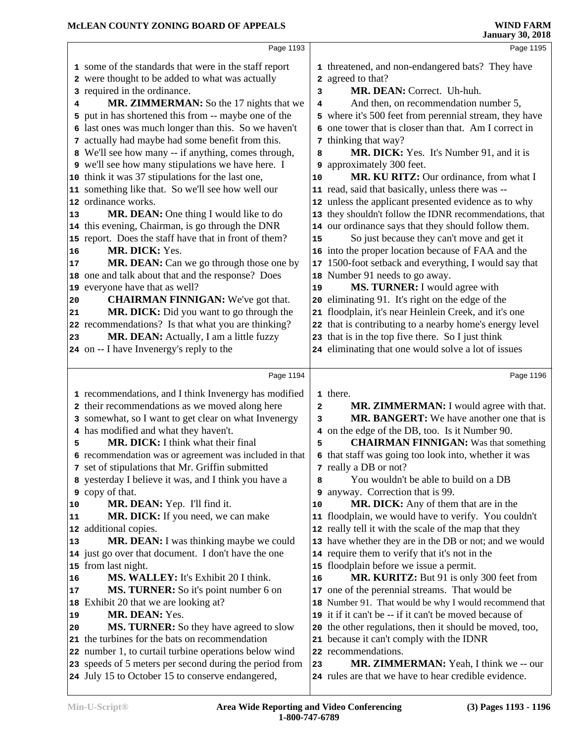Page 1193

1 some of the standards that were in the staff report
2 were thought to be added to what was actually
3 required in the ordinance.
4 **MR. ZIMMERMAN:** So the 17 nights that we
5 put in has shortened this from -- maybe one of the
6 last ones was much longer than this. So we haven't
7 actually had maybe had some benefit from this.
8 We'll see how many -- if anything, comes through,
9 we'll see how many stipulations we have here. I
10 think it was 37 stipulations for the last one,
11 something like that. So we'll see how well our
12 ordinance works.
13 **MR. DEAN:** One thing I would like to do
14 this evening, Chairman, is go through the DNR
15 report. Does the staff have that in front of them?
16 **MR. DICK:** Yes.
17 **MR. DEAN:** Can we go through those one by
18 one and talk about that and the response? Does
19 everyone have that as well?
20 **CHAIRMAN FINNIGAN:** We've got that.
21 **MR. DICK:** Did you want to go through the
22 recommendations? Is that what you are thinking?
23 **MR. DEAN:** Actually, I am a little fuzzy
24 on -- I have Invenergy's reply to the

Page 1194

1 recommendations, and I think Invenergy has modified
2 their recommendations as we moved along here
3 somewhat, so I want to get clear on what Invenergy
4 has modified and what they haven't.
5 **MR. DICK:** I think what their final
6 recommendation was or agreement was included in that
7 set of stipulations that Mr. Griffin submitted
8 yesterday I believe it was, and I think you have a
9 copy of that.
10 **MR. DEAN:** Yep. I'll find it.
11 **MR. DICK:** If you need, we can make
12 additional copies.
13 **MR. DEAN:** I was thinking maybe we could
14 just go over that document. I don't have the one
15 from last night.
16 **MS. WALLEY:** It's Exhibit 20 I think.
17 **MS. TURNER:** So it's point number 6 on
18 Exhibit 20 that we are looking at?
19 **MR. DEAN:** Yes.
20 **MS. TURNER:** So they have agreed to slow
21 the turbines for the bats on recommendation
22 number 1, to curtail turbine operations below wind
23 speeds of 5 meters per second during the period from
24 July 15 to October 15 to conserve endangered,

Page 1195

1 threatened, and non-endangered bats? They have
2 agreed to that?
3 **MR. DEAN:** Correct. Uh-huh.
4 And then, on recommendation number 5,
5 where it's 500 feet from perennial stream, they have
6 one tower that is closer than that. Am I correct in
7 thinking that way?
8 **MR. DICK:** Yes. It's Number 91, and it is
9 approximately 300 feet.
10 **MR. KU RITZ:** Our ordinance, from what I
11 read, said that basically, unless there was --
12 unless the applicant presented evidence as to why
13 they shouldn't follow the IDNR recommendations, that
14 our ordinance says that they should follow them.
15 So just because they can't move and get it
16 into the proper location because of FAA and the
17 1500-foot setback and everything, I would say that
18 Number 91 needs to go away.
19 **MS. TURNER:** I would agree with
20 eliminating 91. It's right on the edge of the
21 floodplain, it's near Heinlein Creek, and it's one
22 that is contributing to a nearby home's energy level
23 that is in the top five there. So I just think
24 eliminating that one would solve a lot of issues

Page 1196

1 there.
2 **MR. ZIMMERMAN:** I would agree with that.
3 **MR. BANGERT:** We have another one that is
4 on the edge of the DB, too. Is it Number 90.
5 **CHAIRMAN FINNIGAN:** Was that something
6 that staff was going too look into, whether it was
7 really a DB or not?
8 You wouldn't be able to build on a DB
9 anyway. Correction that is 99.
10 **MR. DICK:** Any of them that are in the
11 floodplain, we would have to verify. You couldn't
12 really tell it with the scale of the map that they
13 have whether they are in the DB or not; and we would
14 require them to verify that it's not in the
15 floodplain before we issue a permit.
16 **MR. KURITZ:** But 91 is only 300 feet from
17 one of the perennial streams. That would be
18 Number 91. That would be why I would recommend that
19 it if it can't be -- if it can't be moved because of
20 the other regulations, then it should be moved, too,
21 because it can't comply with the IDNR
22 recommendations.
23 **MR. ZIMMERMAN:** Yeah, I think we -- our
24 rules are that we have to hear credible evidence.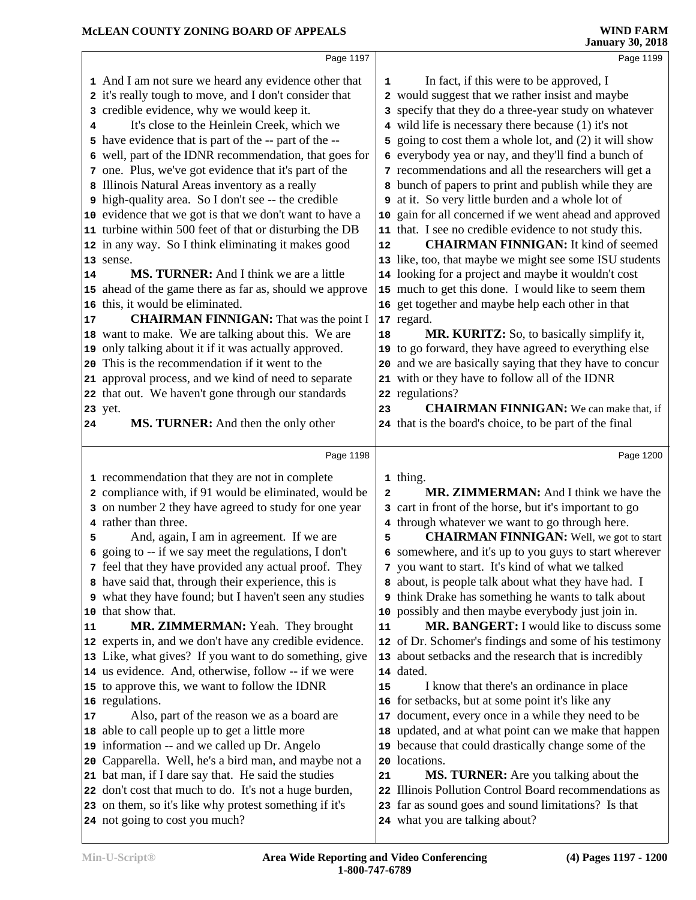And I am not sure we heard any evidence other that it's really tough to move, and I don't consider that credible evidence, why we would keep it.

It's close to the Heinlein Creek, which we have evidence that is part of the -- part of the -- well, part of the IDNR recommendation, that goes for one. Plus, we've got evidence that it's part of the Illinois Natural Areas inventory as a really high-quality area. So I don't see -- the credible evidence that we got is that we don't want to have a turbine within 500 feet of that or disturbing the DB in any way. So I think eliminating it makes good sense.

**MS. TURNER:** And I think we are a little ahead of the game there as far as, should we approve this, it would be eliminated.

**CHAIRMAN FINNIGAN:** That was the point I want to make. We are talking about this. We are only talking about it if it was actually approved. This is the recommendation if it went to the approval process, and we kind of need to separate that out. We haven't gone through our standards yet.

**MS. TURNER:** And then the only other recommendation that they are not in complete compliance with, if 91 would be eliminated, would be on number 2 they have agreed to study for one year rather than three.

And, again, I am in agreement. If we are going to -- if we say meet the regulations, I don't feel that they have provided any actual proof. They have said that, through their experience, this is what they have found; but I haven't seen any studies that show that.

**MR. ZIMMERMAN:** Yeah. They brought experts in, and we don't have any credible evidence. Like, what gives? If you want to do something, give us evidence. And, otherwise, follow -- if we were to approve this, we want to follow the IDNR regulations.

Also, part of the reason we as a board are able to call people up to get a little more information -- and we called up Dr. Angelo Capparella. Well, he's a bird man, and maybe not a bat man, if I dare say that. He said the studies don't cost that much to do. It's not a huge burden, on them, so it's like why protest something if it's not going to cost you much?

In fact, if this were to be approved, I would suggest that we rather insist and maybe specify that they do a three-year study on whatever wild life is necessary there because (1) it's not going to cost them a whole lot, and (2) it will show everybody yea or nay, and they'll find a bunch of recommendations and all the researchers will get a bunch of papers to print and publish while they are at it. So very little burden and a whole lot of gain for all concerned if we went ahead and approved that. I see no credible evidence to not study this.

**CHAIRMAN FINNIGAN:** It kind of seemed like, too, that maybe we might see some ISU students looking for a project and maybe it wouldn't cost much to get this done. I would like to seem them get together and maybe help each other in that regard.

**MR. KURITZ:** So, to basically simplify it, to go forward, they have agreed to everything else and we are basically saying that they have to concur with or they have to follow all of the IDNR regulations?

**CHAIRMAN FINNIGAN:** We can make that, if that is the board's choice, to be part of the final thing.

**MR. ZIMMERMAN:** And I think we have the cart in front of the horse, but it's important to go through whatever we want to go through here.

**CHAIRMAN FINNIGAN:** Well, we got to start somewhere, and it's up to you guys to start wherever you want to start. It's kind of what we talked about, is people talk about what they have had. I think Drake has something he wants to talk about possibly and then maybe everybody just join in.

**MR. BANGERT:** I would like to discuss some of Dr. Schomer's findings and some of his testimony about setbacks and the research that is incredibly dated.

I know that there's an ordinance in place for setbacks, but at some point it's like any document, every once in a while they need to be updated, and at what point can we make that happen because that could drastically change some of the locations.

**MS. TURNER:** Are you talking about the Illinois Pollution Control Board recommendations as far as sound goes and sound limitations? Is that what you are talking about?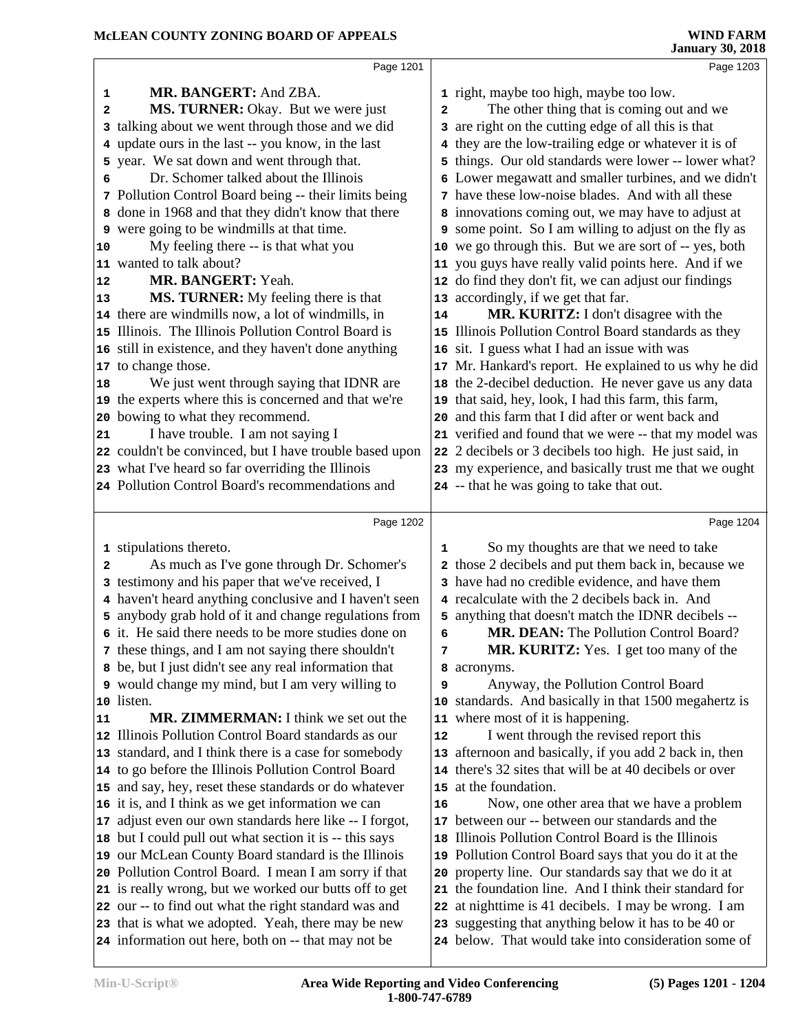**MR. BANGERT:** And ZBA.

**MS. TURNER:** Okay. But we were just talking about we went through those and we did update ours in the last -- you know, in the last year. We sat down and went through that.

Dr. Schomer talked about the Illinois Pollution Control Board being -- their limits being done in 1968 and that they didn't know that there were going to be windmills at that time.

My feeling there -- is that what you wanted to talk about?

**MR. BANGERT:** Yeah.

**MS. TURNER:** My feeling there is that there are windmills now, a lot of windmills, in Illinois. The Illinois Pollution Control Board is still in existence, and they haven't done anything to change those.

We just went through saying that IDNR are the experts where this is concerned and that we're bowing to what they recommend.

I have trouble. I am not saying I couldn't be convinced, but I have trouble based upon what I've heard so far overriding the Illinois Pollution Control Board's recommendations and stipulations thereto.

As much as I've gone through Dr. Schomer's testimony and his paper that we've received, I haven't heard anything conclusive and I haven't seen anybody grab hold of it and change regulations from it. He said there needs to be more studies done on these things, and I am not saying there shouldn't be, but I just didn't see any real information that would change my mind, but I am very willing to listen.

**MR. ZIMMERMAN:** I think we set out the Illinois Pollution Control Board standards as our standard, and I think there is a case for somebody to go before the Illinois Pollution Control Board and say, hey, reset these standards or do whatever it is, and I think as we get information we can adjust even our own standards here like -- I forgot, but I could pull out what section it is -- this says our McLean County Board standard is the Illinois Pollution Control Board. I mean I am sorry if that is really wrong, but we worked our butts off to get our -- to find out what the right standard was and that is what we adopted. Yeah, there may be new information out here, both on -- that may not be right, maybe too high, maybe too low.

The other thing that is coming out and we are right on the cutting edge of all this is that they are the low-trailing edge or whatever it is of things. Our old standards were lower -- lower what? Lower megawatt and smaller turbines, and we didn't have these low-noise blades. And with all these innovations coming out, we may have to adjust at some point. So I am willing to adjust on the fly as we go through this. But we are sort of -- yes, both you guys have really valid points here. And if we do find they don't fit, we can adjust our findings accordingly, if we get that far.

**MR. KURITZ:** I don't disagree with the Illinois Pollution Control Board standards as they sit. I guess what I had an issue with was Mr. Hankard's report. He explained to us why he did the 2-decibel deduction. He never gave us any data that said, hey, look, I had this farm, this farm, and this farm that I did after or went back and verified and found that we were -- that my model was 2 decibels or 3 decibels too high. He just said, in my experience, and basically trust me that we ought -- that he was going to take that out.

So my thoughts are that we need to take those 2 decibels and put them back in, because we have had no credible evidence, and have them recalculate with the 2 decibels back in. And anything that doesn't match the IDNR decibels --

**MR. DEAN:** The Pollution Control Board?

**MR. KURITZ:** Yes. I get too many of the acronyms.

Anyway, the Pollution Control Board standards. And basically in that 1500 megahertz is where most of it is happening.

I went through the revised report this afternoon and basically, if you add 2 back in, then there's 32 sites that will be at 40 decibels or over at the foundation.

Now, one other area that we have a problem between our -- between our standards and the Illinois Pollution Control Board is the Illinois Pollution Control Board says that you do it at the property line. Our standards say that we do it at the foundation line. And I think their standard for at nighttime is 41 decibels. I may be wrong. I am suggesting that anything below it has to be 40 or below. That would take into consideration some of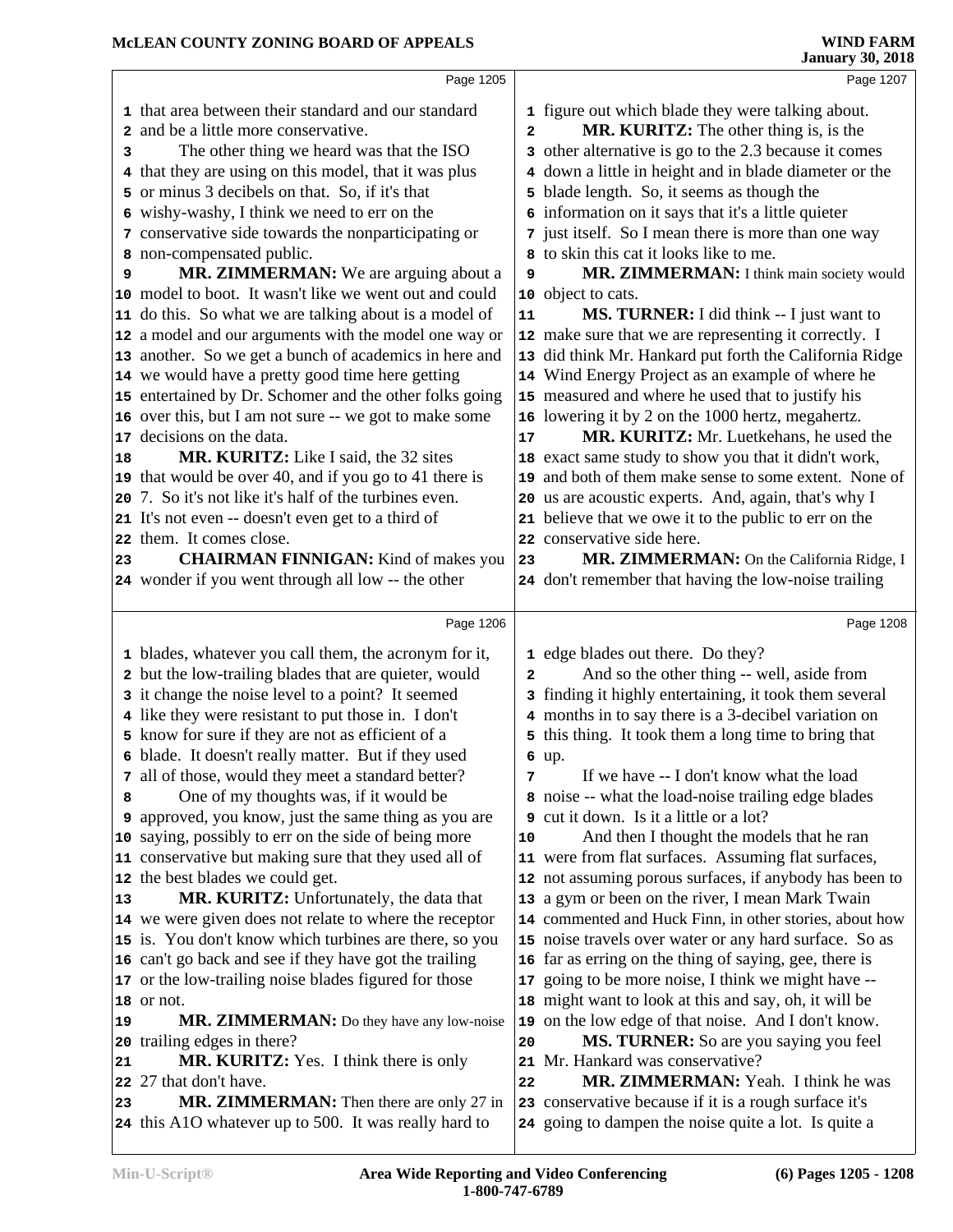that area between their standard and our standard and be a little more conservative.

The other thing we heard was that the ISO that they are using on this model, that it was plus or minus 3 decibels on that. So, if it's that wishy-washy, I think we need to err on the conservative side towards the nonparticipating or non-compensated public.

**MR. ZIMMERMAN:** We are arguing about a model to boot. It wasn't like we went out and could do this. So what we are talking about is a model of a model and our arguments with the model one way or another. So we get a bunch of academics in here and we would have a pretty good time here getting entertained by Dr. Schomer and the other folks going over this, but I am not sure -- we got to make some decisions on the data.

**MR. KURITZ:** Like I said, the 32 sites that would be over 40, and if you go to 41 there is 7. So it's not like it's half of the turbines even. It's not even -- doesn't even get to a third of them. It comes close.

**CHAIRMAN FINNIGAN:** Kind of makes you wonder if you went through all low -- the other blades, whatever you call them, the acronym for it, but the low-trailing blades that are quieter, would it change the noise level to a point? It seemed like they were resistant to put those in. I don't know for sure if they are not as efficient of a blade. It doesn't really matter. But if they used all of those, would they meet a standard better?

One of my thoughts was, if it would be approved, you know, just the same thing as you are saying, possibly to err on the side of being more conservative but making sure that they used all of the best blades we could get.

**MR. KURITZ:** Unfortunately, the data that we were given does not relate to where the receptor is. You don't know which turbines are there, so you can't go back and see if they have got the trailing or the low-trailing noise blades figured for those or not.

**MR. ZIMMERMAN:** Do they have any low-noise trailing edges in there?

**MR. KURITZ:** Yes. I think there is only 27 that don't have.

**MR. ZIMMERMAN:** Then there are only 27 in this A1O whatever up to 500. It was really hard to figure out which blade they were talking about.

**MR. KURITZ:** The other thing is, is the other alternative is go to the 2.3 because it comes down a little in height and in blade diameter or the blade length. So, it seems as though the information on it says that it's a little quieter just itself. So I mean there is more than one way to skin this cat it looks like to me.

**MR. ZIMMERMAN:** I think main society would object to cats.

**MS. TURNER:** I did think -- I just want to make sure that we are representing it correctly. I did think Mr. Hankard put forth the California Ridge Wind Energy Project as an example of where he measured and where he used that to justify his lowering it by 2 on the 1000 hertz, megahertz.

**MR. KURITZ:** Mr. Luetkehans, he used the exact same study to show you that it didn't work, and both of them make sense to some extent. None of us are acoustic experts. And, again, that's why I believe that we owe it to the public to err on the conservative side here.

**MR. ZIMMERMAN:** On the California Ridge, I don't remember that having the low-noise trailing edge blades out there. Do they?

And so the other thing -- well, aside from finding it highly entertaining, it took them several months in to say there is a 3-decibel variation on this thing. It took them a long time to bring that up.

If we have -- I don't know what the load noise -- what the load-noise trailing edge blades cut it down. Is it a little or a lot?

And then I thought the models that he ran were from flat surfaces. Assuming flat surfaces, not assuming porous surfaces, if anybody has been to a gym or been on the river, I mean Mark Twain commented and Huck Finn, in other stories, about how noise travels over water or any hard surface. So as far as erring on the thing of saying, gee, there is going to be more noise, I think we might have -- might want to look at this and say, oh, it will be on the low edge of that noise. And I don't know.

**MS. TURNER:** So are you saying you feel Mr. Hankard was conservative?

**MR. ZIMMERMAN:** Yeah. I think he was conservative because if it is a rough surface it's going to dampen the noise quite a lot. Is quite a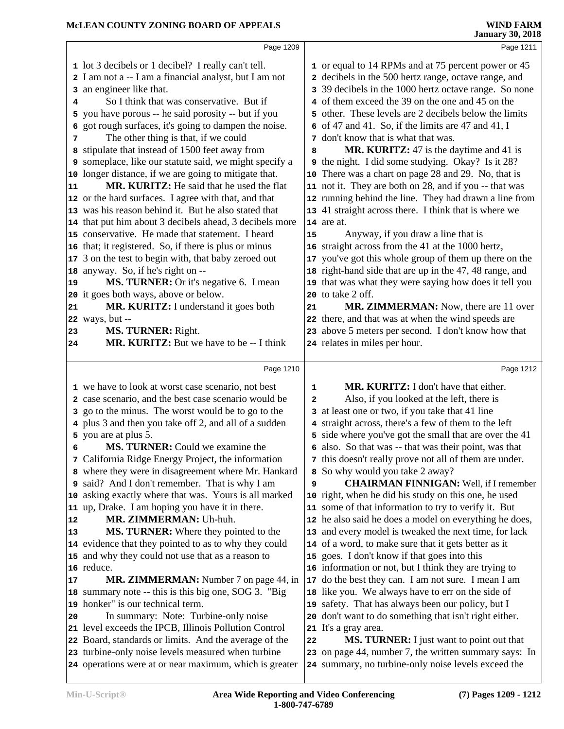Page 1209

1 lot 3 decibels or 1 decibel? I really can't tell.
2 I am not a -- I am a financial analyst, but I am not
3 an engineer like that.
4 So I think that was conservative. But if
5 you have porous -- he said porosity -- but if you
6 got rough surfaces, it's going to dampen the noise.
7 The other thing is that, if we could
8 stipulate that instead of 1500 feet away from
9 someplace, like our statute said, we might specify a
10 longer distance, if we are going to mitigate that.
11 **MR. KURITZ:** He said that he used the flat
12 or the hard surfaces. I agree with that, and that
13 was his reason behind it. But he also stated that
14 that put him about 3 decibels ahead, 3 decibels more
15 conservative. He made that statement. I heard
16 that; it registered. So, if there is plus or minus
17 3 on the test to begin with, that baby zeroed out
18 anyway. So, if he's right on --
19 **MS. TURNER:** Or it's negative 6. I mean
20 it goes both ways, above or below.
21 **MR. KURITZ:** I understand it goes both
22 ways, but --
23 **MS. TURNER:** Right.
24 **MR. KURITZ:** But we have to be -- I think

Page 1210

1 we have to look at worst case scenario, not best
2 case scenario, and the best case scenario would be
3 go to the minus. The worst would be to go to the
4 plus 3 and then you take off 2, and all of a sudden
5 you are at plus 5.
6 **MS. TURNER:** Could we examine the
7 California Ridge Energy Project, the information
8 where they were in disagreement where Mr. Hankard
9 said? And I don't remember. That is why I am
10 asking exactly where that was. Yours is all marked
11 up, Drake. I am hoping you have it in there.
12 **MR. ZIMMERMAN:** Uh-huh.
13 **MS. TURNER:** Where they pointed to the
14 evidence that they pointed to as to why they could
15 and why they could not use that as a reason to
16 reduce.
17 **MR. ZIMMERMAN:** Number 7 on page 44, in
18 summary note -- this is this big one, SOG 3. "Big
19 honker" is our technical term.
20 In summary: Note: Turbine-only noise
21 level exceeds the IPCB, Illinois Pollution Control
22 Board, standards or limits. And the average of the
23 turbine-only noise levels measured when turbine
24 operations were at or near maximum, which is greater

Page 1211

1 or equal to 14 RPMs and at 75 percent power or 45
2 decibels in the 500 hertz range, octave range, and
3 39 decibels in the 1000 hertz octave range. So none
4 of them exceed the 39 on the one and 45 on the
5 other. These levels are 2 decibels below the limits
6 of 47 and 41. So, if the limits are 47 and 41, I
7 don't know that is what that was.
8 **MR. KURITZ:** 47 is the daytime and 41 is
9 the night. I did some studying. Okay? Is it 28?
10 There was a chart on page 28 and 29. No, that is
11 not it. They are both on 28, and if you -- that was
12 running behind the line. They had drawn a line from
13 41 straight across there. I think that is where we
14 are at.
15 Anyway, if you draw a line that is
16 straight across from the 41 at the 1000 hertz,
17 you've got this whole group of them up there on the
18 right-hand side that are up in the 47, 48 range, and
19 that was what they were saying how does it tell you
20 to take 2 off.
21 **MR. ZIMMERMAN:** Now, there are 11 over
22 there, and that was at when the wind speeds are
23 above 5 meters per second. I don't know how that
24 relates in miles per hour.

Page 1212

1 **MR. KURITZ:** I don't have that either.
2 Also, if you looked at the left, there is
3 at least one or two, if you take that 41 line
4 straight across, there's a few of them to the left
5 side where you've got the small that are over the 41
6 also. So that was -- that was their point, was that
7 this doesn't really prove not all of them are under.
8 So why would you take 2 away?
9 **CHAIRMAN FINNIGAN:** Well, if I remember
10 right, when he did his study on this one, he used
11 some of that information to try to verify it. But
12 he also said he does a model on everything he does,
13 and every model is tweaked the next time, for lack
14 of a word, to make sure that it gets better as it
15 goes. I don't know if that goes into this
16 information or not, but I think they are trying to
17 do the best they can. I am not sure. I mean I am
18 like you. We always have to err on the side of
19 safety. That has always been our policy, but I
20 don't want to do something that isn't right either.
21 It's a gray area.
22 **MS. TURNER:** I just want to point out that
23 on page 44, number 7, the written summary says: In
24 summary, no turbine-only noise levels exceed the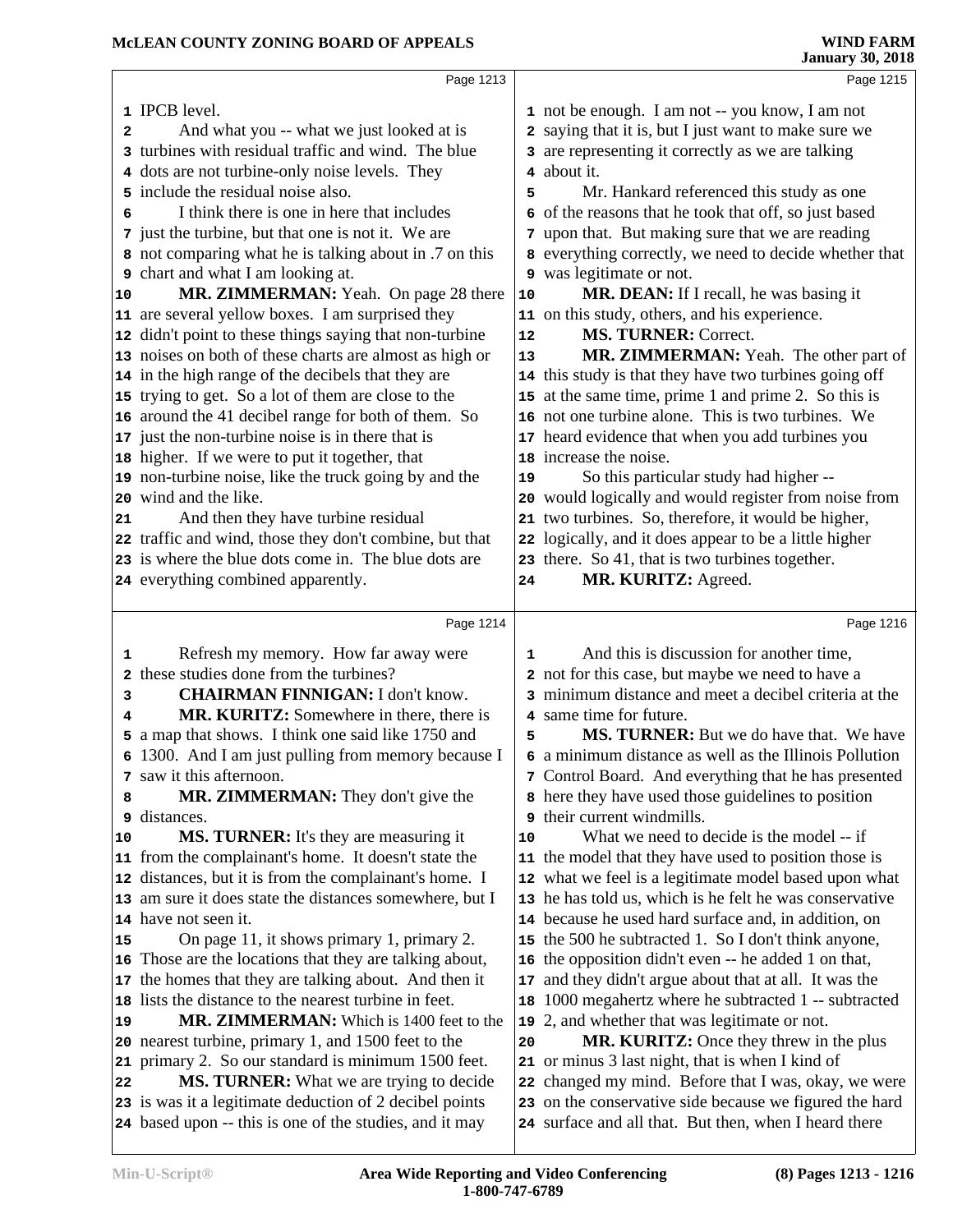Page 1213

IPCB level.

And what you -- what we just looked at is turbines with residual traffic and wind. The blue dots are not turbine-only noise levels. They include the residual noise also.

I think there is one in here that includes just the turbine, but that one is not it. We are not comparing what he is talking about in .7 on this chart and what I am looking at.

**MR. ZIMMERMAN:** Yeah. On page 28 there are several yellow boxes. I am surprised they didn't point to these things saying that non-turbine noises on both of these charts are almost as high or in the high range of the decibels that they are trying to get. So a lot of them are close to the around the 41 decibel range for both of them. So just the non-turbine noise is in there that is higher. If we were to put it together, that non-turbine noise, like the truck going by and the wind and the like.

And then they have turbine residual traffic and wind, those they don't combine, but that is where the blue dots come in. The blue dots are everything combined apparently.

Page 1214

Refresh my memory. How far away were these studies done from the turbines?

**CHAIRMAN FINNIGAN:** I don't know.

**MR. KURITZ:** Somewhere in there, there is a map that shows. I think one said like 1750 and 1300. And I am just pulling from memory because I saw it this afternoon.

**MR. ZIMMERMAN:** They don't give the distances.

**MS. TURNER:** It's they are measuring it from the complainant's home. It doesn't state the distances, but it is from the complainant's home. I am sure it does state the distances somewhere, but I have not seen it.

On page 11, it shows primary 1, primary 2. Those are the locations that they are talking about, the homes that they are talking about. And then it lists the distance to the nearest turbine in feet.

**MR. ZIMMERMAN:** Which is 1400 feet to the nearest turbine, primary 1, and 1500 feet to the primary 2. So our standard is minimum 1500 feet.

**MS. TURNER:** What we are trying to decide is was it a legitimate deduction of 2 decibel points based upon -- this is one of the studies, and it may

Page 1215

not be enough. I am not -- you know, I am not saying that it is, but I just want to make sure we are representing it correctly as we are talking about it.

Mr. Hankard referenced this study as one of the reasons that he took that off, so just based upon that. But making sure that we are reading everything correctly, we need to decide whether that was legitimate or not.

**MR. DEAN:** If I recall, he was basing it on this study, others, and his experience.

**MS. TURNER:** Correct.

**MR. ZIMMERMAN:** Yeah. The other part of this study is that they have two turbines going off at the same time, prime 1 and prime 2. So this is not one turbine alone. This is two turbines. We heard evidence that when you add turbines you increase the noise.

So this particular study had higher -- would logically and would register from noise from two turbines. So, therefore, it would be higher, logically, and it does appear to be a little higher there. So 41, that is two turbines together.

**MR. KURITZ:** Agreed.

Page 1216

And this is discussion for another time, not for this case, but maybe we need to have a minimum distance and meet a decibel criteria at the same time for future.

**MS. TURNER:** But we do have that. We have a minimum distance as well as the Illinois Pollution Control Board. And everything that he has presented here they have used those guidelines to position their current windmills.

What we need to decide is the model -- if the model that they have used to position those is what we feel is a legitimate model based upon what he has told us, which is he felt he was conservative because he used hard surface and, in addition, on the 500 he subtracted 1. So I don't think anyone, the opposition didn't even -- he added 1 on that, and they didn't argue about that at all. It was the 1000 megahertz where he subtracted 1 -- subtracted 2, and whether that was legitimate or not.

**MR. KURITZ:** Once they threw in the plus or minus 3 last night, that is when I kind of changed my mind. Before that I was, okay, we were on the conservative side because we figured the hard surface and all that. But then, when I heard there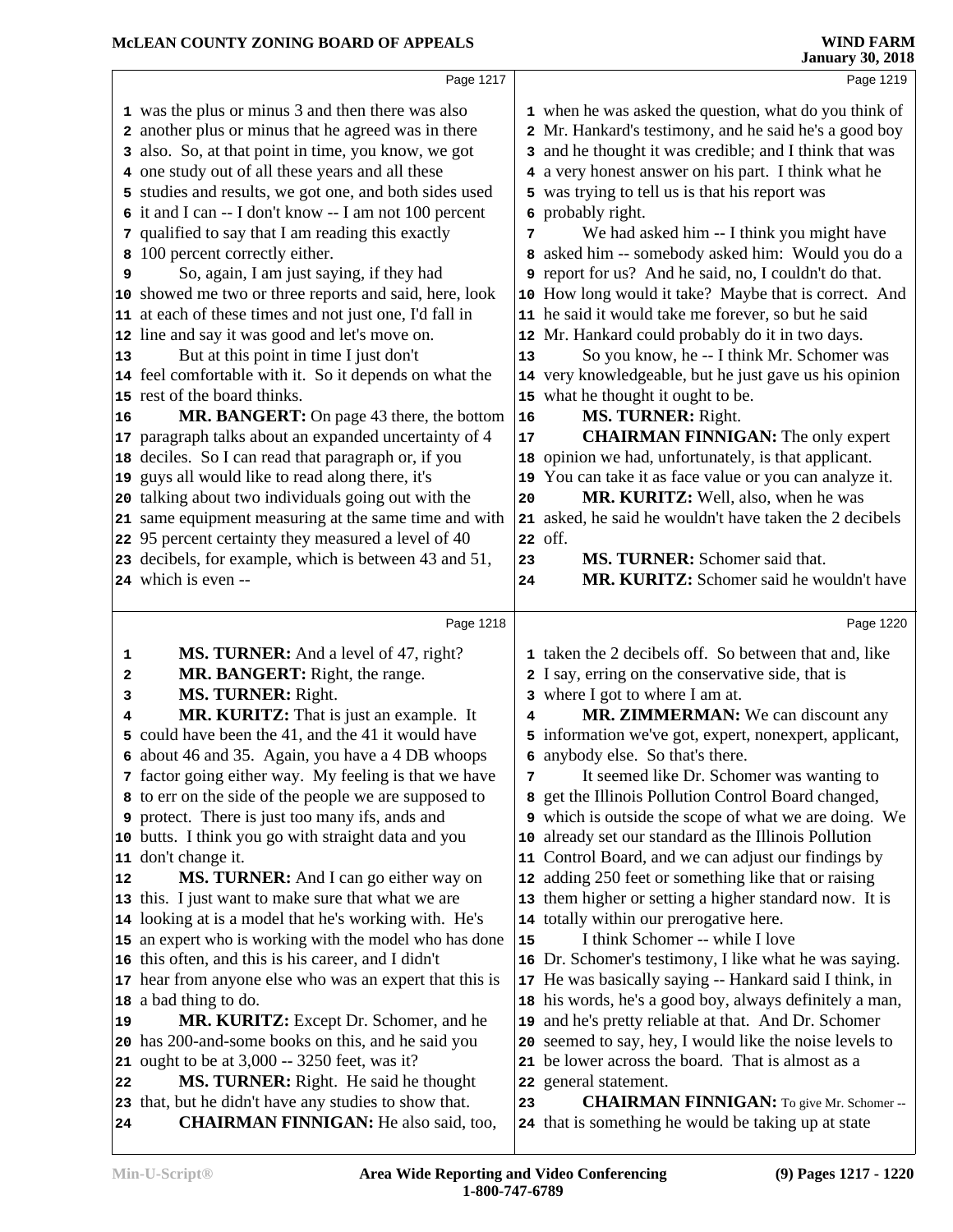was the plus or minus 3 and then there was also another plus or minus that he agreed was in there also. So, at that point in time, you know, we got one study out of all these years and all these studies and results, we got one, and both sides used it and I can -- I don't know -- I am not 100 percent qualified to say that I am reading this exactly 100 percent correctly either.

So, again, I am just saying, if they had showed me two or three reports and said, here, look at each of these times and not just one, I'd fall in line and say it was good and let's move on.

But at this point in time I just don't feel comfortable with it. So it depends on what the rest of the board thinks.

**MR. BANGERT:** On page 43 there, the bottom paragraph talks about an expanded uncertainty of 4 deciles. So I can read that paragraph or, if you guys all would like to read along there, it's talking about two individuals going out with the same equipment measuring at the same time and with 95 percent certainty they measured a level of 40 decibels, for example, which is between 43 and 51, which is even --

**MS. TURNER:** And a level of 47, right?

**MR. BANGERT:** Right, the range.

**MS. TURNER:** Right.

**MR. KURITZ:** That is just an example. It could have been the 41, and the 41 it would have about 46 and 35. Again, you have a 4 DB whoops factor going either way. My feeling is that we have to err on the side of the people we are supposed to protect. There is just too many ifs, ands and butts. I think you go with straight data and you don't change it.

**MS. TURNER:** And I can go either way on this. I just want to make sure that what we are looking at is a model that he's working with. He's an expert who is working with the model who has done this often, and this is his career, and I didn't hear from anyone else who was an expert that this is a bad thing to do.

**MR. KURITZ:** Except Dr. Schomer, and he has 200-and-some books on this, and he said you ought to be at 3,000 -- 3250 feet, was it?

**MS. TURNER:** Right. He said he thought that, but he didn't have any studies to show that.

**CHAIRMAN FINNIGAN:** He also said, too, when he was asked the question, what do you think of Mr. Hankard's testimony, and he said he's a good boy and he thought it was credible; and I think that was a very honest answer on his part. I think what he was trying to tell us is that his report was probably right.

We had asked him -- I think you might have asked him -- somebody asked him: Would you do a report for us? And he said, no, I couldn't do that. How long would it take? Maybe that is correct. And he said it would take me forever, so but he said Mr. Hankard could probably do it in two days.

So you know, he -- I think Mr. Schomer was very knowledgeable, but he just gave us his opinion what he thought it ought to be.

**MS. TURNER:** Right.

**CHAIRMAN FINNIGAN:** The only expert opinion we had, unfortunately, is that applicant. You can take it as face value or you can analyze it.

**MR. KURITZ:** Well, also, when he was asked, he said he wouldn't have taken the 2 decibels off.

**MS. TURNER:** Schomer said that.

**MR. KURITZ:** Schomer said he wouldn't have taken the 2 decibels off. So between that and, like I say, erring on the conservative side, that is where I got to where I am at.

**MR. ZIMMERMAN:** We can discount any information we've got, expert, nonexpert, applicant, anybody else. So that's there.

It seemed like Dr. Schomer was wanting to get the Illinois Pollution Control Board changed, which is outside the scope of what we are doing. We already set our standard as the Illinois Pollution Control Board, and we can adjust our findings by adding 250 feet or something like that or raising them higher or setting a higher standard now. It is totally within our prerogative here.

I think Schomer -- while I love Dr. Schomer's testimony, I like what he was saying. He was basically saying -- Hankard said I think, in his words, he's a good boy, always definitely a man, and he's pretty reliable at that. And Dr. Schomer seemed to say, hey, I would like the noise levels to be lower across the board. That is almost as a general statement.

**CHAIRMAN FINNIGAN:** To give Mr. Schomer -- that is something he would be taking up at state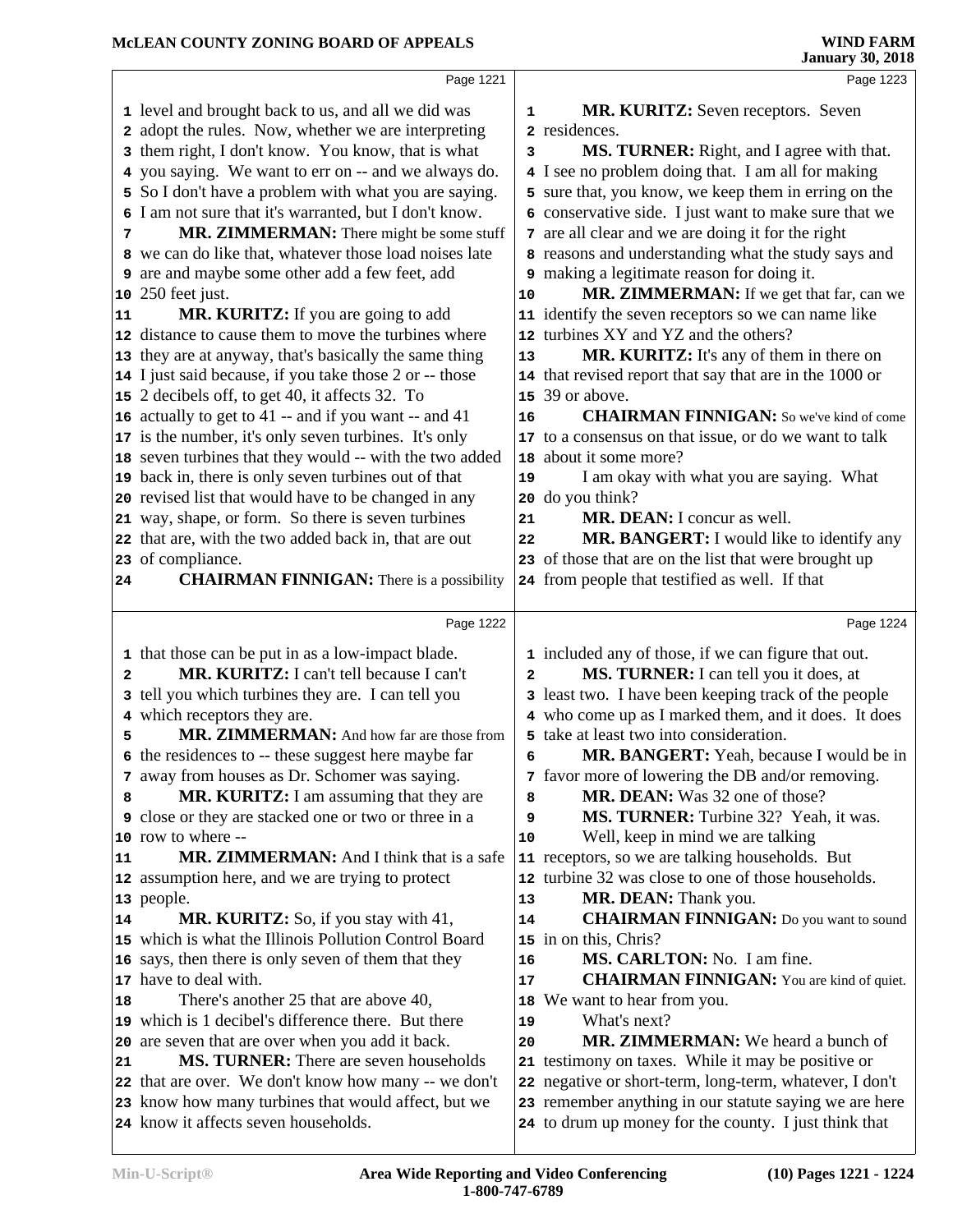Page 1221

1 level and brought back to us, and all we did was
2 adopt the rules. Now, whether we are interpreting
3 them right, I don't know. You know, that is what
4 you saying. We want to err on -- and we always do.
5 So I don't have a problem with what you are saying.
6 I am not sure that it's warranted, but I don't know.
7 **MR. ZIMMERMAN:** There might be some stuff
8 we can do like that, whatever those load noises late
9 are and maybe some other add a few feet, add
10 250 feet just.
11 **MR. KURITZ:** If you are going to add
12 distance to cause them to move the turbines where
13 they are at anyway, that's basically the same thing
14 I just said because, if you take those 2 or -- those
15 2 decibels off, to get to 40, it affects 32. To
16 actually to get to 41 -- and if you want -- and 41
17 is the number, it's only seven turbines. It's only
18 seven turbines that they would -- with the two added
19 back in, there is only seven turbines out of that
20 revised list that would have to be changed in any
21 way, shape, or form. So there is seven turbines
22 that are, with the two added back in, that are out
23 of compliance.
24 **CHAIRMAN FINNIGAN:** There is a possibility

Page 1222

1 that those can be put in as a low-impact blade.
2 **MR. KURITZ:** I can't tell because I can't
3 tell you which turbines they are. I can tell you
4 which receptors they are.
5 **MR. ZIMMERMAN:** And how far are those from
6 the residences to -- these suggest here maybe far
7 away from houses as Dr. Schomer was saying.
8 **MR. KURITZ:** I am assuming that they are
9 close or they are stacked one or two or three in a
10 row to where --
11 **MR. ZIMMERMAN:** And I think that is a safe
12 assumption here, and we are trying to protect
13 people.
14 **MR. KURITZ:** So, if you stay with 41,
15 which is what the Illinois Pollution Control Board
16 says, then there is only seven of them that they
17 have to deal with.
18 There's another 25 that are above 40,
19 which is 1 decibel's difference there. But there
20 are seven that are over when you add it back.
21 **MS. TURNER:** There are seven households
22 that are over. We don't know how many -- we don't
23 know how many turbines that would affect, but we
24 know it affects seven households.

Page 1223

1 **MR. KURITZ:** Seven receptors. Seven
2 residences.
3 **MS. TURNER:** Right, and I agree with that.
4 I see no problem doing that. I am all for making
5 sure that, you know, we keep them in erring on the
6 conservative side. I just want to make sure that we
7 are all clear and we are doing it for the right
8 reasons and understanding what the study says and
9 making a legitimate reason for doing it.
10 **MR. ZIMMERMAN:** If we get that far, can we
11 identify the seven receptors so we can name like
12 turbines XY and YZ and the others?
13 **MR. KURITZ:** It's any of them in there on
14 that revised report that say that are in the 1000 or
15 39 or above.
16 **CHAIRMAN FINNIGAN:** So we've kind of come
17 to a consensus on that issue, or do we want to talk
18 about it some more?
19 I am okay with what you are saying. What
20 do you think?
21 **MR. DEAN:** I concur as well.
22 **MR. BANGERT:** I would like to identify any
23 of those that are on the list that were brought up
24 from people that testified as well. If that

Page 1224

1 included any of those, if we can figure that out.
2 **MS. TURNER:** I can tell you it does, at
3 least two. I have been keeping track of the people
4 who come up as I marked them, and it does. It does
5 take at least two into consideration.
6 **MR. BANGERT:** Yeah, because I would be in
7 favor more of lowering the DB and/or removing.
8 **MR. DEAN:** Was 32 one of those?
9 **MS. TURNER:** Turbine 32? Yeah, it was.
10 Well, keep in mind we are talking
11 receptors, so we are talking households. But
12 turbine 32 was close to one of those households.
13 **MR. DEAN:** Thank you.
14 **CHAIRMAN FINNIGAN:** Do you want to sound
15 in on this, Chris?
16 **MS. CARLTON:** No. I am fine.
17 **CHAIRMAN FINNIGAN:** You are kind of quiet.
18 We want to hear from you.
19 What's next?
20 **MR. ZIMMERMAN:** We heard a bunch of
21 testimony on taxes. While it may be positive or
22 negative or short-term, long-term, whatever, I don't
23 remember anything in our statute saying we are here
24 to drum up money for the county. I just think that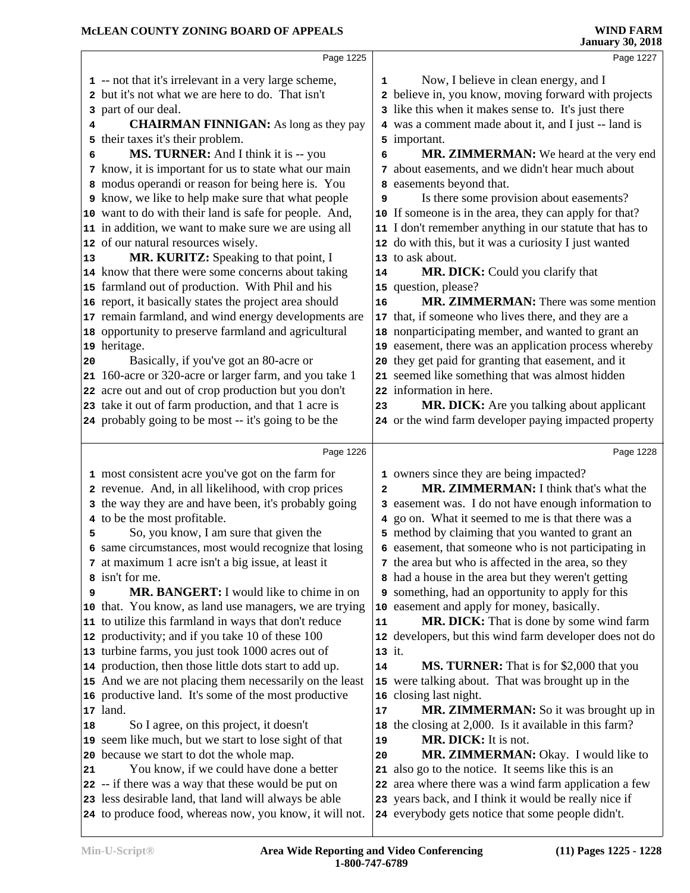-- not that it's irrelevant in a very large scheme, but it's not what we are here to do. That isn't part of our deal.

**CHAIRMAN FINNIGAN:** As long as they pay their taxes it's their problem.

**MS. TURNER:** And I think it is -- you know, it is important for us to state what our main modus operandi or reason for being here is. You know, we like to help make sure that what people want to do with their land is safe for people. And, in addition, we want to make sure we are using all of our natural resources wisely.

**MR. KURITZ:** Speaking to that point, I know that there were some concerns about taking farmland out of production. With Phil and his report, it basically states the project area should remain farmland, and wind energy developments are opportunity to preserve farmland and agricultural heritage.

Basically, if you've got an 80-acre or 160-acre or 320-acre or larger farm, and you take 1 acre out and out of crop production but you don't take it out of farm production, and that 1 acre is probably going to be most -- it's going to be the most consistent acre you've got on the farm for revenue. And, in all likelihood, with crop prices the way they are and have been, it's probably going to be the most profitable.

So, you know, I am sure that given the same circumstances, most would recognize that losing at maximum 1 acre isn't a big issue, at least it isn't for me.

**MR. BANGERT:** I would like to chime in on that. You know, as land use managers, we are trying to utilize this farmland in ways that don't reduce productivity; and if you take 10 of these 100 turbine farms, you just took 1000 acres out of production, then those little dots start to add up. And we are not placing them necessarily on the least productive land. It's some of the most productive land.

So I agree, on this project, it doesn't seem like much, but we start to lose sight of that because we start to dot the whole map.

You know, if we could have done a better -- if there was a way that these would be put on less desirable land, that land will always be able to produce food, whereas now, you know, it will not.

Now, I believe in clean energy, and I believe in, you know, moving forward with projects like this when it makes sense to. It's just there was a comment made about it, and I just -- land is important.

**MR. ZIMMERMAN:** We heard at the very end about easements, and we didn't hear much about easements beyond that.

Is there some provision about easements? If someone is in the area, they can apply for that? I don't remember anything in our statute that has to do with this, but it was a curiosity I just wanted to ask about.

**MR. DICK:** Could you clarify that question, please?

**MR. ZIMMERMAN:** There was some mention that, if someone who lives there, and they are a nonparticipating member, and wanted to grant an easement, there was an application process whereby they get paid for granting that easement, and it seemed like something that was almost hidden information in here.

**MR. DICK:** Are you talking about applicant or the wind farm developer paying impacted property owners since they are being impacted?

**MR. ZIMMERMAN:** I think that's what the easement was. I do not have enough information to go on. What it seemed to me is that there was a method by claiming that you wanted to grant an easement, that someone who is not participating in the area but who is affected in the area, so they had a house in the area but they weren't getting something, had an opportunity to apply for this easement and apply for money, basically.

**MR. DICK:** That is done by some wind farm developers, but this wind farm developer does not do it.

**MS. TURNER:** That is for $2,000 that you were talking about. That was brought up in the closing last night.

**MR. ZIMMERMAN:** So it was brought up in the closing at 2,000. Is it available in this farm?

**MR. DICK:** It is not.

**MR. ZIMMERMAN:** Okay. I would like to also go to the notice. It seems like this is an area where there was a wind farm application a few years back, and I think it would be really nice if everybody gets notice that some people didn't.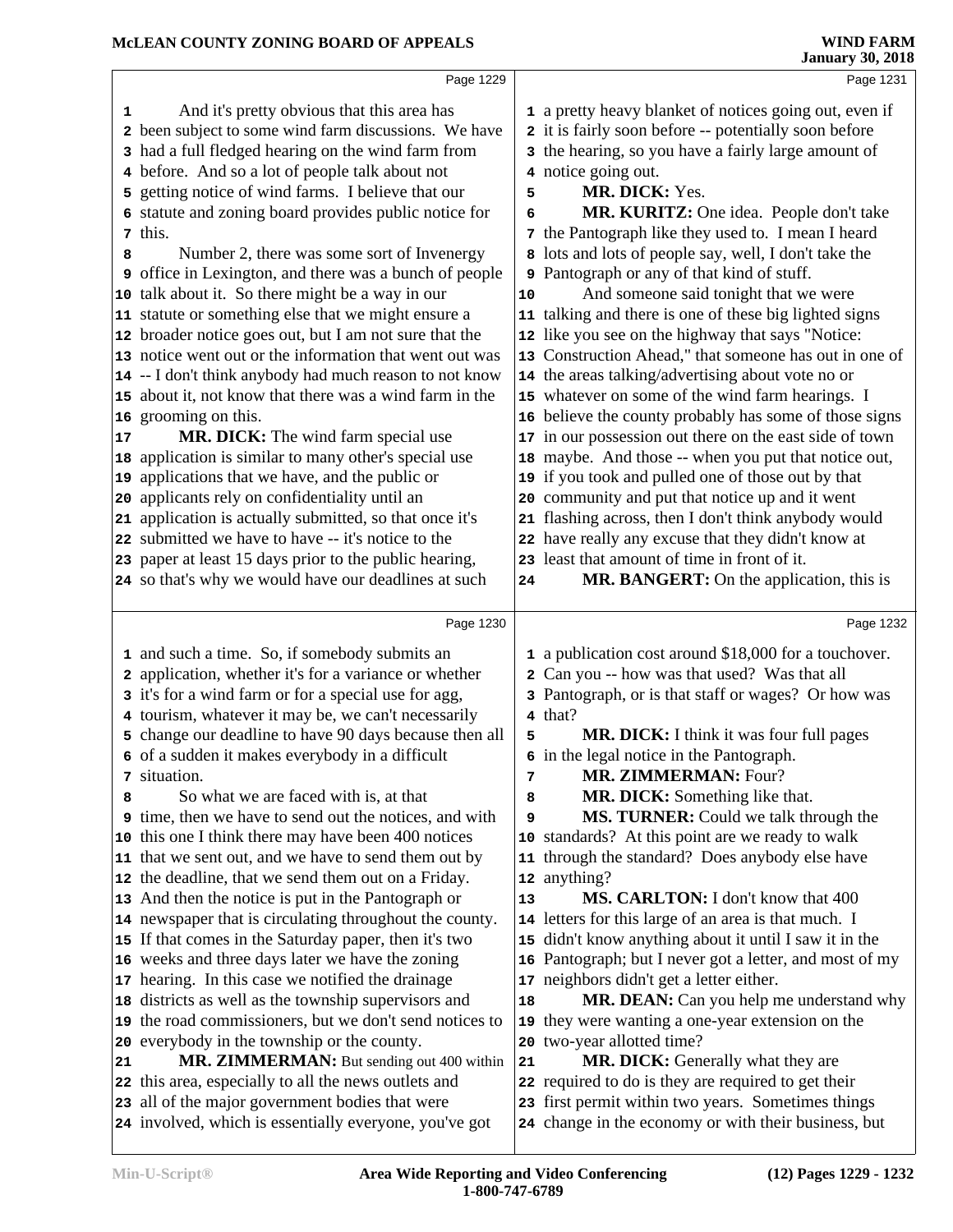Page 1229

And it's pretty obvious that this area has been subject to some wind farm discussions. We have had a full fledged hearing on the wind farm from before. And so a lot of people talk about not getting notice of wind farms. I believe that our statute and zoning board provides public notice for this.

Number 2, there was some sort of Invenergy office in Lexington, and there was a bunch of people talk about it. So there might be a way in our statute or something else that we might ensure a broader notice goes out, but I am not sure that the notice went out or the information that went out was -- I don't think anybody had much reason to not know about it, not know that there was a wind farm in the grooming on this.

**MR. DICK:** The wind farm special use application is similar to many other's special use applications that we have, and the public or applicants rely on confidentiality until an application is actually submitted, so that once it's submitted we have to have -- it's notice to the paper at least 15 days prior to the public hearing, so that's why we would have our deadlines at such

Page 1230

and such a time. So, if somebody submits an application, whether it's for a variance or whether it's for a wind farm or for a special use for agg, tourism, whatever it may be, we can't necessarily change our deadline to have 90 days because then all of a sudden it makes everybody in a difficult situation.

So what we are faced with is, at that time, then we have to send out the notices, and with this one I think there may have been 400 notices that we sent out, and we have to send them out by the deadline, that we send them out on a Friday. And then the notice is put in the Pantograph or newspaper that is circulating throughout the county. If that comes in the Saturday paper, then it's two weeks and three days later we have the zoning hearing. In this case we notified the drainage districts as well as the township supervisors and the road commissioners, but we don't send notices to everybody in the township or the county.

**MR. ZIMMERMAN:** But sending out 400 within this area, especially to all the news outlets and all of the major government bodies that were involved, which is essentially everyone, you've got

Page 1231

a pretty heavy blanket of notices going out, even if it is fairly soon before -- potentially soon before the hearing, so you have a fairly large amount of notice going out.

**MR. DICK:** Yes.

**MR. KURITZ:** One idea. People don't take the Pantograph like they used to. I mean I heard lots and lots of people say, well, I don't take the Pantograph or any of that kind of stuff.

And someone said tonight that we were talking and there is one of these big lighted signs like you see on the highway that says "Notice: Construction Ahead," that someone has out in one of the areas talking/advertising about vote no or whatever on some of the wind farm hearings. I believe the county probably has some of those signs in our possession out there on the east side of town maybe. And those -- when you put that notice out, if you took and pulled one of those out by that community and put that notice up and it went flashing across, then I don't think anybody would have really any excuse that they didn't know at least that amount of time in front of it.

**MR. BANGERT:** On the application, this is

Page 1232

a publication cost around $18,000 for a touchover. Can you -- how was that used? Was that all Pantograph, or is that staff or wages? Or how was that?

**MR. DICK:** I think it was four full pages in the legal notice in the Pantograph.

**MR. ZIMMERMAN:** Four?

**MR. DICK:** Something like that.

**MS. TURNER:** Could we talk through the standards? At this point are we ready to walk through the standard? Does anybody else have anything?

**MS. CARLTON:** I don't know that 400 letters for this large of an area is that much. I didn't know anything about it until I saw it in the Pantograph; but I never got a letter, and most of my neighbors didn't get a letter either.

**MR. DEAN:** Can you help me understand why they were wanting a one-year extension on the two-year allotted time?

**MR. DICK:** Generally what they are required to do is they are required to get their first permit within two years. Sometimes things change in the economy or with their business, but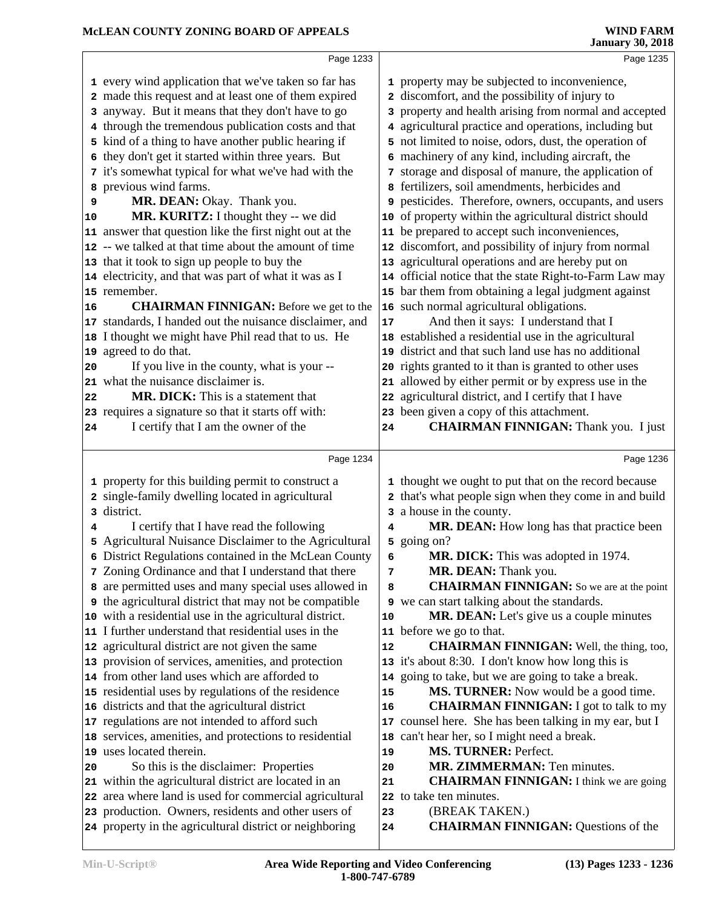every wind application that we've taken so far has made this request and at least one of them expired anyway. But it means that they don't have to go through the tremendous publication costs and that kind of a thing to have another public hearing if they don't get it started within three years. But it's somewhat typical for what we've had with the previous wind farms.

**MR. DEAN:** Okay. Thank you.

**MR. KURITZ:** I thought they -- we did answer that question like the first night out at the -- we talked at that time about the amount of time that it took to sign up people to buy the electricity, and that was part of what it was as I remember.

**CHAIRMAN FINNIGAN:** Before we get to the standards, I handed out the nuisance disclaimer, and I thought we might have Phil read that to us. He agreed to do that.

If you live in the county, what is your -- what the nuisance disclaimer is.

**MR. DICK:** This is a statement that requires a signature so that it starts off with:

I certify that I am the owner of the property for this building permit to construct a single-family dwelling located in agricultural district.

I certify that I have read the following Agricultural Nuisance Disclaimer to the Agricultural District Regulations contained in the McLean County Zoning Ordinance and that I understand that there are permitted uses and many special uses allowed in the agricultural district that may not be compatible with a residential use in the agricultural district. I further understand that residential uses in the agricultural district are not given the same provision of services, amenities, and protection from other land uses which are afforded to residential uses by regulations of the residence districts and that the agricultural district regulations are not intended to afford such services, amenities, and protections to residential uses located therein.

So this is the disclaimer: Properties within the agricultural district are located in an area where land is used for commercial agricultural production. Owners, residents and other users of property in the agricultural district or neighboring property may be subjected to inconvenience, discomfort, and the possibility of injury to property and health arising from normal and accepted agricultural practice and operations, including but not limited to noise, odors, dust, the operation of machinery of any kind, including aircraft, the storage and disposal of manure, the application of fertilizers, soil amendments, herbicides and pesticides. Therefore, owners, occupants, and users of property within the agricultural district should be prepared to accept such inconveniences, discomfort, and possibility of injury from normal agricultural operations and are hereby put on official notice that the state Right-to-Farm Law may bar them from obtaining a legal judgment against such normal agricultural obligations.

And then it says: I understand that I established a residential use in the agricultural district and that such land use has no additional rights granted to it than is granted to other uses allowed by either permit or by express use in the agricultural district, and I certify that I have been given a copy of this attachment.

**CHAIRMAN FINNIGAN:** Thank you. I just thought we ought to put that on the record because that's what people sign when they come in and build a house in the county.

**MR. DEAN:** How long has that practice been going on?

**MR. DICK:** This was adopted in 1974.

**MR. DEAN:** Thank you.

**CHAIRMAN FINNIGAN:** So we are at the point we can start talking about the standards.

**MR. DEAN:** Let's give us a couple minutes before we go to that.

**CHAIRMAN FINNIGAN:** Well, the thing, too, it's about 8:30. I don't know how long this is going to take, but we are going to take a break.

**MS. TURNER:** Now would be a good time.

**CHAIRMAN FINNIGAN:** I got to talk to my counsel here. She has been talking in my ear, but I can't hear her, so I might need a break.

**MS. TURNER:** Perfect.

**MR. ZIMMERMAN:** Ten minutes.

**CHAIRMAN FINNIGAN:** I think we are going to take ten minutes.

(BREAK TAKEN.)

**CHAIRMAN FINNIGAN:** Questions of the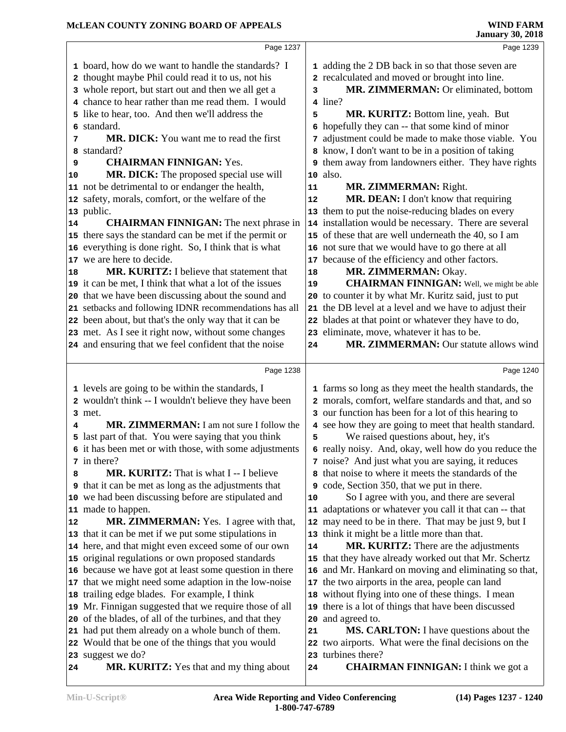board, how do we want to handle the standards? I thought maybe Phil could read it to us, not his whole report, but start out and then we all get a chance to hear rather than me read them. I would like to hear, too. And then we'll address the standard.

**MR. DICK:** You want me to read the first standard?

**CHAIRMAN FINNIGAN:** Yes.

**MR. DICK:** The proposed special use will not be detrimental to or endanger the health, safety, morals, comfort, or the welfare of the public.

**CHAIRMAN FINNIGAN:** The next phrase in there says the standard can be met if the permit or everything is done right. So, I think that is what we are here to decide.

**MR. KURITZ:** I believe that statement that it can be met, I think that what a lot of the issues that we have been discussing about the sound and setbacks and following IDNR recommendations has all been about, but that's the only way that it can be met. As I see it right now, without some changes and ensuring that we feel confident that the noise levels are going to be within the standards, I wouldn't think -- I wouldn't believe they have been met.

**MR. ZIMMERMAN:** I am not sure I follow the last part of that. You were saying that you think it has been met or with those, with some adjustments in there?

**MR. KURITZ:** That is what I -- I believe that it can be met as long as the adjustments that we had been discussing before are stipulated and made to happen.

**MR. ZIMMERMAN:** Yes. I agree with that, that it can be met if we put some stipulations in here, and that might even exceed some of our own original regulations or own proposed standards because we have got at least some question in there that we might need some adaption in the low-noise trailing edge blades. For example, I think Mr. Finnigan suggested that we require those of all of the blades, of all of the turbines, and that they had put them already on a whole bunch of them. Would that be one of the things that you would suggest we do?

**MR. KURITZ:** Yes that and my thing about adding the 2 DB back in so that those seven are recalculated and moved or brought into line.

**MR. ZIMMERMAN:** Or eliminated, bottom line?

**MR. KURITZ:** Bottom line, yeah. But hopefully they can -- that some kind of minor adjustment could be made to make those viable. You know, I don't want to be in a position of taking them away from landowners either. They have rights also.

**MR. ZIMMERMAN:** Right.

**MR. DEAN:** I don't know that requiring them to put the noise-reducing blades on every installation would be necessary. There are several of these that are well underneath the 40, so I am not sure that we would have to go there at all because of the efficiency and other factors.

**MR. ZIMMERMAN:** Okay.

**CHAIRMAN FINNIGAN:** Well, we might be able to counter it by what Mr. Kuritz said, just to put the DB level at a level and we have to adjust their blades at that point or whatever they have to do, eliminate, move, whatever it has to be.

**MR. ZIMMERMAN:** Our statute allows wind farms so long as they meet the health standards, the morals, comfort, welfare standards and that, and so our function has been for a lot of this hearing to see how they are going to meet that health standard.

We raised questions about, hey, it's really noisy. And, okay, well how do you reduce the noise? And just what you are saying, it reduces that noise to where it meets the standards of the code, Section 350, that we put in there.

So I agree with you, and there are several adaptations or whatever you call it that can -- that may need to be in there. That may be just 9, but I think it might be a little more than that.

**MR. KURITZ:** There are the adjustments that they have already worked out that Mr. Schertz and Mr. Hankard on moving and eliminating so that, the two airports in the area, people can land without flying into one of these things. I mean there is a lot of things that have been discussed and agreed to.

**MS. CARLTON:** I have questions about the two airports. What were the final decisions on the turbines there?

**CHAIRMAN FINNIGAN:** I think we got a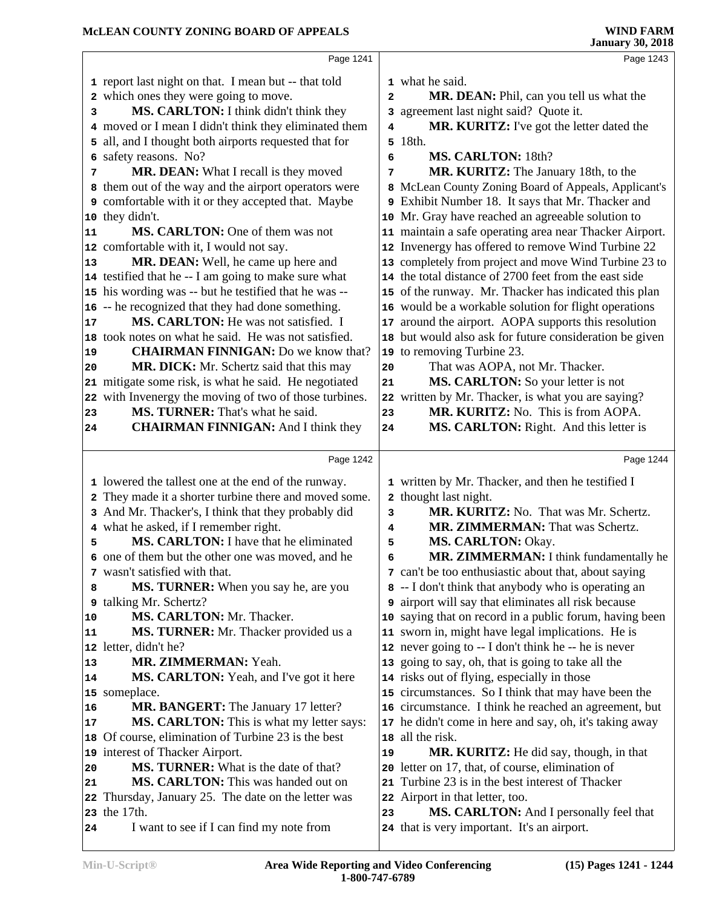Page 1241

1 report last night on that. I mean but -- that told
2 which ones they were going to move.
3 **MS. CARLTON:** I think didn't think they
4 moved or I mean I didn't think they eliminated them
5 all, and I thought both airports requested that for
6 safety reasons. No?
7 **MR. DEAN:** What I recall is they moved
8 them out of the way and the airport operators were
9 comfortable with it or they accepted that. Maybe
10 they didn't.
11 **MS. CARLTON:** One of them was not
12 comfortable with it, I would not say.
13 **MR. DEAN:** Well, he came up here and
14 testified that he -- I am going to make sure what
15 his wording was -- but he testified that he was --
16 -- he recognized that they had done something.
17 **MS. CARLTON:** He was not satisfied. I
18 took notes on what he said. He was not satisfied.
19 **CHAIRMAN FINNIGAN:** Do we know that?
20 **MR. DICK:** Mr. Schertz said that this may
21 mitigate some risk, is what he said. He negotiated
22 with Invenergy the moving of two of those turbines.
23 **MS. TURNER:** That's what he said.
24 **CHAIRMAN FINNIGAN:** And I think they

Page 1242

1 lowered the tallest one at the end of the runway.
2 They made it a shorter turbine there and moved some.
3 And Mr. Thacker's, I think that they probably did
4 what he asked, if I remember right.
5 **MS. CARLTON:** I have that he eliminated
6 one of them but the other one was moved, and he
7 wasn't satisfied with that.
8 **MS. TURNER:** When you say he, are you
9 talking Mr. Schertz?
10 **MS. CARLTON:** Mr. Thacker.
11 **MS. TURNER:** Mr. Thacker provided us a
12 letter, didn't he?
13 **MR. ZIMMERMAN:** Yeah.
14 **MS. CARLTON:** Yeah, and I've got it here
15 someplace.
16 **MR. BANGERT:** The January 17 letter?
17 **MS. CARLTON:** This is what my letter says:
18 Of course, elimination of Turbine 23 is the best
19 interest of Thacker Airport.
20 **MS. TURNER:** What is the date of that?
21 **MS. CARLTON:** This was handed out on
22 Thursday, January 25. The date on the letter was
23 the 17th.
24 I want to see if I can find my note from

Page 1243

1 what he said.
2 **MR. DEAN:** Phil, can you tell us what the
3 agreement last night said? Quote it.
4 **MR. KURITZ:** I've got the letter dated the
5 18th.
6 **MS. CARLTON:** 18th?
7 **MR. KURITZ:** The January 18th, to the
8 McLean County Zoning Board of Appeals, Applicant's
9 Exhibit Number 18. It says that Mr. Thacker and
10 Mr. Gray have reached an agreeable solution to
11 maintain a safe operating area near Thacker Airport.
12 Invenergy has offered to remove Wind Turbine 22
13 completely from project and move Wind Turbine 23 to
14 the total distance of 2700 feet from the east side
15 of the runway. Mr. Thacker has indicated this plan
16 would be a workable solution for flight operations
17 around the airport. AOPA supports this resolution
18 but would also ask for future consideration be given
19 to removing Turbine 23.
20 That was AOPA, not Mr. Thacker.
21 **MS. CARLTON:** So your letter is not
22 written by Mr. Thacker, is what you are saying?
23 **MR. KURITZ:** No. This is from AOPA.
24 **MS. CARLTON:** Right. And this letter is

Page 1244

1 written by Mr. Thacker, and then he testified I
2 thought last night.
3 **MR. KURITZ:** No. That was Mr. Schertz.
4 **MR. ZIMMERMAN:** That was Schertz.
5 **MS. CARLTON:** Okay.
6 **MR. ZIMMERMAN:** I think fundamentally he
7 can't be too enthusiastic about that, about saying
8 -- I don't think that anybody who is operating an
9 airport will say that eliminates all risk because
10 saying that on record in a public forum, having been
11 sworn in, might have legal implications. He is
12 never going to -- I don't think he -- he is never
13 going to say, oh, that is going to take all the
14 risks out of flying, especially in those
15 circumstances. So I think that may have been the
16 circumstance. I think he reached an agreement, but
17 he didn't come in here and say, oh, it's taking away
18 all the risk.
19 **MR. KURITZ:** He did say, though, in that
20 letter on 17, that, of course, elimination of
21 Turbine 23 is in the best interest of Thacker
22 Airport in that letter, too.
23 **MS. CARLTON:** And I personally feel that
24 that is very important. It's an airport.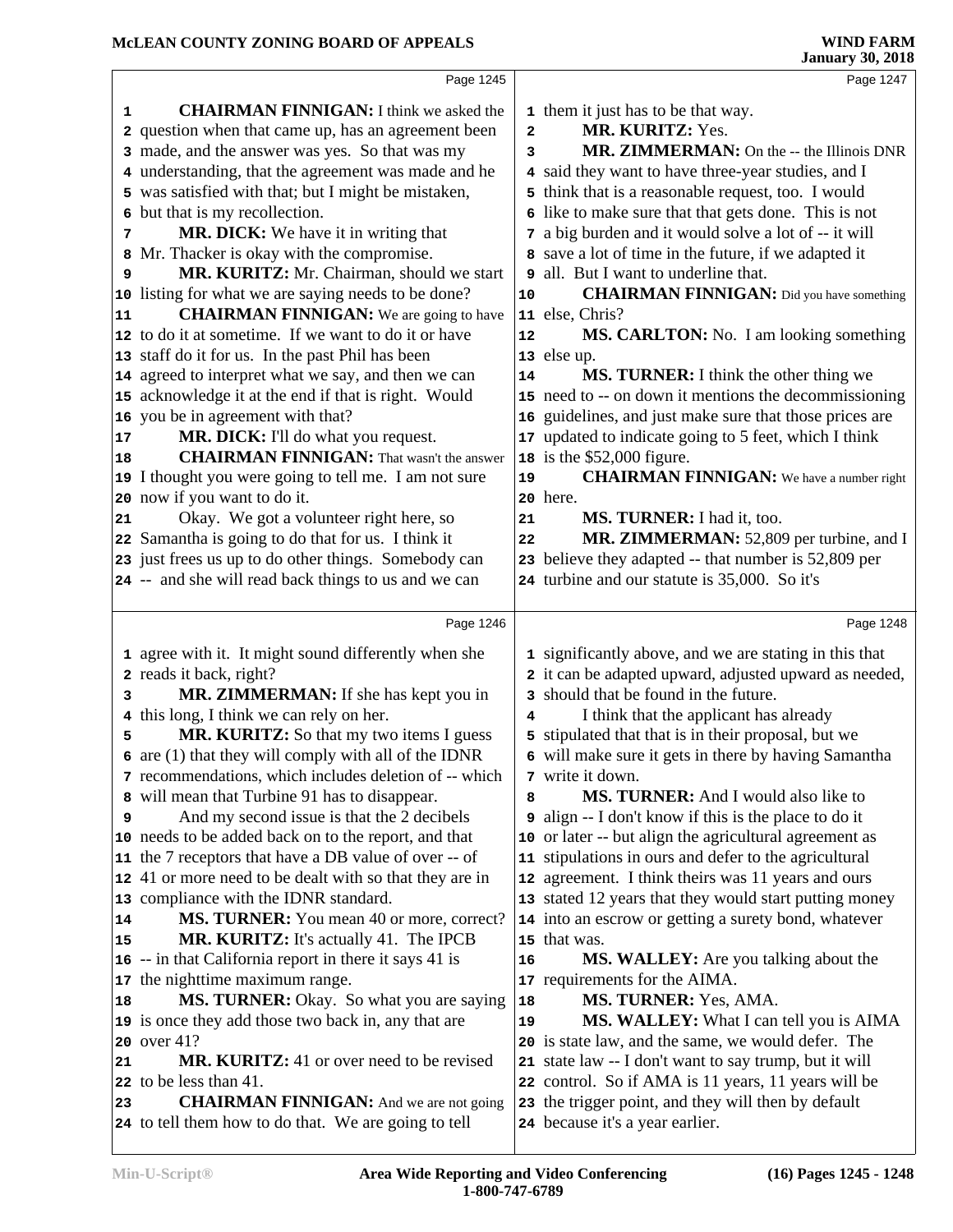CHAIRMAN FINNIGAN: I think we asked the question when that came up, has an agreement been made, and the answer was yes. So that was my understanding, that the agreement was made and he was satisfied with that; but I might be mistaken, but that is my recollection.

MR. DICK: We have it in writing that Mr. Thacker is okay with the compromise.

MR. KURITZ: Mr. Chairman, should we start listing for what we are saying needs to be done?

CHAIRMAN FINNIGAN: We are going to have to do it at sometime. If we want to do it or have staff do it for us. In the past Phil has been agreed to interpret what we say, and then we can acknowledge it at the end if that is right. Would you be in agreement with that?

MR. DICK: I'll do what you request.

CHAIRMAN FINNIGAN: That wasn't the answer I thought you were going to tell me. I am not sure now if you want to do it.

Okay. We got a volunteer right here, so Samantha is going to do that for us. I think it just frees us up to do other things. Somebody can -- and she will read back things to us and we can agree with it. It might sound differently when she reads it back, right?

MR. ZIMMERMAN: If she has kept you in this long, I think we can rely on her.

MR. KURITZ: So that my two items I guess are (1) that they will comply with all of the IDNR recommendations, which includes deletion of -- which will mean that Turbine 91 has to disappear.

And my second issue is that the 2 decibels needs to be added back on to the report, and that the 7 receptors that have a DB value of over -- of 41 or more need to be dealt with so that they are in compliance with the IDNR standard.

MS. TURNER: You mean 40 or more, correct?

MR. KURITZ: It's actually 41. The IPCB -- in that California report in there it says 41 is the nighttime maximum range.

MS. TURNER: Okay. So what you are saying is once they add those two back in, any that are over 41?

MR. KURITZ: 41 or over need to be revised to be less than 41.

CHAIRMAN FINNIGAN: And we are not going to tell them how to do that. We are going to tell them it just has to be that way.

MR. KURITZ: Yes.

MR. ZIMMERMAN: On the -- the Illinois DNR said they want to have three-year studies, and I think that is a reasonable request, too. I would like to make sure that that gets done. This is not a big burden and it would solve a lot of -- it will save a lot of time in the future, if we adapted it all. But I want to underline that.

CHAIRMAN FINNIGAN: Did you have something else, Chris?

MS. CARLTON: No. I am looking something else up.

MS. TURNER: I think the other thing we need to -- on down it mentions the decommissioning guidelines, and just make sure that those prices are updated to indicate going to 5 feet, which I think is the $52,000 figure.

CHAIRMAN FINNIGAN: We have a number right here.

MS. TURNER: I had it, too.

MR. ZIMMERMAN: 52,809 per turbine, and I believe they adapted -- that number is 52,809 per turbine and our statute is 35,000. So it's significantly above, and we are stating in this that it can be adapted upward, adjusted upward as needed, should that be found in the future.

I think that the applicant has already stipulated that that is in their proposal, but we will make sure it gets in there by having Samantha write it down.

MS. TURNER: And I would also like to align -- I don't know if this is the place to do it or later -- but align the agricultural agreement as stipulations in ours and defer to the agricultural agreement. I think theirs was 11 years and ours stated 12 years that they would start putting money into an escrow or getting a surety bond, whatever that was.

MS. WALLEY: Are you talking about the requirements for the AIMA.

MS. TURNER: Yes, AMA.

MS. WALLEY: What I can tell you is AIMA is state law, and the same, we would defer. The state law -- I don't want to say trump, but it will control. So if AMA is 11 years, 11 years will be the trigger point, and they will then by default because it's a year earlier.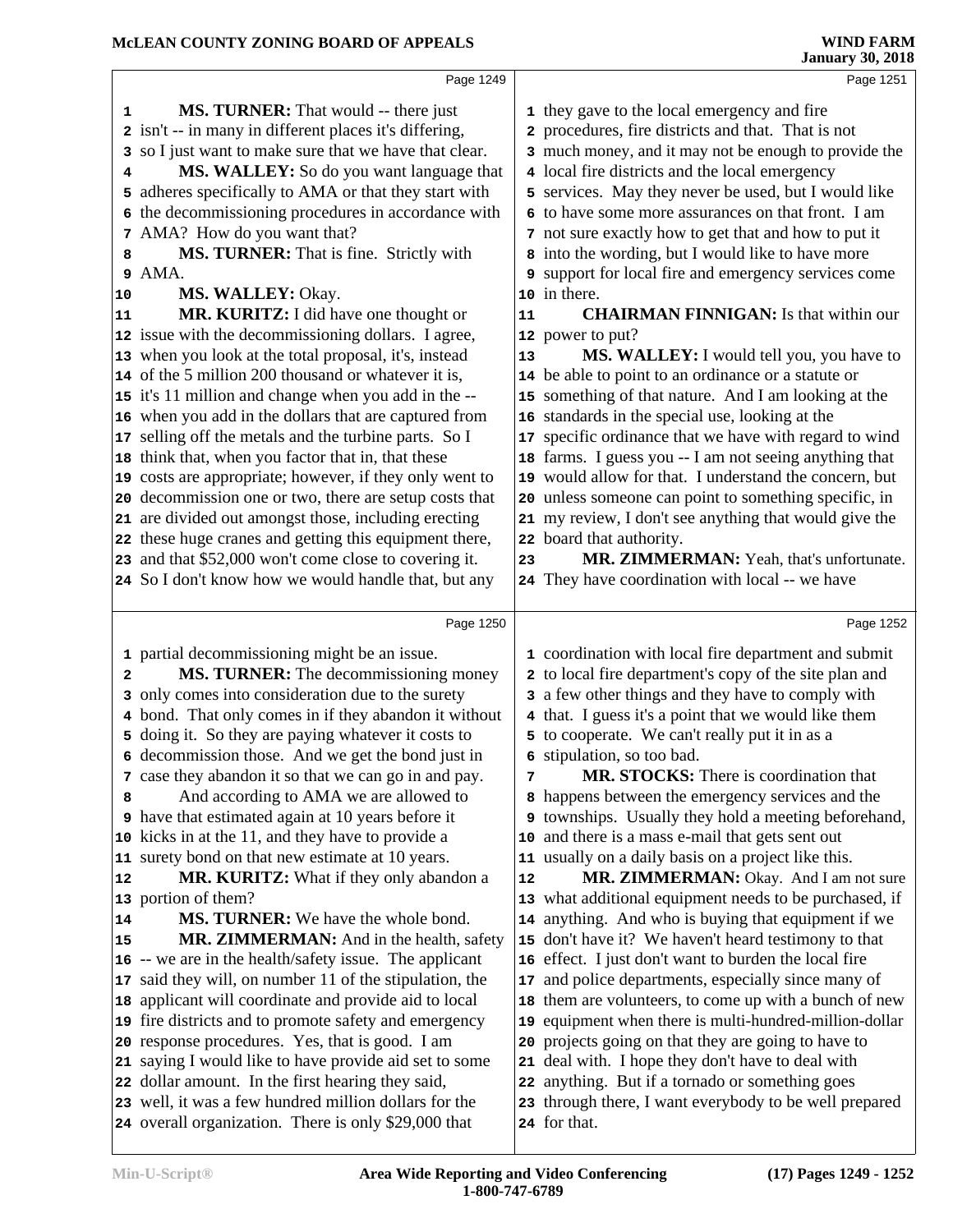**MS. TURNER:** That would -- there just isn't -- in many in different places it's differing, so I just want to make sure that we have that clear.

**MS. WALLEY:** So do you want language that adheres specifically to AMA or that they start with the decommissioning procedures in accordance with AMA? How do you want that?

**MS. TURNER:** That is fine. Strictly with AMA.

**MS. WALLEY:** Okay.

**MR. KURITZ:** I did have one thought or issue with the decommissioning dollars. I agree, when you look at the total proposal, it's, instead of the 5 million 200 thousand or whatever it is, it's 11 million and change when you add in the -- when you add in the dollars that are captured from selling off the metals and the turbine parts. So I think that, when you factor that in, that these costs are appropriate; however, if they only went to decommission one or two, there are setup costs that are divided out amongst those, including erecting these huge cranes and getting this equipment there, and that $52,000 won't come close to covering it. So I don't know how we would handle that, but any partial decommissioning might be an issue.

**MS. TURNER:** The decommissioning money only comes into consideration due to the surety bond. That only comes in if they abandon it without doing it. So they are paying whatever it costs to decommission those. And we get the bond just in case they abandon it so that we can go in and pay.

And according to AMA we are allowed to have that estimated again at 10 years before it kicks in at the 11, and they have to provide a surety bond on that new estimate at 10 years.

**MR. KURITZ:** What if they only abandon a portion of them?

**MS. TURNER:** We have the whole bond.

**MR. ZIMMERMAN:** And in the health, safety -- we are in the health/safety issue. The applicant said they will, on number 11 of the stipulation, the applicant will coordinate and provide aid to local fire districts and to promote safety and emergency response procedures. Yes, that is good. I am saying I would like to have provide aid set to some dollar amount. In the first hearing they said, well, it was a few hundred million dollars for the overall organization. There is only $29,000 that they gave to the local emergency and fire procedures, fire districts and that. That is not much money, and it may not be enough to provide the local fire districts and the local emergency services. May they never be used, but I would like to have some more assurances on that front. I am not sure exactly how to get that and how to put it into the wording, but I would like to have more support for local fire and emergency services come in there.

**CHAIRMAN FINNIGAN:** Is that within our power to put?

**MS. WALLEY:** I would tell you, you have to be able to point to an ordinance or a statute or something of that nature. And I am looking at the standards in the special use, looking at the specific ordinance that we have with regard to wind farms. I guess you -- I am not seeing anything that would allow for that. I understand the concern, but unless someone can point to something specific, in my review, I don't see anything that would give the board that authority.

**MR. ZIMMERMAN:** Yeah, that's unfortunate. They have coordination with local -- we have coordination with local fire department and submit to local fire department's copy of the site plan and a few other things and they have to comply with that. I guess it's a point that we would like them to cooperate. We can't really put it in as a stipulation, so too bad.

**MR. STOCKS:** There is coordination that happens between the emergency services and the townships. Usually they hold a meeting beforehand, and there is a mass e-mail that gets sent out usually on a daily basis on a project like this.

**MR. ZIMMERMAN:** Okay. And I am not sure what additional equipment needs to be purchased, if anything. And who is buying that equipment if we don't have it? We haven't heard testimony to that effect. I just don't want to burden the local fire and police departments, especially since many of them are volunteers, to come up with a bunch of new equipment when there is multi-hundred-million-dollar projects going on that they are going to have to deal with. I hope they don't have to deal with anything. But if a tornado or something goes through there, I want everybody to be well prepared for that.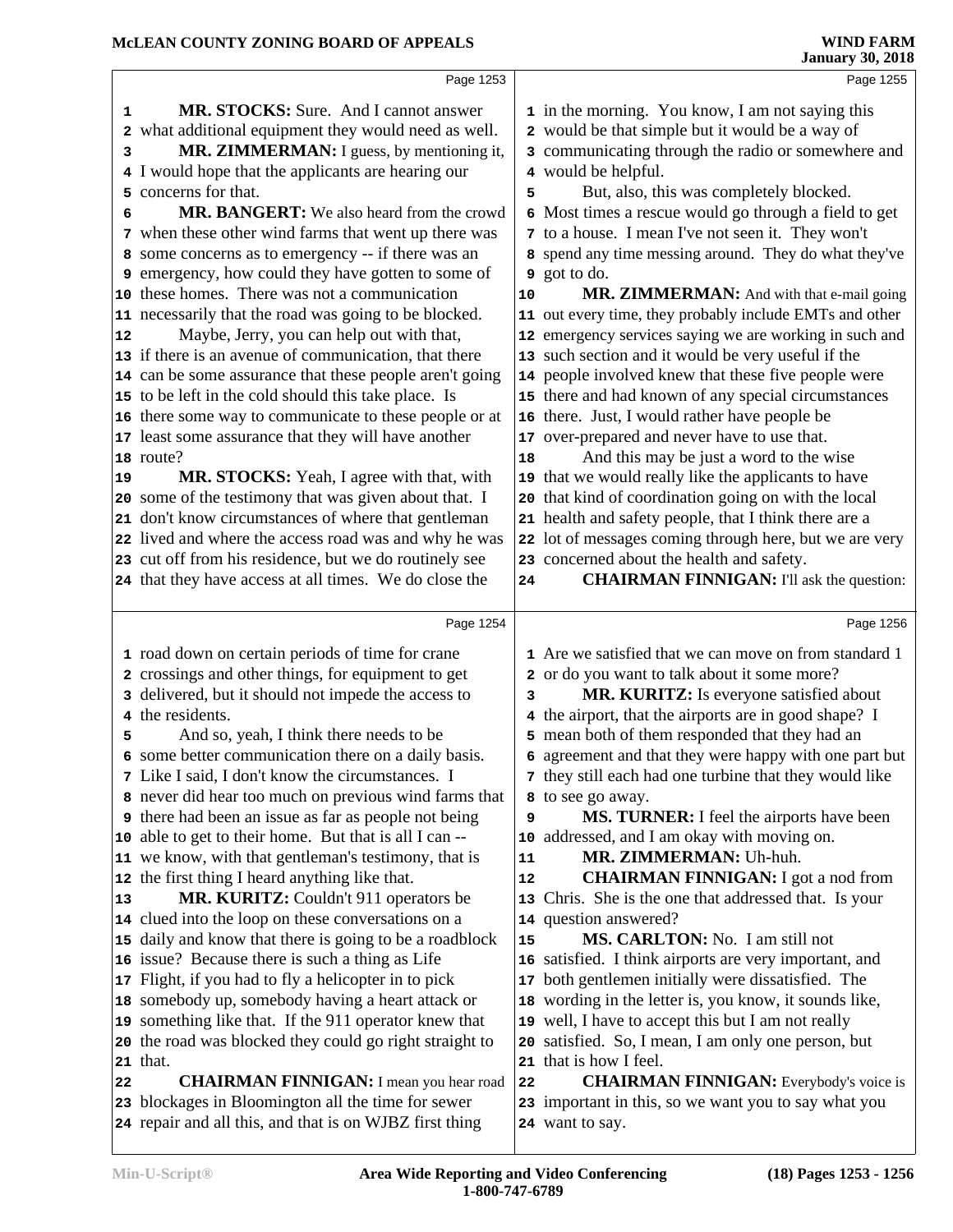Page 1253

1 **MR. STOCKS:** Sure. And I cannot answer
2 what additional equipment they would need as well.
3 **MR. ZIMMERMAN:** I guess, by mentioning it,
4 I would hope that the applicants are hearing our
5 concerns for that.
6 **MR. BANGERT:** We also heard from the crowd
7 when these other wind farms that went up there was
8 some concerns as to emergency -- if there was an
9 emergency, how could they have gotten to some of
10 these homes. There was not a communication
11 necessarily that the road was going to be blocked.
12 Maybe, Jerry, you can help out with that,
13 if there is an avenue of communication, that there
14 can be some assurance that these people aren't going
15 to be left in the cold should this take place. Is
16 there some way to communicate to these people or at
17 least some assurance that they will have another
18 route?
19 **MR. STOCKS:** Yeah, I agree with that, with
20 some of the testimony that was given about that. I
21 don't know circumstances of where that gentleman
22 lived and where the access road was and why he was
23 cut off from his residence, but we do routinely see
24 that they have access at all times. We do close the

Page 1254

1 road down on certain periods of time for crane
2 crossings and other things, for equipment to get
3 delivered, but it should not impede the access to
4 the residents.
5 And so, yeah, I think there needs to be
6 some better communication there on a daily basis.
7 Like I said, I don't know the circumstances. I
8 never did hear too much on previous wind farms that
9 there had been an issue as far as people not being
10 able to get to their home. But that is all I can --
11 we know, with that gentleman's testimony, that is
12 the first thing I heard anything like that.
13 **MR. KURITZ:** Couldn't 911 operators be
14 clued into the loop on these conversations on a
15 daily and know that there is going to be a roadblock
16 issue? Because there is such a thing as Life
17 Flight, if you had to fly a helicopter in to pick
18 somebody up, somebody having a heart attack or
19 something like that. If the 911 operator knew that
20 the road was blocked they could go right straight to
21 that.
22 **CHAIRMAN FINNIGAN:** I mean you hear road
23 blockages in Bloomington all the time for sewer
24 repair and all this, and that is on WJBZ first thing

Page 1255

1 in the morning. You know, I am not saying this
2 would be that simple but it would be a way of
3 communicating through the radio or somewhere and
4 would be helpful.
5 But, also, this was completely blocked.
6 Most times a rescue would go through a field to get
7 to a house. I mean I've not seen it. They won't
8 spend any time messing around. They do what they've
9 got to do.
10 **MR. ZIMMERMAN:** And with that e-mail going
11 out every time, they probably include EMTs and other
12 emergency services saying we are working in such and
13 such section and it would be very useful if the
14 people involved knew that these five people were
15 there and had known of any special circumstances
16 there. Just, I would rather have people be
17 over-prepared and never have to use that.
18 And this may be just a word to the wise
19 that we would really like the applicants to have
20 that kind of coordination going on with the local
21 health and safety people, that I think there are a
22 lot of messages coming through here, but we are very
23 concerned about the health and safety.
24 **CHAIRMAN FINNIGAN:** I'll ask the question:

Page 1256

1 Are we satisfied that we can move on from standard 1
2 or do you want to talk about it some more?
3 **MR. KURITZ:** Is everyone satisfied about
4 the airport, that the airports are in good shape? I
5 mean both of them responded that they had an
6 agreement and that they were happy with one part but
7 they still each had one turbine that they would like
8 to see go away.
9 **MS. TURNER:** I feel the airports have been
10 addressed, and I am okay with moving on.
11 **MR. ZIMMERMAN:** Uh-huh.
12 **CHAIRMAN FINNIGAN:** I got a nod from
13 Chris. She is the one that addressed that. Is your
14 question answered?
15 **MS. CARLTON:** No. I am still not
16 satisfied. I think airports are very important, and
17 both gentlemen initially were dissatisfied. The
18 wording in the letter is, you know, it sounds like,
19 well, I have to accept this but I am not really
20 satisfied. So, I mean, I am only one person, but
21 that is how I feel.
22 **CHAIRMAN FINNIGAN:** Everybody's voice is
23 important in this, so we want you to say what you
24 want to say.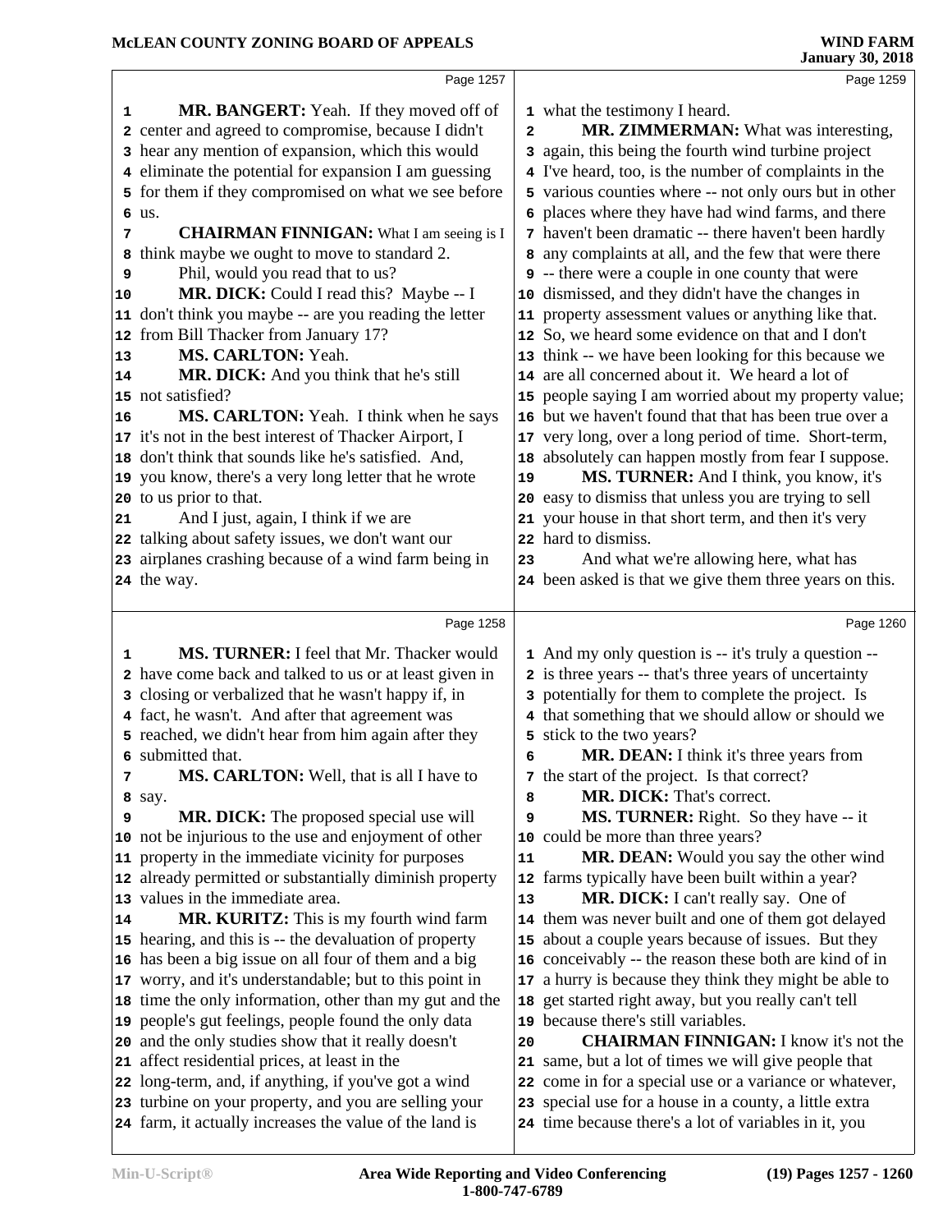**Page 1257**

**MR. BANGERT:** Yeah. If they moved off of center and agreed to compromise, because I didn't hear any mention of expansion, which this would eliminate the potential for expansion I am guessing for them if they compromised on what we see before us.

**CHAIRMAN FINNIGAN:** What I am seeing is I think maybe we ought to move to standard 2.

Phil, would you read that to us?

**MR. DICK:** Could I read this? Maybe -- I don't think you maybe -- are you reading the letter from Bill Thacker from January 17?

**MS. CARLTON:** Yeah.

**MR. DICK:** And you think that he's still not satisfied?

**MS. CARLTON:** Yeah. I think when he says it's not in the best interest of Thacker Airport, I don't think that sounds like he's satisfied. And, you know, there's a very long letter that he wrote to us prior to that.

And I just, again, I think if we are talking about safety issues, we don't want our airplanes crashing because of a wind farm being in the way.

**Page 1258**

**MS. TURNER:** I feel that Mr. Thacker would have come back and talked to us or at least given in closing or verbalized that he wasn't happy if, in fact, he wasn't. And after that agreement was reached, we didn't hear from him again after they submitted that.

**MS. CARLTON:** Well, that is all I have to say.

**MR. DICK:** The proposed special use will not be injurious to the use and enjoyment of other property in the immediate vicinity for purposes already permitted or substantially diminish property values in the immediate area.

**MR. KURITZ:** This is my fourth wind farm hearing, and this is -- the devaluation of property has been a big issue on all four of them and a big worry, and it's understandable; but to this point in time the only information, other than my gut and the people's gut feelings, people found the only data and the only studies show that it really doesn't affect residential prices, at least in the long-term, and, if anything, if you've got a wind turbine on your property, and you are selling your farm, it actually increases the value of the land is

**Page 1259**

what the testimony I heard.

**MR. ZIMMERMAN:** What was interesting, again, this being the fourth wind turbine project I've heard, too, is the number of complaints in the various counties where -- not only ours but in other places where they have had wind farms, and there haven't been dramatic -- there haven't been hardly any complaints at all, and the few that were there -- there were a couple in one county that were dismissed, and they didn't have the changes in property assessment values or anything like that. So, we heard some evidence on that and I don't think -- we have been looking for this because we are all concerned about it. We heard a lot of people saying I am worried about my property value; but we haven't found that that has been true over a very long, over a long period of time. Short-term, absolutely can happen mostly from fear I suppose.

**MS. TURNER:** And I think, you know, it's easy to dismiss that unless you are trying to sell your house in that short term, and then it's very hard to dismiss.

And what we're allowing here, what has been asked is that we give them three years on this.

**Page 1260**

And my only question is -- it's truly a question -- is three years -- that's three years of uncertainty potentially for them to complete the project. Is that something that we should allow or should we stick to the two years?

**MR. DEAN:** I think it's three years from the start of the project. Is that correct?

**MR. DICK:** That's correct.

**MS. TURNER:** Right. So they have -- it could be more than three years?

**MR. DEAN:** Would you say the other wind farms typically have been built within a year?

**MR. DICK:** I can't really say. One of them was never built and one of them got delayed about a couple years because of issues. But they conceivably -- the reason these both are kind of in a hurry is because they think they might be able to get started right away, but you really can't tell because there's still variables.

**CHAIRMAN FINNIGAN:** I know it's not the same, but a lot of times we will give people that come in for a special use or a variance or whatever, special use for a house in a county, a little extra time because there's a lot of variables in it, you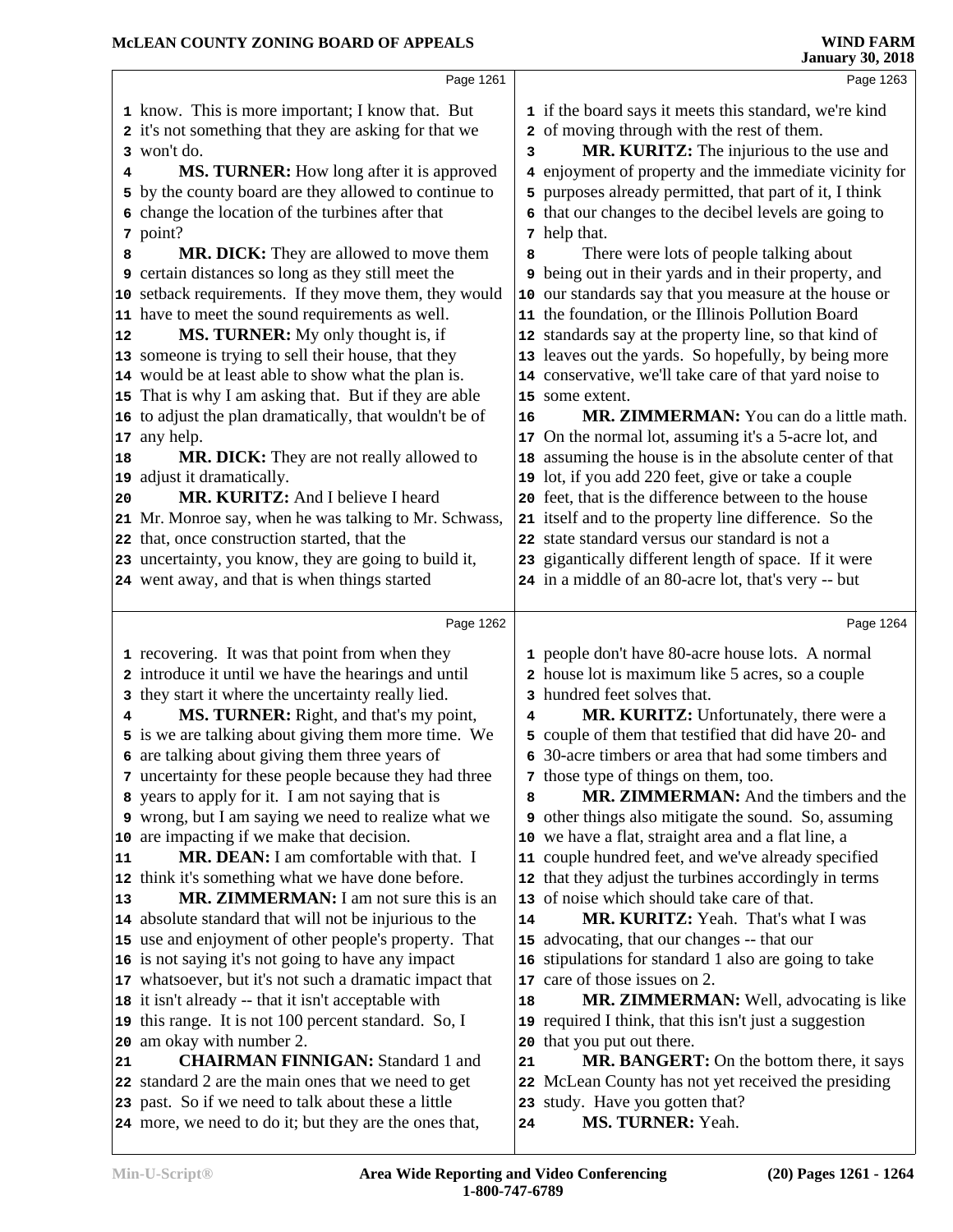know. This is more important; I know that. But it's not something that they are asking for that we won't do.

**MS. TURNER:** How long after it is approved by the county board are they allowed to continue to change the location of the turbines after that point?

**MR. DICK:** They are allowed to move them certain distances so long as they still meet the setback requirements. If they move them, they would have to meet the sound requirements as well.

**MS. TURNER:** My only thought is, if someone is trying to sell their house, that they would be at least able to show what the plan is. That is why I am asking that. But if they are able to adjust the plan dramatically, that wouldn't be of any help.

**MR. DICK:** They are not really allowed to adjust it dramatically.

**MR. KURITZ:** And I believe I heard Mr. Monroe say, when he was talking to Mr. Schwass, that, once construction started, that the uncertainty, you know, they are going to build it, went away, and that is when things started recovering. It was that point from when they introduce it until we have the hearings and until they start it where the uncertainty really lied.

**MS. TURNER:** Right, and that's my point, is we are talking about giving them more time. We are talking about giving them three years of uncertainty for these people because they had three years to apply for it. I am not saying that is wrong, but I am saying we need to realize what we are impacting if we make that decision.

**MR. DEAN:** I am comfortable with that. I think it's something what we have done before.

**MR. ZIMMERMAN:** I am not sure this is an absolute standard that will not be injurious to the use and enjoyment of other people's property. That is not saying it's not going to have any impact whatsoever, but it's not such a dramatic impact that it isn't already -- that it isn't acceptable with this range. It is not 100 percent standard. So, I am okay with number 2.

**CHAIRMAN FINNIGAN:** Standard 1 and standard 2 are the main ones that we need to get past. So if we need to talk about these a little more, we need to do it; but they are the ones that, if the board says it meets this standard, we're kind of moving through with the rest of them.

**MR. KURITZ:** The injurious to the use and enjoyment of property and the immediate vicinity for purposes already permitted, that part of it, I think that our changes to the decibel levels are going to help that.

There were lots of people talking about being out in their yards and in their property, and our standards say that you measure at the house or the foundation, or the Illinois Pollution Board standards say at the property line, so that kind of leaves out the yards. So hopefully, by being more conservative, we'll take care of that yard noise to some extent.

**MR. ZIMMERMAN:** You can do a little math. On the normal lot, assuming it's a 5-acre lot, and assuming the house is in the absolute center of that lot, if you add 220 feet, give or take a couple feet, that is the difference between to the house itself and to the property line difference. So the state standard versus our standard is not a gigantically different length of space. If it were in a middle of an 80-acre lot, that's very -- but people don't have 80-acre house lots. A normal house lot is maximum like 5 acres, so a couple hundred feet solves that.

**MR. KURITZ:** Unfortunately, there were a couple of them that testified that did have 20- and 30-acre timbers or area that had some timbers and those type of things on them, too.

**MR. ZIMMERMAN:** And the timbers and the other things also mitigate the sound. So, assuming we have a flat, straight area and a flat line, a couple hundred feet, and we've already specified that they adjust the turbines accordingly in terms of noise which should take care of that.

**MR. KURITZ:** Yeah. That's what I was advocating, that our changes -- that our stipulations for standard 1 also are going to take care of those issues on 2.

**MR. ZIMMERMAN:** Well, advocating is like required I think, that this isn't just a suggestion that you put out there.

**MR. BANGERT:** On the bottom there, it says McLean County has not yet received the presiding study. Have you gotten that?

**MS. TURNER:** Yeah.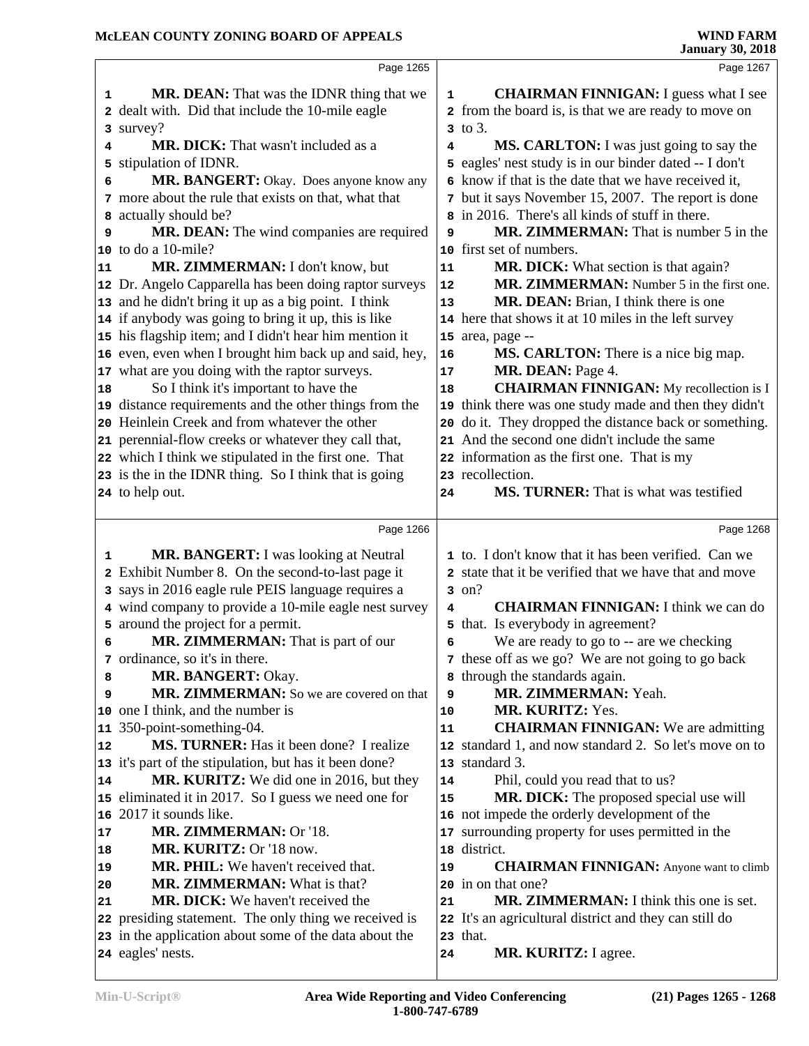**MR. DEAN:** That was the IDNR thing that we dealt with. Did that include the 10-mile eagle survey?

**MR. DICK:** That wasn't included as a stipulation of IDNR.

**MR. BANGERT:** Okay. Does anyone know any more about the rule that exists on that, what that actually should be?

**MR. DEAN:** The wind companies are required to do a 10-mile?

**MR. ZIMMERMAN:** I don't know, but Dr. Angelo Capparella has been doing raptor surveys and he didn't bring it up as a big point. I think if anybody was going to bring it up, this is like his flagship item; and I didn't hear him mention it even, even when I brought him back up and said, hey, what are you doing with the raptor surveys.

So I think it's important to have the distance requirements and the other things from the Heinlein Creek and from whatever the other perennial-flow creeks or whatever they call that, which I think we stipulated in the first one. That is the in the IDNR thing. So I think that is going to help out.

**MR. BANGERT:** I was looking at Neutral Exhibit Number 8. On the second-to-last page it says in 2016 eagle rule PEIS language requires a wind company to provide a 10-mile eagle nest survey around the project for a permit.

**MR. ZIMMERMAN:** That is part of our ordinance, so it's in there.

**MR. BANGERT:** Okay.

**MR. ZIMMERMAN:** So we are covered on that one I think, and the number is 350-point-something-04.

**MS. TURNER:** Has it been done? I realize it's part of the stipulation, but has it been done?

**MR. KURITZ:** We did one in 2016, but they eliminated it in 2017. So I guess we need one for 2017 it sounds like.

**MR. ZIMMERMAN:** Or '18.

**MR. KURITZ:** Or '18 now.

**MR. PHIL:** We haven't received that.

**MR. ZIMMERMAN:** What is that?

**MR. DICK:** We haven't received the presiding statement. The only thing we received is in the application about some of the data about the eagles' nests.

**CHAIRMAN FINNIGAN:** I guess what I see from the board is, is that we are ready to move on to 3.

**MS. CARLTON:** I was just going to say the eagles' nest study is in our binder dated -- I don't know if that is the date that we have received it, but it says November 15, 2007. The report is done in 2016. There's all kinds of stuff in there.

**MR. ZIMMERMAN:** That is number 5 in the first set of numbers.

**MR. DICK:** What section is that again?

**MR. ZIMMERMAN:** Number 5 in the first one.

**MR. DEAN:** Brian, I think there is one here that shows it at 10 miles in the left survey area, page --

**MS. CARLTON:** There is a nice big map.

**MR. DEAN:** Page 4.

**CHAIRMAN FINNIGAN:** My recollection is I think there was one study made and then they didn't do it. They dropped the distance back or something. And the second one didn't include the same information as the first one. That is my recollection.

**MS. TURNER:** That is what was testified to. I don't know that it has been verified. Can we state that it be verified that we have that and move on?

**CHAIRMAN FINNIGAN:** I think we can do that. Is everybody in agreement?

We are ready to go to -- are we checking these off as we go? We are not going to go back through the standards again.

**MR. ZIMMERMAN:** Yeah.

**MR. KURITZ:** Yes.

**CHAIRMAN FINNIGAN:** We are admitting standard 1, and now standard 2. So let's move on to standard 3.

Phil, could you read that to us?

**MR. DICK:** The proposed special use will not impede the orderly development of the surrounding property for uses permitted in the district.

**CHAIRMAN FINNIGAN:** Anyone want to climb in on that one?

**MR. ZIMMERMAN:** I think this one is set. It's an agricultural district and they can still do that.

**MR. KURITZ:** I agree.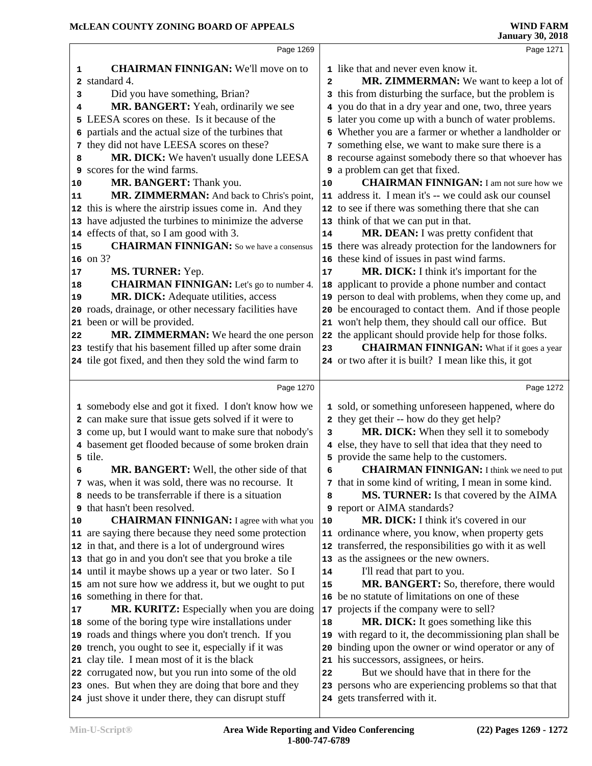Page 1269

CHAIRMAN FINNIGAN: We'll move on to standard 4.

Did you have something, Brian?

MR. BANGERT: Yeah, ordinarily we see LEESA scores on these. Is it because of the partials and the actual size of the turbines that they did not have LEESA scores on these?

MR. DICK: We haven't usually done LEESA scores for the wind farms.

MR. BANGERT: Thank you.

MR. ZIMMERMAN: And back to Chris's point, this is where the airstrip issues come in. And they have adjusted the turbines to minimize the adverse effects of that, so I am good with 3.

CHAIRMAN FINNIGAN: So we have a consensus on 3?

MS. TURNER: Yep.

CHAIRMAN FINNIGAN: Let's go to number 4.

MR. DICK: Adequate utilities, access roads, drainage, or other necessary facilities have been or will be provided.

MR. ZIMMERMAN: We heard the one person testify that his basement filled up after some drain tile got fixed, and then they sold the wind farm to

Page 1270

somebody else and got it fixed. I don't know how we can make sure that issue gets solved if it were to come up, but I would want to make sure that nobody's basement get flooded because of some broken drain tile.

MR. BANGERT: Well, the other side of that was, when it was sold, there was no recourse. It needs to be transferrable if there is a situation that hasn't been resolved.

CHAIRMAN FINNIGAN: I agree with what you are saying there because they need some protection in that, and there is a lot of underground wires that go in and you don't see that you broke a tile until it maybe shows up a year or two later. So I am not sure how we address it, but we ought to put something in there for that.

MR. KURITZ: Especially when you are doing some of the boring type wire installations under roads and things where you don't trench. If you trench, you ought to see it, especially if it was clay tile. I mean most of it is the black corrugated now, but you run into some of the old ones. But when they are doing that bore and they just shove it under there, they can disrupt stuff

Page 1271

like that and never even know it.

MR. ZIMMERMAN: We want to keep a lot of this from disturbing the surface, but the problem is you do that in a dry year and one, two, three years later you come up with a bunch of water problems. Whether you are a farmer or whether a landholder or something else, we want to make sure there is a recourse against somebody there so that whoever has a problem can get that fixed.

CHAIRMAN FINNIGAN: I am not sure how we address it. I mean it's -- we could ask our counsel to see if there was something there that she can think of that we can put in that.

MR. DEAN: I was pretty confident that there was already protection for the landowners for these kind of issues in past wind farms.

MR. DICK: I think it's important for the applicant to provide a phone number and contact person to deal with problems, when they come up, and be encouraged to contact them. And if those people won't help them, they should call our office. But the applicant should provide help for those folks.

CHAIRMAN FINNIGAN: What if it goes a year or two after it is built? I mean like this, it got

Page 1272

sold, or something unforeseen happened, where do they get their -- how do they get help?

MR. DICK: When they sell it to somebody else, they have to sell that idea that they need to provide the same help to the customers.

CHAIRMAN FINNIGAN: I think we need to put that in some kind of writing, I mean in some kind.

MS. TURNER: Is that covered by the AIMA report or AIMA standards?

MR. DICK: I think it's covered in our ordinance where, you know, when property gets transferred, the responsibilities go with it as well as the assignees or the new owners.

I'll read that part to you.

MR. BANGERT: So, therefore, there would be no statute of limitations on one of these projects if the company were to sell?

MR. DICK: It goes something like this with regard to it, the decommissioning plan shall be binding upon the owner or wind operator or any of his successors, assignees, or heirs.

But we should have that in there for the persons who are experiencing problems so that that gets transferred with it.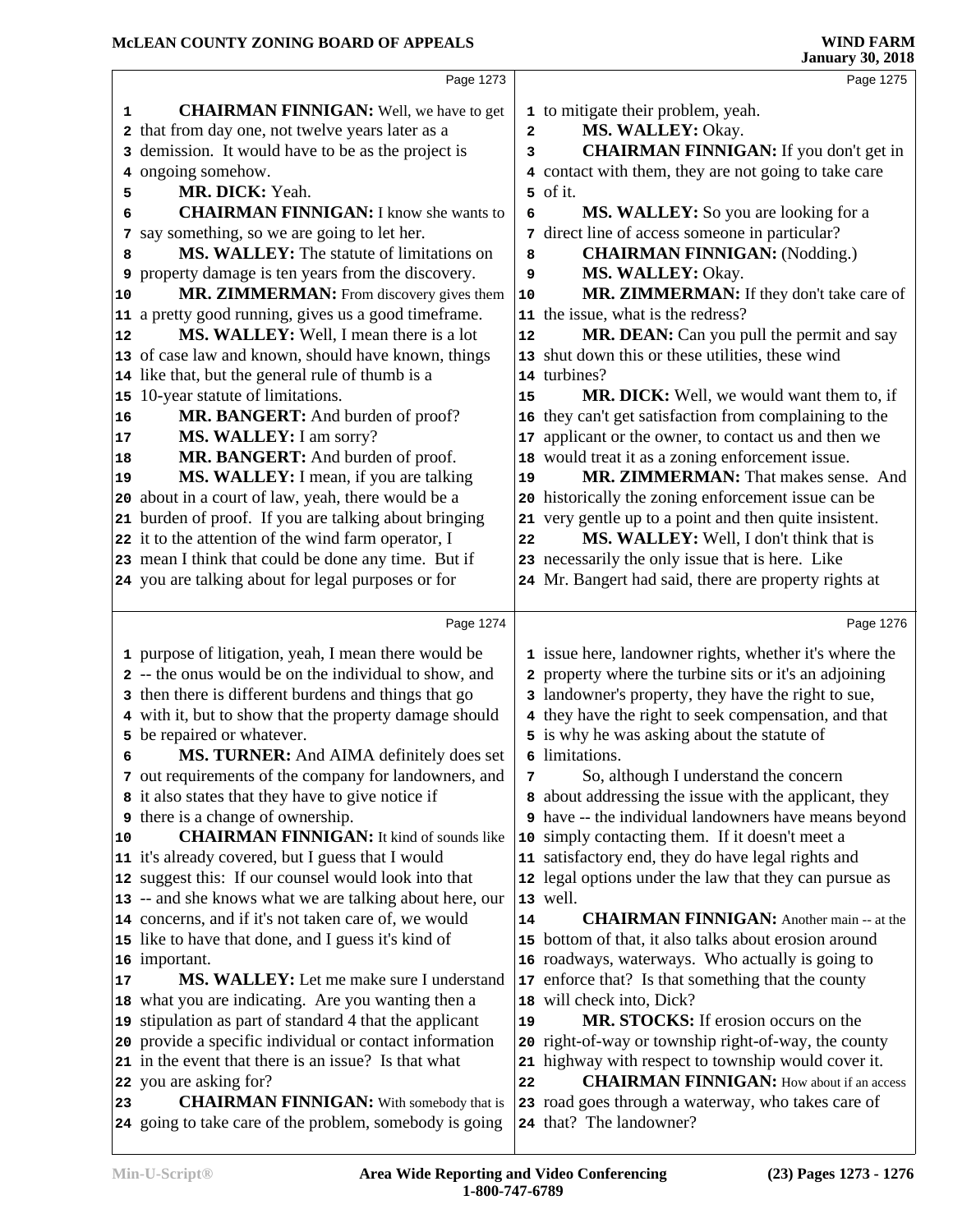**CHAIRMAN FINNIGAN:** Well, we have to get that from day one, not twelve years later as a demission. It would have to be as the project is ongoing somehow.

**MR. DICK:** Yeah.

**CHAIRMAN FINNIGAN:** I know she wants to say something, so we are going to let her.

**MS. WALLEY:** The statute of limitations on property damage is ten years from the discovery.

**MR. ZIMMERMAN:** From discovery gives them a pretty good running, gives us a good timeframe.

**MS. WALLEY:** Well, I mean there is a lot of case law and known, should have known, things like that, but the general rule of thumb is a 10-year statute of limitations.

**MR. BANGERT:** And burden of proof?

**MS. WALLEY:** I am sorry?

**MR. BANGERT:** And burden of proof.

**MS. WALLEY:** I mean, if you are talking about in a court of law, yeah, there would be a burden of proof. If you are talking about bringing it to the attention of the wind farm operator, I mean I think that could be done any time. But if you are talking about for legal purposes or for purpose of litigation, yeah, I mean there would be -- the onus would be on the individual to show, and then there is different burdens and things that go with it, but to show that the property damage should be repaired or whatever.

**MS. TURNER:** And AIMA definitely does set out requirements of the company for landowners, and it also states that they have to give notice if there is a change of ownership.

**CHAIRMAN FINNIGAN:** It kind of sounds like it's already covered, but I guess that I would suggest this: If our counsel would look into that -- and she knows what we are talking about here, our concerns, and if it's not taken care of, we would like to have that done, and I guess it's kind of important.

**MS. WALLEY:** Let me make sure I understand what you are indicating. Are you wanting then a stipulation as part of standard 4 that the applicant provide a specific individual or contact information in the event that there is an issue? Is that what you are asking for?

**CHAIRMAN FINNIGAN:** With somebody that is going to take care of the problem, somebody is going to mitigate their problem, yeah.

**MS. WALLEY:** Okay.

**CHAIRMAN FINNIGAN:** If you don't get in contact with them, they are not going to take care of it.

**MS. WALLEY:** So you are looking for a direct line of access someone in particular?

**CHAIRMAN FINNIGAN:** (Nodding.)

**MS. WALLEY:** Okay.

**MR. ZIMMERMAN:** If they don't take care of the issue, what is the redress?

**MR. DEAN:** Can you pull the permit and say shut down this or these utilities, these wind turbines?

**MR. DICK:** Well, we would want them to, if they can't get satisfaction from complaining to the applicant or the owner, to contact us and then we would treat it as a zoning enforcement issue.

**MR. ZIMMERMAN:** That makes sense. And historically the zoning enforcement issue can be very gentle up to a point and then quite insistent.

**MS. WALLEY:** Well, I don't think that is necessarily the only issue that is here. Like Mr. Bangert had said, there are property rights at issue here, landowner rights, whether it's where the property where the turbine sits or it's an adjoining landowner's property, they have the right to sue, they have the right to seek compensation, and that is why he was asking about the statute of limitations.

So, although I understand the concern about addressing the issue with the applicant, they have -- the individual landowners have means beyond simply contacting them. If it doesn't meet a satisfactory end, they do have legal rights and legal options under the law that they can pursue as well.

**CHAIRMAN FINNIGAN:** Another main -- at the bottom of that, it also talks about erosion around roadways, waterways. Who actually is going to enforce that? Is that something that the county will check into, Dick?

**MR. STOCKS:** If erosion occurs on the right-of-way or township right-of-way, the county highway with respect to township would cover it.

**CHAIRMAN FINNIGAN:** How about if an access road goes through a waterway, who takes care of that? The landowner?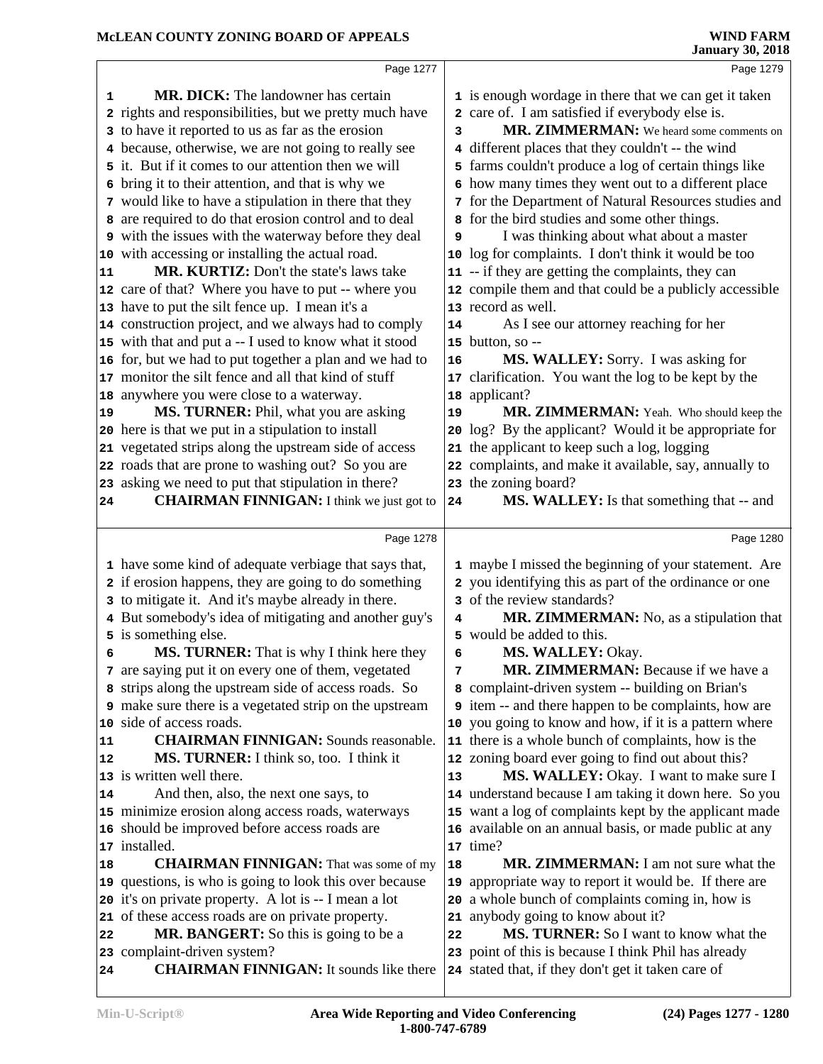**MR. DICK:** The landowner has certain rights and responsibilities, but we pretty much have to have it reported to us as far as the erosion because, otherwise, we are not going to really see it. But if it comes to our attention then we will bring it to their attention, and that is why we would like to have a stipulation in there that they are required to do that erosion control and to deal with the issues with the waterway before they deal with accessing or installing the actual road.

**MR. KURTIZ:** Don't the state's laws take care of that? Where you have to put -- where you have to put the silt fence up. I mean it's a construction project, and we always had to comply with that and put a -- I used to know what it stood for, but we had to put together a plan and we had to monitor the silt fence and all that kind of stuff anywhere you were close to a waterway.

**MS. TURNER:** Phil, what you are asking here is that we put in a stipulation to install vegetated strips along the upstream side of access roads that are prone to washing out? So you are asking we need to put that stipulation in there?

**CHAIRMAN FINNIGAN:** I think we just got to have some kind of adequate verbiage that says that, if erosion happens, they are going to do something to mitigate it. And it's maybe already in there. But somebody's idea of mitigating and another guy's is something else.

**MS. TURNER:** That is why I think here they are saying put it on every one of them, vegetated strips along the upstream side of access roads. So make sure there is a vegetated strip on the upstream side of access roads.

**CHAIRMAN FINNIGAN:** Sounds reasonable.

**MS. TURNER:** I think so, too. I think it is written well there.

And then, also, the next one says, to minimize erosion along access roads, waterways should be improved before access roads are installed.

**CHAIRMAN FINNIGAN:** That was some of my questions, is who is going to look this over because it's on private property. A lot is -- I mean a lot of these access roads are on private property.

**MR. BANGERT:** So this is going to be a complaint-driven system?

**CHAIRMAN FINNIGAN:** It sounds like there is enough wordage in there that we can get it taken care of. I am satisfied if everybody else is.

**MR. ZIMMERMAN:** We heard some comments on different places that they couldn't -- the wind farms couldn't produce a log of certain things like how many times they went out to a different place for the Department of Natural Resources studies and for the bird studies and some other things.

I was thinking about what about a master log for complaints. I don't think it would be too -- if they are getting the complaints, they can compile them and that could be a publicly accessible record as well.

As I see our attorney reaching for her button, so --

**MS. WALLEY:** Sorry. I was asking for clarification. You want the log to be kept by the applicant?

**MR. ZIMMERMAN:** Yeah. Who should keep the log? By the applicant? Would it be appropriate for the applicant to keep such a log, logging complaints, and make it available, say, annually to the zoning board?

**MS. WALLEY:** Is that something that -- and maybe I missed the beginning of your statement. Are you identifying this as part of the ordinance or one of the review standards?

**MR. ZIMMERMAN:** No, as a stipulation that would be added to this.

**MS. WALLEY:** Okay.

**MR. ZIMMERMAN:** Because if we have a complaint-driven system -- building on Brian's item -- and there happen to be complaints, how are you going to know and how, if it is a pattern where there is a whole bunch of complaints, how is the zoning board ever going to find out about this?

**MS. WALLEY:** Okay. I want to make sure I understand because I am taking it down here. So you want a log of complaints kept by the applicant made available on an annual basis, or made public at any time?

**MR. ZIMMERMAN:** I am not sure what the appropriate way to report it would be. If there are a whole bunch of complaints coming in, how is anybody going to know about it?

**MS. TURNER:** So I want to know what the point of this is because I think Phil has already stated that, if they don't get it taken care of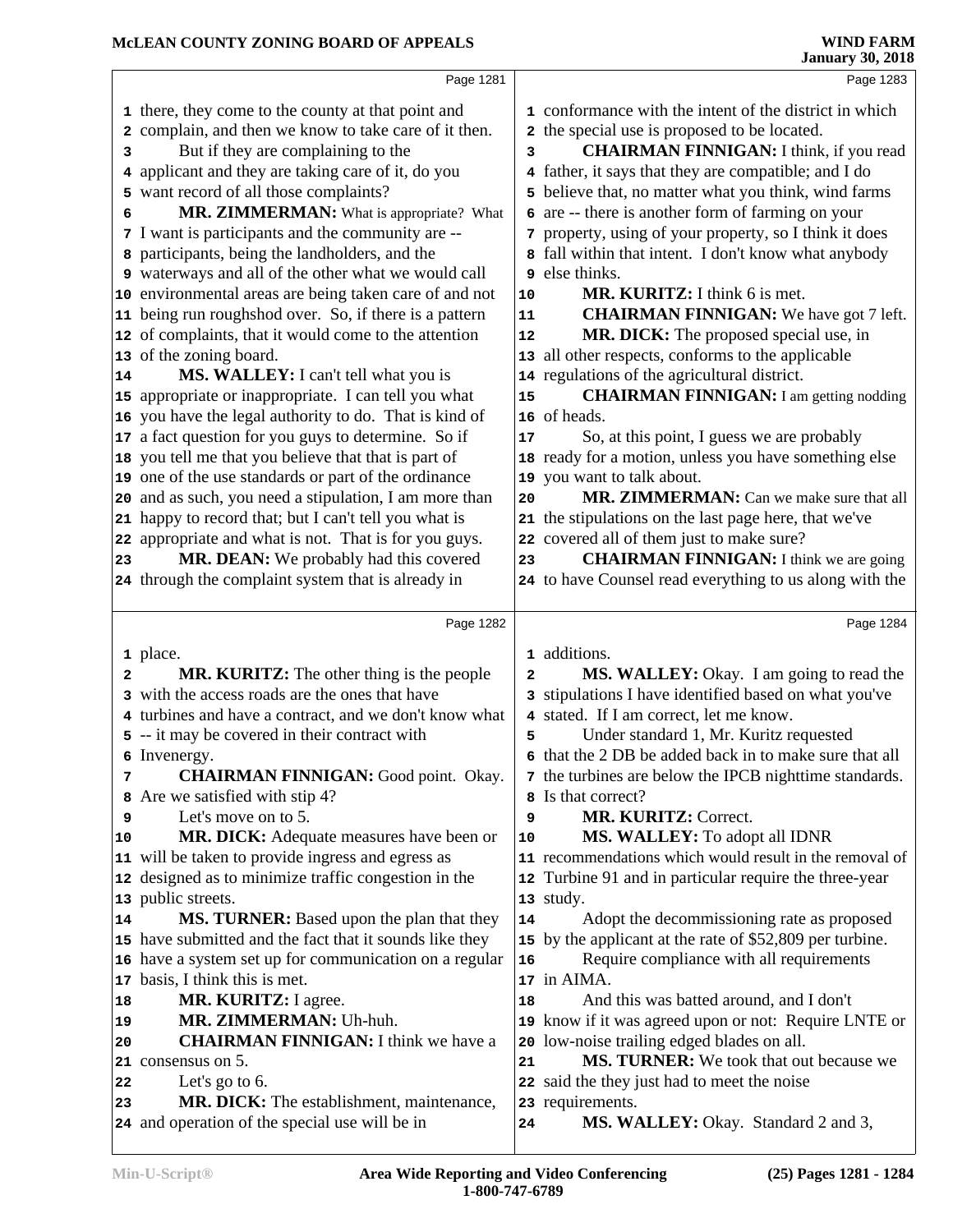there, they come to the county at that point and complain, and then we know to take care of it then.

But if they are complaining to the applicant and they are taking care of it, do you want record of all those complaints?

**MR. ZIMMERMAN:** What is appropriate? What I want is participants and the community are -- participants, being the landholders, and the waterways and all of the other what we would call environmental areas are being taken care of and not being run roughshod over. So, if there is a pattern of complaints, that it would come to the attention of the zoning board.

**MS. WALLEY:** I can't tell what you is appropriate or inappropriate. I can tell you what you have the legal authority to do. That is kind of a fact question for you guys to determine. So if you tell me that you believe that that is part of one of the use standards or part of the ordinance and as such, you need a stipulation, I am more than happy to record that; but I can't tell you what is appropriate and what is not. That is for you guys.

**MR. DEAN:** We probably had this covered through the complaint system that is already in place.

**MR. KURITZ:** The other thing is the people with the access roads are the ones that have turbines and have a contract, we don't know what -- it may be covered in their contract with Invenergy.

**CHAIRMAN FINNIGAN:** Good point. Okay. Are we satisfied with stip 4?

Let's move on to 5.

**MR. DICK:** Adequate measures have been or will be taken to provide ingress and egress as designed as to minimize traffic congestion in the public streets.

**MS. TURNER:** Based upon the plan that they have submitted and the fact that it sounds like they have a system set up for communication on a regular basis, I think this is met.

**MR. KURITZ:** I agree.

**MR. ZIMMERMAN:** Uh-huh.

**CHAIRMAN FINNIGAN:** I think we have a consensus on 5.

Let's go to 6.

**MR. DICK:** The establishment, maintenance, and operation of the special use will be in conformance with the intent of the district in which the special use is proposed to be located.

**CHAIRMAN FINNIGAN:** I think, if you read father, it says that they are compatible; and I do believe that, no matter what you think, wind farms are -- there is another form of farming on your property, using of your property, so I think it does fall within that intent. I don't know what anybody else thinks.

**MR. KURITZ:** I think 6 is met.

**CHAIRMAN FINNIGAN:** We have got 7 left.

**MR. DICK:** The proposed special use, in all other respects, conforms to the applicable regulations of the agricultural district.

**CHAIRMAN FINNIGAN:** I am getting nodding of heads.

So, at this point, I guess we are probably ready for a motion, unless you have something else you want to talk about.

**MR. ZIMMERMAN:** Can we make sure that all the stipulations on the last page here, that we've covered all of them just to make sure?

**CHAIRMAN FINNIGAN:** I think we are going to have Counsel read everything to us along with the additions.

**MS. WALLEY:** Okay. I am going to read the stipulations I have identified based on what you've stated. If I am correct, let me know.

Under standard 1, Mr. Kuritz requested that the 2 DB be added back in to make sure that all the turbines are below the IPCB nighttime standards. Is that correct?

**MR. KURITZ:** Correct.

**MS. WALLEY:** To adopt all IDNR recommendations which would result in the removal of Turbine 91 and in particular require the three-year study.

Adopt the decommissioning rate as proposed by the applicant at the rate of $52,809 per turbine.

Require compliance with all requirements in AIMA.

And this was batted around, and I don't know if it was agreed upon or not: Require LNTE or low-noise trailing edged blades on all.

**MS. TURNER:** We took that out because we said the they just had to meet the noise requirements.

**MS. WALLEY:** Okay. Standard 2 and 3,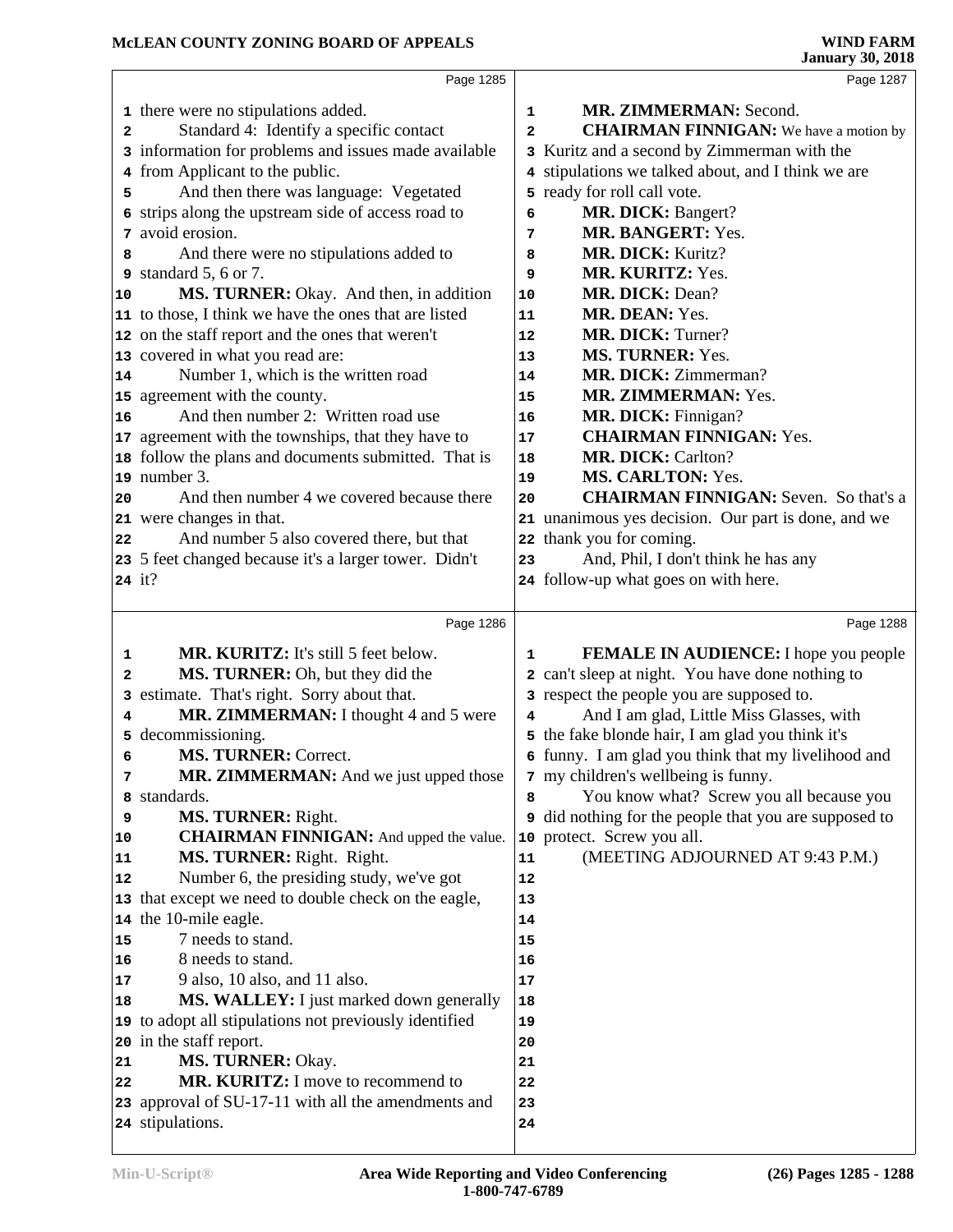there were no stipulations added.

Standard 4: Identify a specific contact information for problems and issues made available from Applicant to the public.

And then there was language: Vegetated strips along the upstream side of access road to avoid erosion.

And there were no stipulations added to standard 5, 6 or 7.

**MS. TURNER:** Okay. And then, in addition to those, I think we have the ones that are listed on the staff report and the ones that weren't covered in what you read are:

Number 1, which is the written road agreement with the county.

And then number 2: Written road use agreement with the townships, that they have to follow the plans and documents submitted. That is number 3.

And then number 4 we covered because there were changes in that.

And number 5 also covered there, but that 5 feet changed because it's a larger tower. Didn't it?

**MR. KURITZ:** It's still 5 feet below.

**MS. TURNER:** Oh, but they did the estimate. That's right. Sorry about that.

**MR. ZIMMERMAN:** I thought 4 and 5 were decommissioning.

**MS. TURNER:** Correct.

**MR. ZIMMERMAN:** And we just upped those standards.

**MS. TURNER:** Right.

**CHAIRMAN FINNIGAN:** And upped the value.

**MS. TURNER:** Right. Right.

Number 6, the presiding study, we've got that except we need to double check on the eagle, the 10-mile eagle.

7 needs to stand.

8 needs to stand.

9 also, 10 also, and 11 also.

**MS. WALLEY:** I just marked down generally to adopt all stipulations not previously identified in the staff report.

**MS. TURNER:** Okay.

**MR. KURITZ:** I move to recommend to approval of SU-17-11 with all the amendments and stipulations.

**MR. ZIMMERMAN:** Second.

**CHAIRMAN FINNIGAN:** We have a motion by Kuritz and a second by Zimmerman with the stipulations we talked about, and I think we are ready for roll call vote.

**MR. DICK:** Bangert?

**MR. BANGERT:** Yes.

**MR. DICK:** Kuritz?

**MR. KURITZ:** Yes.

**MR. DICK:** Dean?

**MR. DEAN:** Yes.

**MR. DICK:** Turner?

**MS. TURNER:** Yes.

**MR. DICK:** Zimmerman?

**MR. ZIMMERMAN:** Yes.

**MR. DICK:** Finnigan?

**CHAIRMAN FINNIGAN:** Yes.

**MR. DICK:** Carlton?

**MS. CARLTON:** Yes.

**CHAIRMAN FINNIGAN:** Seven. So that's a unanimous yes decision. Our part is done, and we thank you for coming.

And, Phil, I don't think he has any follow-up what goes on with here.

**FEMALE IN AUDIENCE:** I hope you people can't sleep at night. You have done nothing to respect the people you are supposed to.

And I am glad, Little Miss Glasses, with the fake blonde hair, I am glad you think it's funny. I am glad you think that my livelihood and my children's wellbeing is funny.

You know what? Screw you all because you did nothing for the people that you are supposed to protect. Screw you all.

(MEETING ADJOURNED AT 9:43 P.M.)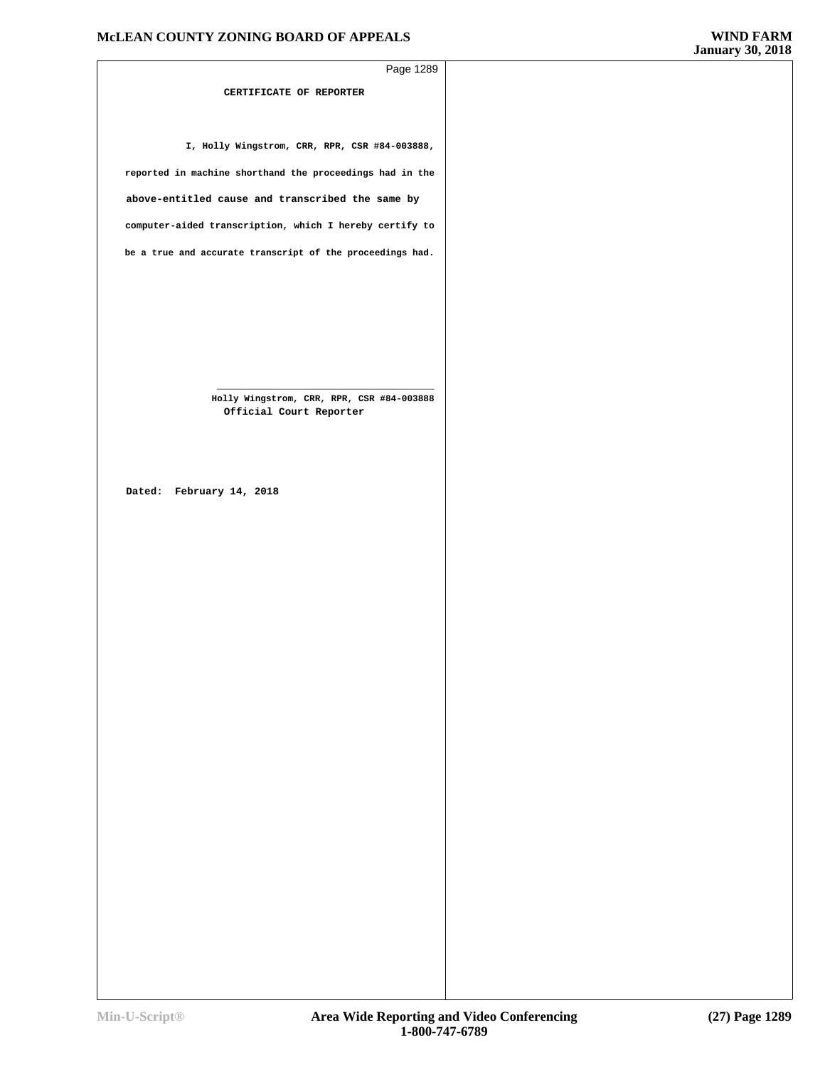## CERTIFICATE OF REPORTER

I, Holly Wingstrom, CRR, RPR, CSR #84-003888, reported in machine shorthand the proceedings had in the above-entitled cause and transcribed the same by computer-aided transcription, which I hereby certify to be a true and accurate transcript of the proceedings had.

\_\_\_\_\_\_\_\_\_\_\_\_\_\_\_\_\_\_\_\_\_\_\_\_\_\_\_\_\_\_\_\_\_\_\_\_

Holly Wingstrom, CRR, RPR, CSR #84-003888
Official Court Reporter

Dated: February 14, 2018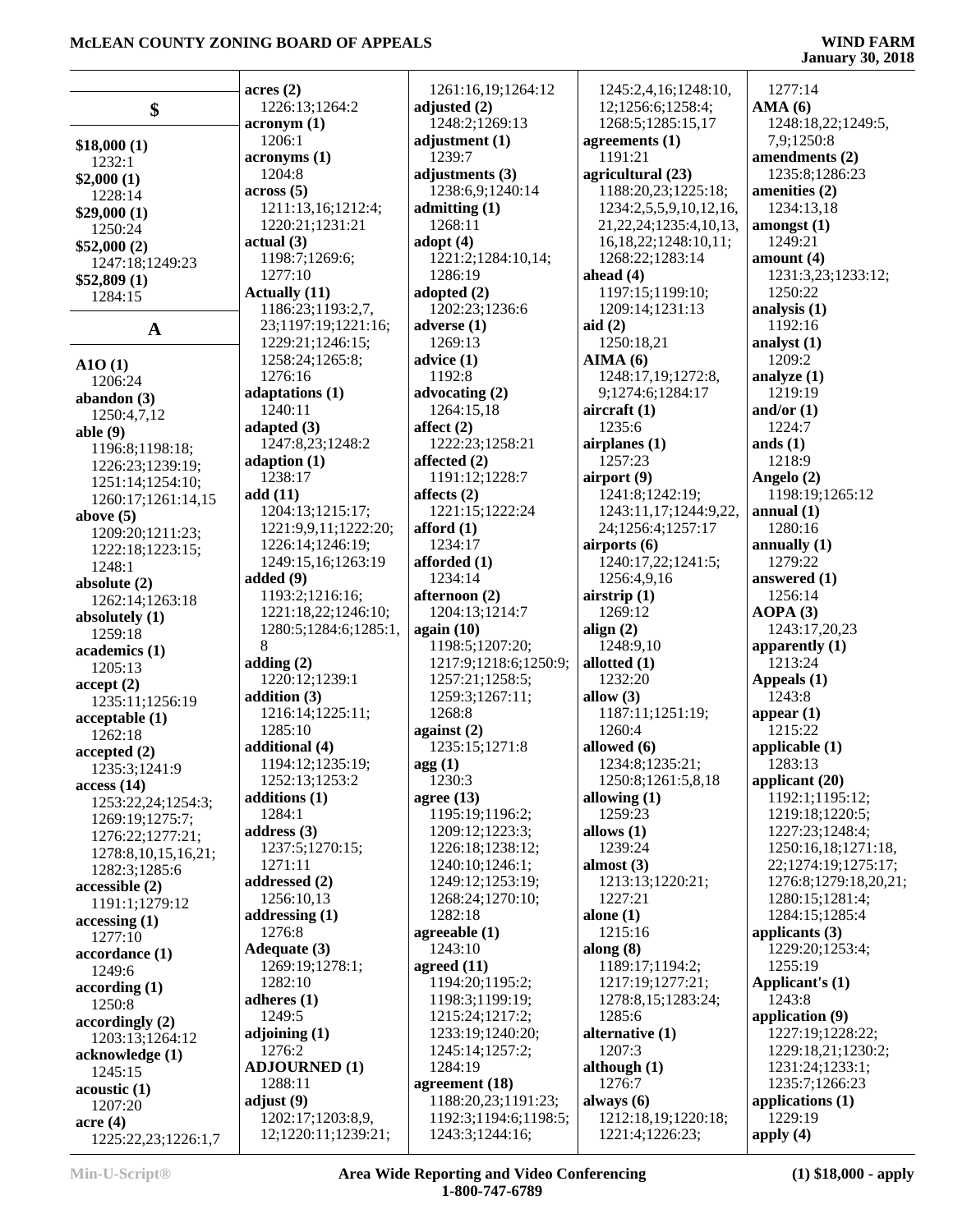## $

**$18,000 (1)**
1232:1
**$2,000 (1)**
1228:14
**$29,000 (1)**
1250:24
**$52,000 (2)**
1247:18;1249:23
**$52,809 (1)**
1284:15

## A

**A1O (1)**
1206:24
**abandon (3)**
1250:4,7,12
**able (9)**
1196:8;1198:18;
1226:23;1239:19;
1251:14;1254:10;
1260:17;1261:14,15
**above (5)**
1209:20;1211:23;
1222:18;1223:15;
1248:1
**absolute (2)**
1262:14;1263:18
**absolutely (1)**
1259:18
**academics (1)**
1205:13
**accept (2)**
1235:11;1256:19
**acceptable (1)**
1262:18
**accepted (2)**
1235:3;1241:9
**access (14)**
1253:22,24;1254:3;
1269:19;1275:7;
1276:22;1277:21;
1278:8,10,15,16,21;
1282:3;1285:6
**accessible (2)**
1191:1;1279:12
**accessing (1)**
1277:10
**accordance (1)**
1249:6
**according (1)**
1250:8
**accordingly (2)**
1203:13;1264:12
**acknowledge (1)**
1245:15
**acoustic (1)**
1207:20
**acre (4)**
1225:22,23;1226:1,7
**acres (2)**
1226:13;1264:2
**acronym (1)**
1206:1
**acronyms (1)**
1204:8
**across (5)**
1211:13,16;1212:4;
1220:21;1231:21
**actual (3)**
1198:7;1269:6;
1277:10
**Actually (11)**
1186:23;1193:2,7,
23;1197:19;1221:16;
1229:21;1246:15;
1258:24;1265:8;
1276:16
**adaptations (1)**
1240:11
**adapted (3)**
1247:8,23;1248:2
**adaption (1)**
1238:17
**add (11)**
1204:13;1215:17;
1221:9,9,11;1222:20;
1226:14;1246:19;
1249:15,16;1263:19
**added (9)**
1193:2;1216:16;
1221:18,22;1246:10;
1280:5;1284:6;1285:1,
8
**adding (2)**
1220:12;1239:1
**addition (3)**
1216:14;1225:11;
1285:10
**additional (4)**
1194:12;1235:19;
1252:13;1253:2
**additions (1)**
1284:1
**address (3)**
1237:5;1270:15;
1271:11
**addressed (2)**
1256:10,13
**addressing (1)**
1276:8
**Adequate (3)**
1269:19;1278:1;
1282:10
**adheres (1)**
1249:5
**adjoining (1)**
1276:2
**ADJOURNED (1)**
1288:11
**adjust (9)**
1202:17;1203:8,9,
12;1220:11;1239:21;
1261:16,19;1264:12
**adjusted (2)**
1248:2;1269:13
**adjustment (1)**
1239:7
**adjustments (3)**
1238:6,9;1240:14
**admitting (1)**
1268:11
**adopt (4)**
1221:2;1284:10,14;
1286:19
**adopted (2)**
1202:23;1236:6
**adverse (1)**
1269:13
**advice (1)**
1192:8
**advocating (2)**
1264:15,18
**affect (2)**
1222:23;1258:21
**affected (2)**
1191:12;1228:7
**affects (2)**
1221:15;1222:24
**afford (1)**
1234:17
**afforded (1)**
1234:14
**afternoon (2)**
1204:13;1214:7
**again (10)**
1198:5;1207:20;
1217:9;1218:6;1250:9;
1257:21;1258:5;
1259:3;1267:11;
1268:8
**against (2)**
1235:15;1271:8
**agg (1)**
1230:3
**agree (13)**
1195:19;1196:2;
1209:12;1223:3;
1226:18;1238:12;
1240:10;1246:1;
1249:12;1253:19;
1268:24;1270:10;
1282:18
**agreeable (1)**
1243:10
**agreed (11)**
1194:20;1195:2;
1198:3;1199:19;
1215:24;1217:2;
1233:19;1240:20;
1245:14;1257:2;
1284:19
**agreement (18)**
1188:20,23;1191:23;
1192:3;1194:6;1198:5;
1243:3;1244:16;
1245:2,4,16;1248:10,
12;1256:6;1258:4;
1268:5;1285:15,17
**agreements (1)**
1191:21
**agricultural (23)**
1188:20,23;1225:18;
1234:2,5,5,9,10,12,16,
21,22,24;1235:4,10,13,
16,18,22;1248:10,11;
1283:14
**ahead (4)**
1197:15;1199:10;
1209:14;1231:13
**aid (2)**
1250:18,21
**AIMA (6)**
1248:17,19;1272:8,
9;1274:6;1284:17
**aircraft (1)**
1235:6
**airplanes (1)**
1257:23
**airport (9)**
1241:8;1242:19;
1243:11,17;1244:9,22,
24;1256:4;1257:17
**airports (6)**
1240:17,22;1241:5;
1256:4,9,16
**airstrip (1)**
1269:12
**align (2)**
1248:9,10
**allotted (1)**
1232:20
**allow (3)**
1187:11;1251:19;
1260:4
**allowed (6)**
1234:8;1235:21;
1250:8;1261:5,8,18
**allowing (1)**
1259:23
**allows (1)**
1239:24
**almost (3)**
1213:13;1220:21;
1227:21
**alone (1)**
1215:16
**along (8)**
1189:17;1194:2;
1217:19;1277:21;
1278:8,15;1283:24;
1285:6
**alternative (1)**
1207:3
**although (1)**
1276:7
**always (6)**
1212:18,19;1220:18;
1221:4;1226:23;
1277:14
**AMA (6)**
1248:18,22;1249:5,
7,9;1250:8
**amendments (2)**
1235:8;1286:23
**amenities (2)**
1234:13,18
**amongst (1)**
1249:21
**amount (4)**
1231:3,23;1233:12;
1250:22
**analysis (1)**
1192:16
**analyst (1)**
1209:2
**analyze (1)**
1219:19
**and/or (1)**
1224:7
**ands (1)**
1218:9
**Angelo (2)**
1198:19;1265:12
**annual (1)**
1280:16
**annually (1)**
1279:22
**answered (1)**
1256:14
**AOPA (3)**
1243:17,20,23
**apparently (1)**
1213:24
**Appeals (1)**
1243:8
**appear (1)**
1215:22
**applicable (1)**
1283:13
**applicant (20)**
1192:1;1195:12;
1219:18;1220:5;
1227:23;1248:4;
1250:16,18;1271:18,
22;1274:19;1275:17;
1276:8;1279:18,20,21;
1280:15;1281:4;
1284:15;1285:4
**applicants (3)**
1229:20;1253:4;
1255:19
**Applicant's (1)**
1243:8
**application (9)**
1227:19;1228:22;
1229:18,21;1230:2;
1231:24;1233:1;
1235:7;1266:23
**applications (1)**
1229:19
**apply (4)**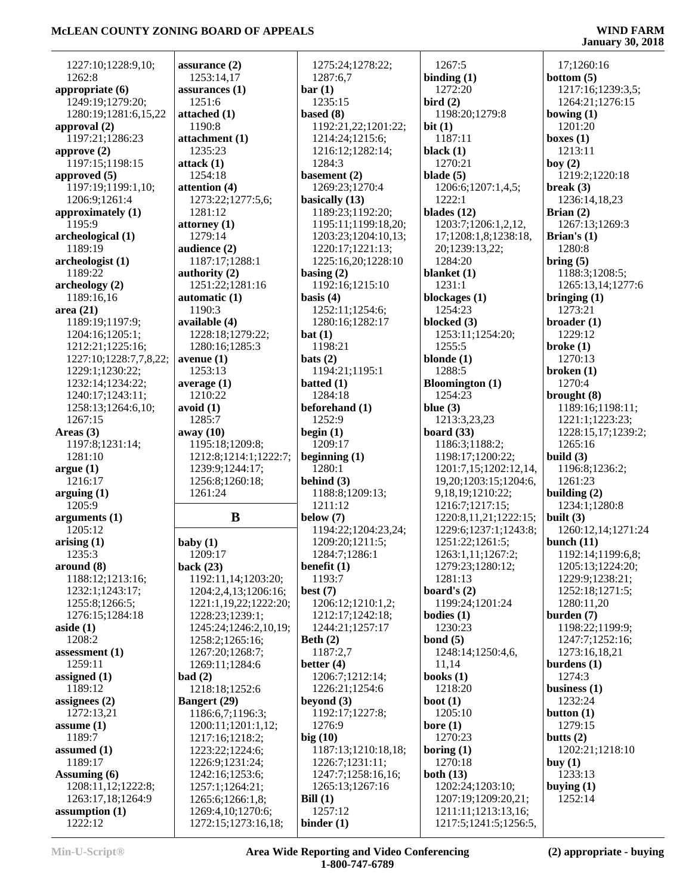1227:10;1228:9,10;
1262:8
**appropriate (6)**
1249:19;1279:20;
1280:19;1281:6,15,22
**approval (2)**
1197:21;1286:23
**approve (2)**
1197:15;1198:15
**approved (5)**
1197:19;1199:1,10;
1206:9;1261:4
**approximately (1)**
1195:9
**archeological (1)**
1189:19
**archeologist (1)**
1189:22
**archeology (2)**
1189:16,16
**area (21)**
1189:19;1197:9;
1204:16;1205:1;
1212:21;1225:16;
1227:10;1228:7,7,8,22;
1229:1;1230:22;
1232:14;1234:22;
1240:17;1243:11;
1258:13;1264:6,10;
1267:15
**Areas (3)**
1197:8;1231:14;
1281:10
**argue (1)**
1216:17
**arguing (1)**
1205:9
**arguments (1)**
1205:12
**arising (1)**
1235:3
**around (8)**
1188:12;1213:16;
1232:1;1243:17;
1255:8;1266:5;
1276:15;1284:18
**aside (1)**
1208:2
**assessment (1)**
1259:11
**assigned (1)**
1189:12
**assignees (2)**
1272:13,21
**assume (1)**
1189:7
**assumed (1)**
1189:17
**Assuming (6)**
1208:11,12;1222:8;
1263:17,18;1264:9
**assumption (1)**
1222:12

**assurance (2)**
1253:14,17
**assurances (1)**
1251:6
**attached (1)**
1190:8
**attachment (1)**
1235:23
**attack (1)**
1254:18
**attention (4)**
1273:22;1277:5,6;
1281:12
**attorney (1)**
1279:14
**audience (2)**
1187:17;1288:1
**authority (2)**
1251:22;1281:16
**automatic (1)**
1190:3
**available (4)**
1228:18;1279:22;
1280:16;1285:3
**avenue (1)**
1253:13
**average (1)**
1210:22
**avoid (1)**
1285:7
**away (10)**
1195:18;1209:8;
1212:8;1214:1;1222:7;
1239:9;1244:17;
1256:8;1260:18;
1261:24

## B

**baby (1)**
1209:17
**back (23)**
1192:11,14;1203:20;
1204:2,4,13;1206:16;
1221:1,19,22;1222:20;
1228:23;1239:1;
1245:24;1246:2,10,19;
1258:2;1265:16;
1267:20;1268:7;
1269:11;1284:6
**bad (2)**
1218:18;1252:6
**Bangert (29)**
1186:6,7;1196:3;
1200:11;1201:1,12;
1217:16;1218:2;
1223:22;1224:6;
1226:9;1231:24;
1242:16;1253:6;
1257:1;1264:21;
1265:6;1266:1,8;
1269:4,10;1270:6;
1272:15;1273:16,18;

1275:24;1278:22;
1287:6,7
**bar (1)**
1235:15
**based (8)**
1192:21,22;1201:22;
1214:24;1215:6;
1216:12;1282:14;
1284:3
**basement (2)**
1269:23;1270:4
**basically (13)**
1189:23;1192:20;
1195:11;1199:18,20;
1203:23;1204:10,13;
1220:17;1221:13;
1225:16,20;1228:10
**basing (2)**
1192:16;1215:10
**basis (4)**
1252:11;1254:6;
1280:16;1282:17
**bat (1)**
1198:21
**bats (2)**
1194:21;1195:1
**batted (1)**
1284:18
**beforehand (1)**
1252:9
**begin (1)**
1209:17
**beginning (1)**
1280:1
**behind (3)**
1188:8;1209:13;
1211:12
**below (7)**
1194:22;1204:23,24;
1209:20;1211:5;
1284:7;1286:1
**benefit (1)**
1193:7
**best (7)**
1206:12;1210:1,2;
1212:17;1242:18;
1244:21;1257:17
**Beth (2)**
1187:2,7
**better (4)**
1206:7;1212:14;
1226:21;1254:6
**beyond (3)**
1192:17;1227:8;
1276:9
**big (10)**
1187:13;1210:18,18;
1226:7;1231:11;
1247:7;1258:16,16;
1265:13;1267:16
**Bill (1)**
1257:12
**binder (1)**

1267:5
**binding (1)**
1272:20
**bird (2)**
1198:20;1279:8
**bit (1)**
1187:11
**black (1)**
1270:21
**blade (5)**
1206:6;1207:1,4,5;
1222:1
**blades (12)**
1203:7;1206:1,2,12,
17;1208:1,8;1238:18,
20;1239:13,22;
1284:20
**blanket (1)**
1231:1
**blockages (1)**
1254:23
**blocked (3)**
1253:11;1254:20;
1255:5
**blonde (1)**
1288:5
**Bloomington (1)**
1254:23
**blue (3)**
1213:3,23,23
**board (33)**
1186:3;1188:2;
1198:17;1200:22;
1201:7,15;1202:12,14,
19,20;1203:15;1204:6,
9,18,19;1210:22;
1216:7;1217:15;
1220:8,11,21;1222:15;
1229:6;1237:1;1243:8;
1251:22;1261:5;
1263:1,11;1267:2;
1279:23;1280:12;
1281:13
**board's (2)**
1199:24;1201:24
**bodies (1)**
1230:23
**bond (5)**
1248:14;1250:4,6,
11,14
**books (1)**
1218:20
**boot (1)**
1205:10
**bore (1)**
1270:23
**boring (1)**
1270:18
**both (13)**
1202:24;1203:10;
1207:19;1209:20,21;
1211:11;1213:13,16;
1217:5;1241:5;1256:5,

17;1260:16
**bottom (5)**
1217:16;1239:3,5;
1264:21;1276:15
**bowing (1)**
1201:20
**boxes (1)**
1213:11
**boy (2)**
1219:2;1220:18
**break (3)**
1236:14,18,23
**Brian (2)**
1267:13;1269:3
**Brian's (1)**
1280:8
**bring (5)**
1188:3;1208:5;
1265:13,14;1277:6
**bringing (1)**
1273:21
**broader (1)**
1229:12
**broke (1)**
1270:13
**broken (1)**
1270:4
**brought (8)**
1189:16;1198:11;
1221:1;1223:23;
1228:15,17;1239:2;
1265:16
**build (3)**
1196:8;1236:2;
1261:23
**building (2)**
1234:1;1280:8
**built (3)**
1260:12,14;1271:24
**bunch (11)**
1192:14;1199:6,8;
1205:13;1224:20;
1229:9;1238:21;
1252:18;1271:5;
1280:11,20
**burden (7)**
1198:22;1199:9;
1247:7;1252:16;
1273:16,18,21
**burdens (1)**
1274:3
**business (1)**
1232:24
**button (1)**
1279:15
**butts (2)**
1202:21;1218:10
**buy (1)**
1233:13
**buying (1)**
1252:14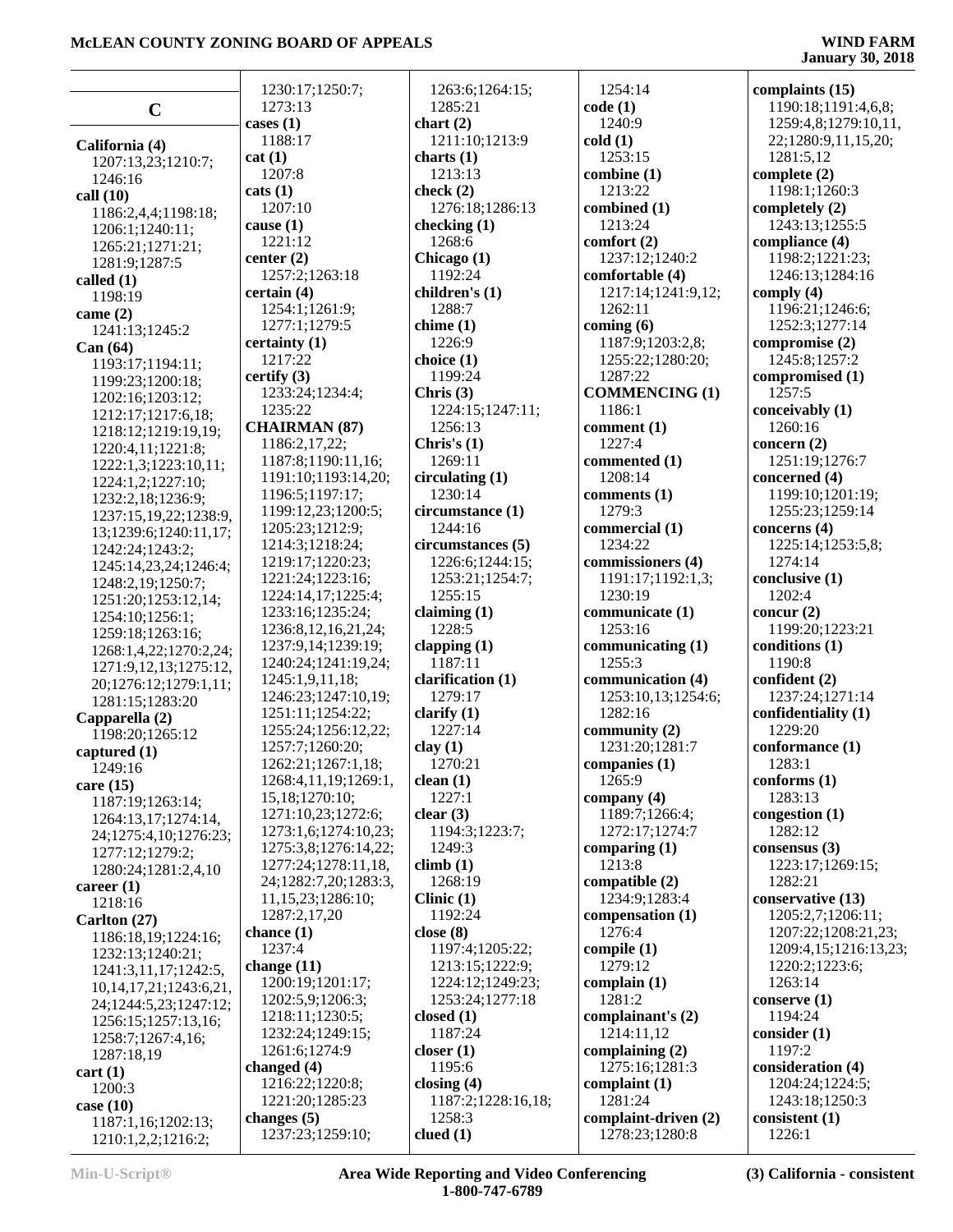## C

**California (4)**
1207:13,23;1210:7;
1246:16
**call (10)**
1186:2,4,4;1198:18;
1206:1;1240:11;
1265:21;1271:21;
1281:9;1287:5
**called (1)**
1198:19
**came (2)**
1241:13;1245:2
**Can (64)**
1193:17;1194:11;
1199:23;1200:18;
1202:16;1203:12;
1212:17;1217:6,18;
1218:12;1219:19,19;
1220:4,11;1221:8;
1222:1,3;1223:10,11;
1224:1,2;1227:10;
1232:2,18;1236:9;
1237:15,19,22;1238:9,
13;1239:6;1240:11,17;
1242:24;1243:2;
1245:14,23,24;1246:4;
1248:2,19;1250:7;
1251:20;1253:12,14;
1254:10;1256:1;
1259:18;1263:16;
1268:1,4,22;1270:2,24;
1271:9,12,13;1275:12,
20;1276:12;1279:1,11;
1281:15;1283:20
**Capparella (2)**
1198:20;1265:12
**captured (1)**
1249:16
**care (15)**
1187:19;1263:14;
1264:13,17;1274:14,
24;1275:4,10;1276:23;
1277:12;1279:2;
1280:24;1281:2,4,10
**career (1)**
1218:16
**Carlton (27)**
1186:18,19;1224:16;
1232:13;1240:21;
1241:3,11,17;1242:5,
10,14,17,21;1243:6,21,
24;1244:5,23;1247:12;
1256:15;1257:13,16;
1258:7;1267:4,16;
1287:18,19
**cart (1)**
1200:3
**case (10)**
1187:1,16;1202:13;
1210:1,2,2;1216:2;
1230:17;1250:7;
1273:13
**cases (1)**
1188:17
**cat (1)**
1207:8
**cats (1)**
1207:10
**cause (1)**
1221:12
**center (2)**
1257:2;1263:18
**certain (4)**
1254:1;1261:9;
1277:1;1279:5
**certainty (1)**
1217:22
**certify (3)**
1233:24;1234:4;
1235:22
**CHAIRMAN (87)**
1186:2,17,22;
1187:8;1190:11,16;
1191:10;1193:14,20;
1196:5;1197:17;
1199:12,23;1200:5;
1205:23;1212:9;
1214:3;1218:24;
1219:17;1220:23;
1221:24;1223:16;
1224:14,17;1225:4;
1233:16;1235:24;
1236:8,12,16,21,24;
1237:9,14;1239:19;
1240:24;1241:19,24;
1245:1,9,11,18;
1246:23;1247:10,19;
1251:11;1254:22;
1255:24;1256:12,22;
1257:7;1260:20;
1262:21;1267:1,18;
1268:4,11,19;1269:1,
15,18;1270:10;
1271:10,23;1272:6;
1273:1,6;1274:10,23;
1275:3,8;1276:14,22;
1277:24;1278:11,18,
24;1282:7,20;1283:3,
11,15,23;1286:10;
1287:2,17,20
**chance (1)**
1237:4
**change (11)**
1200:19;1201:17;
1202:5,9;1206:3;
1218:11;1230:5;
1232:24;1249:15;
1261:6;1274:9
**changed (4)**
1216:22;1220:8;
1221:20;1285:23
**changes (5)**
1237:23;1259:10;
1263:6;1264:15;
1285:21
**chart (2)**
1211:10;1213:9
**charts (1)**
1213:13
**check (2)**
1276:18;1286:13
**checking (1)**
1268:6
**Chicago (1)**
1192:24
**children's (1)**
1288:7
**chime (1)**
1226:9
**choice (1)**
1199:24
**Chris (3)**
1224:15;1247:11;
1256:13
**Chris's (1)**
1269:11
**circulating (1)**
1230:14
**circumstance (1)**
1244:16
**circumstances (5)**
1226:6;1244:15;
1253:21;1254:7;
1255:15
**claiming (1)**
1228:5
**clapping (1)**
1187:11
**clarification (1)**
1279:17
**clarify (1)**
1227:14
**clay (1)**
1270:21
**clean (1)**
1227:1
**clear (3)**
1194:3;1223:7;
1249:3
**climb (1)**
1268:19
**Clinic (1)**
1192:24
**close (8)**
1197:4;1205:22;
1213:15;1222:9;
1224:12;1249:23;
1253:24;1277:18
**closed (1)**
1187:24
**closer (1)**
1195:6
**closing (4)**
1187:2;1228:16,18;
1258:3
**clued (1)**
1254:14
**code (1)**
1240:9
**cold (1)**
1253:15
**combine (1)**
1213:22
**combined (1)**
1213:24
**comfort (2)**
1237:12;1240:2
**comfortable (4)**
1217:14;1241:9,12;
1262:11
**coming (6)**
1187:9;1203:2,8;
1255:22;1280:20;
1287:22
**COMMENCING (1)**
1186:1
**comment (1)**
1227:4
**commented (1)**
1208:14
**comments (1)**
1279:3
**commercial (1)**
1234:22
**commissioners (4)**
1191:17;1192:1,3;
1230:19
**communicate (1)**
1253:16
**communicating (1)**
1255:3
**communication (4)**
1253:10,13;1254:6;
1282:16
**community (2)**
1231:20;1281:7
**companies (1)**
1265:9
**company (4)**
1189:7;1266:4;
1272:17;1274:7
**comparing (1)**
1213:8
**compatible (2)**
1234:9;1283:4
**compensation (1)**
1276:4
**compile (1)**
1279:12
**complain (1)**
1281:2
**complainant's (2)**
1214:11,12
**complaining (2)**
1275:16;1281:3
**complaint (1)**
1281:24
**complaint-driven (2)**
1278:23;1280:8
**complaints (15)**
1190:18;1191:4,6,8;
1259:4,8;1279:10,11,
22;1280:9,11,15,20;
1281:5,12
**complete (2)**
1198:1;1260:3
**completely (2)**
1243:13;1255:5
**compliance (4)**
1198:2;1221:23;
1246:13;1284:16
**comply (4)**
1196:21;1246:6;
1252:3;1277:14
**compromise (2)**
1245:8;1257:2
**compromised (1)**
1257:5
**conceivably (1)**
1260:16
**concern (2)**
1251:19;1276:7
**concerned (4)**
1199:10;1201:19;
1255:23;1259:14
**concerns (4)**
1225:14;1253:5,8;
1274:14
**conclusive (1)**
1202:4
**concur (2)**
1199:20;1223:21
**conditions (1)**
1190:8
**confident (2)**
1237:24;1271:14
**confidentiality (1)**
1229:20
**conformance (1)**
1283:1
**conforms (1)**
1283:13
**congestion (1)**
1282:12
**consensus (3)**
1223:17;1269:15;
1282:21
**conservative (13)**
1205:2,7;1206:11;
1207:22;1208:21,23;
1209:4,15;1216:13,23;
1220:2;1223:6;
1263:14
**conserve (1)**
1194:24
**consider (1)**
1197:2
**consideration (4)**
1204:24;1224:5;
1243:18;1250:3
**consistent (1)**
1226:1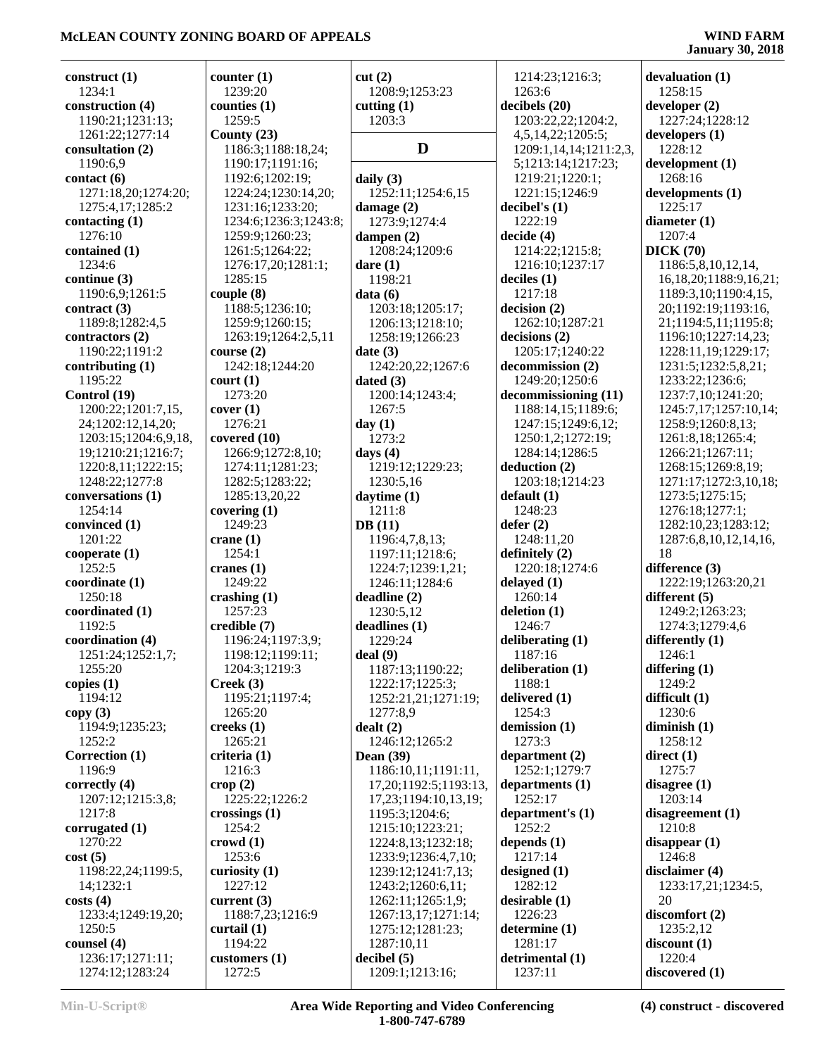**construct (1)**
1234:1
**construction (4)**
1190:21;1231:13;
1261:22;1277:14
**consultation (2)**
1190:6,9
**contact (6)**
1271:18,20;1274:20;
1275:4,17;1285:2
**contacting (1)**
1276:10
**contained (1)**
1234:6
**continue (3)**
1190:6,9;1261:5
**contract (3)**
1189:8;1282:4,5
**contractors (2)**
1190:22;1191:2
**contributing (1)**
1195:22
**Control (19)**
1200:22;1201:7,15,
24;1202:12,14,20;
1203:15;1204:6,9,18,
19;1210:21;1216:7;
1220:8,11;1222:15;
1248:22;1277:8
**conversations (1)**
1254:14
**convinced (1)**
1201:22
**cooperate (1)**
1252:5
**coordinate (1)**
1250:18
**coordinated (1)**
1192:5
**coordination (4)**
1251:24;1252:1,7;
1255:20
**copies (1)**
1194:12
**copy (3)**
1194:9;1235:23;
1252:2
**Correction (1)**
1196:9
**correctly (4)**
1207:12;1215:3,8;
1217:8
**corrugated (1)**
1270:22
**cost (5)**
1198:22,24;1199:5,
14;1232:1
**costs (4)**
1233:4;1249:19,20;
1250:5
**counsel (4)**
1236:17;1271:11;
1274:12;1283:24

**counter (1)**
1239:20
**counties (1)**
1259:5
**County (23)**
1186:3;1188:18,24;
1190:17;1191:16;
1192:6;1202:19;
1224:24;1230:14,20;
1231:16;1233:20;
1234:6;1236:3;1243:8;
1259:9;1260:23;
1261:5;1264:22;
1276:17,20;1281:1;
1285:15
**couple (8)**
1188:5;1236:10;
1259:9;1260:15;
1263:19;1264:2,5,11
**course (2)**
1242:18;1244:20
**court (1)**
1273:20
**cover (1)**
1276:21
**covered (10)**
1266:9;1272:8,10;
1274:11;1281:23;
1282:5;1283:22;
1285:13,20,22
**covering (1)**
1249:23
**crane (1)**
1254:1
**cranes (1)**
1249:22
**crashing (1)**
1257:23
**credible (7)**
1196:24;1197:3,9;
1198:12;1199:11;
1204:3;1219:3
**Creek (3)**
1195:21;1197:4;
1265:20
**creeks (1)**
1265:21
**criteria (1)**
1216:3
**crop (2)**
1225:22;1226:2
**crossings (1)**
1254:2
**crowd (1)**
1253:6
**curiosity (1)**
1227:12
**current (3)**
1188:7,23;1216:9
**curtail (1)**
1194:22
**customers (1)**
1272:5

**cut (2)**
1208:9;1253:23
**cutting (1)**
1203:3

## D

**daily (3)**
1252:11;1254:6,15
**damage (2)**
1273:9;1274:4
**dampen (2)**
1208:24;1209:6
**dare (1)**
1198:21
**data (6)**
1203:18;1205:17;
1206:13;1218:10;
1258:19;1266:23
**date (3)**
1242:20,22;1267:6
**dated (3)**
1200:14;1243:4;
1267:5
**day (1)**
1273:2
**days (4)**
1219:12;1229:23;
1230:5,16
**daytime (1)**
1211:8
**DB (11)**
1196:4,7,8,13;
1197:11;1218:6;
1224:7;1239:1,21;
1246:11;1284:6
**deadline (2)**
1230:5,12
**deadlines (1)**
1229:24
**deal (9)**
1187:13;1190:22;
1222:17;1225:3;
1252:21,21;1271:19;
1277:8,9
**dealt (2)**
1246:12;1265:2
**Dean (39)**
1186:10,11;1191:11,
17,20;1192:5;1193:13,
17,23;1194:10,13,19;
1195:3;1204:6;
1215:10;1223:21;
1224:8,13;1232:18;
1233:9;1236:4,7,10;
1239:12;1241:7,13;
1243:2;1260:6,11;
1262:11;1265:1,9;
1267:13,17;1271:14;
1275:12;1281:23;
1287:10,11
**decibel (5)**
1209:1;1213:16;
1214:23;1216:3;
1263:6
**decibels (20)**
1203:22,22;1204:2,
4,5,14,22;1205:5;
1209:1,14,14;1211:2,3,
5;1213:14;1217:23;
1219:21;1220:1;
1221:15;1246:9
**decibel's (1)**
1222:19
**decide (4)**
1214:22;1215:8;
1216:10;1237:17
**deciles (1)**
1217:18
**decision (2)**
1262:10;1287:21
**decisions (2)**
1205:17;1240:22
**decommission (2)**
1249:20;1250:6
**decommissioning (11)**
1188:14,15;1189:6;
1247:15;1249:6,12;
1250:1,2;1272:19;
1284:14;1286:5
**deduction (2)**
1203:18;1214:23
**default (1)**
1248:23
**defer (2)**
1248:11,20
**definitely (2)**
1220:18;1274:6
**delayed (1)**
1260:14
**deletion (1)**
1246:7
**deliberating (1)**
1187:16
**deliberation (1)**
1188:1
**delivered (1)**
1254:3
**demission (1)**
1273:3
**department (2)**
1252:1;1279:7
**departments (1)**
1252:17
**department's (1)**
1252:2
**depends (1)**
1217:14
**designed (1)**
1282:12
**desirable (1)**
1226:23
**determine (1)**
1281:17
**detrimental (1)**
1237:11

**devaluation (1)**
1258:15
**developer (2)**
1227:24;1228:12
**developers (1)**
1228:12
**development (1)**
1268:16
**developments (1)**
1225:17
**diameter (1)**
1207:4
**DICK (70)**
1186:5,8,10,12,14,
16,18,20;1188:9,16,21;
1189:3,10;1190:4,15,
20;1192:19;1193:16,
21;1194:5,11;1195:8;
1196:10;1227:14,23;
1228:11,19;1229:17;
1231:5;1232:5,8,21;
1233:22;1236:6;
1237:7,10;1241:20;
1245:7,17;1257:10,14;
1258:9;1260:8,13;
1261:8,18;1265:4;
1266:21;1267:11;
1268:15;1269:8,19;
1271:17;1272:3,10,18;
1273:5;1275:15;
1276:18;1277:1;
1282:10,23;1283:12;
1287:6,8,10,12,14,16,
18
**difference (3)**
1222:19;1263:20,21
**different (5)**
1249:2;1263:23;
1274:3;1279:4,6
**differently (1)**
1246:1
**differing (1)**
1249:2
**difficult (1)**
1230:6
**diminish (1)**
1258:12
**direct (1)**
1275:7
**disagree (1)**
1203:14
**disagreement (1)**
1210:8
**disappear (1)**
1246:8
**disclaimer (4)**
1233:17,21;1234:5,
20
**discomfort (2)**
1235:2,12
**discount (1)**
1220:4
**discovered (1)**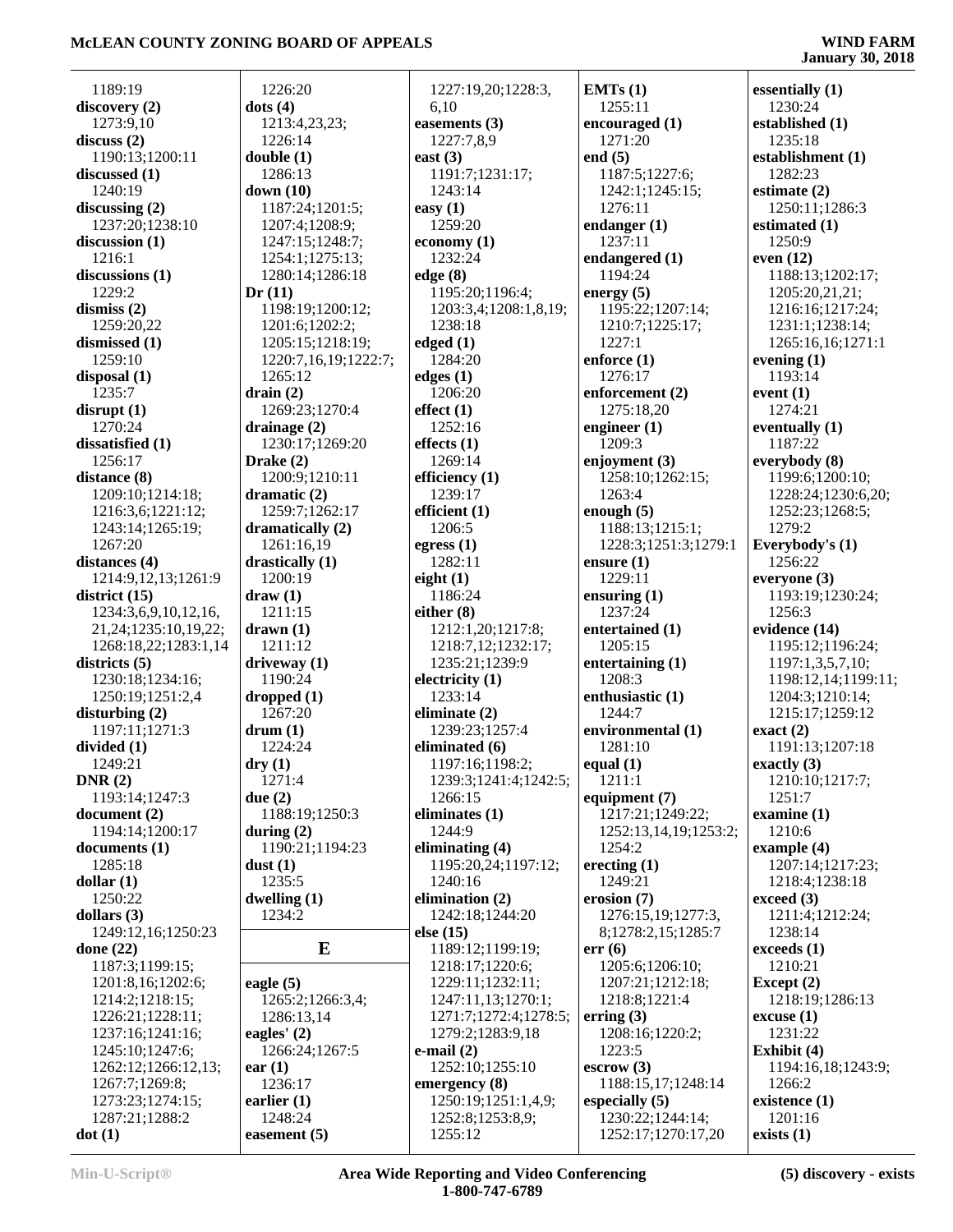1189:19
**discovery (2)**
1273:9,10
**discuss (2)**
1190:13;1200:11
**discussed (1)**
1240:19
**discussing (2)**
1237:20;1238:10
**discussion (1)**
1216:1
**discussions (1)**
1229:2
**dismiss (2)**
1259:20,22
**dismissed (1)**
1259:10
**disposal (1)**
1235:7
**disrupt (1)**
1270:24
**dissatisfied (1)**
1256:17
**distance (8)**
1209:10;1214:18;
1216:3,6;1221:12;
1243:14;1265:19;
1267:20
**distances (4)**
1214:9,12,13;1261:9
**district (15)**
1234:3,6,9,10,12,16,
21,24;1235:10,19,22;
1268:18,22;1283:1,14
**districts (5)**
1230:18;1234:16;
1250:19;1251:2,4
**disturbing (2)**
1197:11;1271:3
**divided (1)**
1249:21
**DNR (2)**
1193:14;1247:3
**document (2)**
1194:14;1200:17
**documents (1)**
1285:18
**dollar (1)**
1250:22
**dollars (3)**
1249:12,16;1250:23
**done (22)**
1187:3;1199:15;
1201:8,16;1202:6;
1214:2;1218:15;
1226:21;1228:11;
1237:16;1241:16;
1245:10;1247:6;
1262:12;1266:12,13;
1267:7;1269:8;
1273:23;1274:15;
1287:21;1288:2
**dot (1)**
1226:20
**dots (4)**
1213:4,23,23;
1226:14
**double (1)**
1286:13
**down (10)**
1187:24;1201:5;
1207:4;1208:9;
1247:15;1248:7;
1254:1;1275:13;
1280:14;1286:18
**Dr (11)**
1198:19;1200:12;
1201:6;1202:2;
1205:15;1218:19;
1220:7,16,19;1222:7;
1265:12
**drain (2)**
1269:23;1270:4
**drainage (2)**
1230:17;1269:20
**Drake (2)**
1200:9;1210:11
**dramatic (2)**
1259:7;1262:17
**dramatically (2)**
1261:16,19
**drastically (1)**
1200:19
**draw (1)**
1211:15
**drawn (1)**
1211:12
**driveway (1)**
1190:24
**dropped (1)**
1267:20
**drum (1)**
1224:24
**dry (1)**
1271:4
**due (2)**
1188:19;1250:3
**during (2)**
1190:21;1194:23
**dust (1)**
1235:5
**dwelling (1)**
1234:2

## E

**eagle (5)**
1265:2;1266:3,4;
1286:13,14
**eagles' (2)**
1266:24;1267:5
**ear (1)**
1236:17
**earlier (1)**
1248:24
**easement (5)**
1227:19,20;1228:3,
6,10
**easements (3)**
1227:7,8,9
**east (3)**
1191:7;1231:17;
1243:14
**easy (1)**
1259:20
**economy (1)**
1232:24
**edge (8)**
1195:20;1196:4;
1203:3,4;1208:1,8,19;
1238:18
**edged (1)**
1284:20
**edges (1)**
1206:20
**effect (1)**
1252:16
**effects (1)**
1269:14
**efficiency (1)**
1239:17
**efficient (1)**
1206:5
**egress (1)**
1282:11
**eight (1)**
1186:24
**either (8)**
1212:1,20;1217:8;
1218:7,12;1232:17;
1235:21;1239:9
**electricity (1)**
1233:14
**eliminate (2)**
1239:23;1257:4
**eliminated (6)**
1197:16;1198:2;
1239:3;1241:4;1242:5;
1266:15
**eliminates (1)**
1244:9
**eliminating (4)**
1195:20,24;1197:12;
1240:16
**elimination (2)**
1242:18;1244:20
**else (15)**
1189:12;1199:19;
1218:17;1220:6;
1229:11;1232:11;
1247:11,13;1270:1;
1271:7;1272:4;1278:5;
1279:2;1283:9,18
**e-mail (2)**
1252:10;1255:10
**emergency (8)**
1250:19;1251:1,4,9;
1252:8;1253:8,9;
1255:12
**EMTs (1)**
1255:11
**encouraged (1)**
1271:20
**end (5)**
1187:5;1227:6;
1242:1;1245:15;
1276:11
**endanger (1)**
1237:11
**endangered (1)**
1194:24
**energy (5)**
1195:22;1207:14;
1210:7;1225:17;
1227:1
**enforce (1)**
1276:17
**enforcement (2)**
1275:18,20
**engineer (1)**
1209:3
**enjoyment (3)**
1258:10;1262:15;
1263:4
**enough (5)**
1188:13;1215:1;
1228:3;1251:3;1279:1
**ensure (1)**
1229:11
**ensuring (1)**
1237:24
**entertained (1)**
1205:15
**entertaining (1)**
1208:3
**enthusiastic (1)**
1244:7
**environmental (1)**
1281:10
**equal (1)**
1211:1
**equipment (7)**
1217:21;1249:22;
1252:13,14,19;1253:2;
1254:2
**erecting (1)**
1249:21
**erosion (7)**
1276:15,19;1277:3,
8;1278:2,15;1285:7
**err (6)**
1205:6;1206:10;
1207:21;1212:18;
1218:8;1221:4
**erring (3)**
1208:16;1220:2;
1223:5
**escrow (3)**
1188:15,17;1248:14
**especially (5)**
1230:22;1244:14;
1252:17;1270:17,20
**essentially (1)**
1230:24
**established (1)**
1235:18
**establishment (1)**
1282:23
**estimate (2)**
1250:11;1286:3
**estimated (1)**
1250:9
**even (12)**
1188:13;1202:17;
1205:20,21,21;
1216:16;1217:24;
1231:1;1238:14;
1265:16,16;1271:1
**evening (1)**
1193:14
**event (1)**
1274:21
**eventually (1)**
1187:22
**everybody (8)**
1199:6;1200:10;
1228:24;1230:6,20;
1252:23;1268:5;
1279:2
**Everybody's (1)**
1256:22
**everyone (3)**
1193:19;1230:24;
1256:3
**evidence (14)**
1195:12;1196:24;
1197:1,3,5,7,10;
1198:12,14;1199:11;
1204:3;1210:14;
1215:17;1259:12
**exact (2)**
1191:13;1207:18
**exactly (3)**
1210:10;1217:7;
1251:7
**examine (1)**
1210:6
**example (4)**
1207:14;1217:23;
1218:4;1238:18
**exceed (3)**
1211:4;1212:24;
1238:14
**exceeds (1)**
1210:21
**Except (2)**
1218:19;1286:13
**excuse (1)**
1231:22
**Exhibit (4)**
1194:16,18;1243:9;
1266:2
**existence (1)**
1201:16
**exists (1)**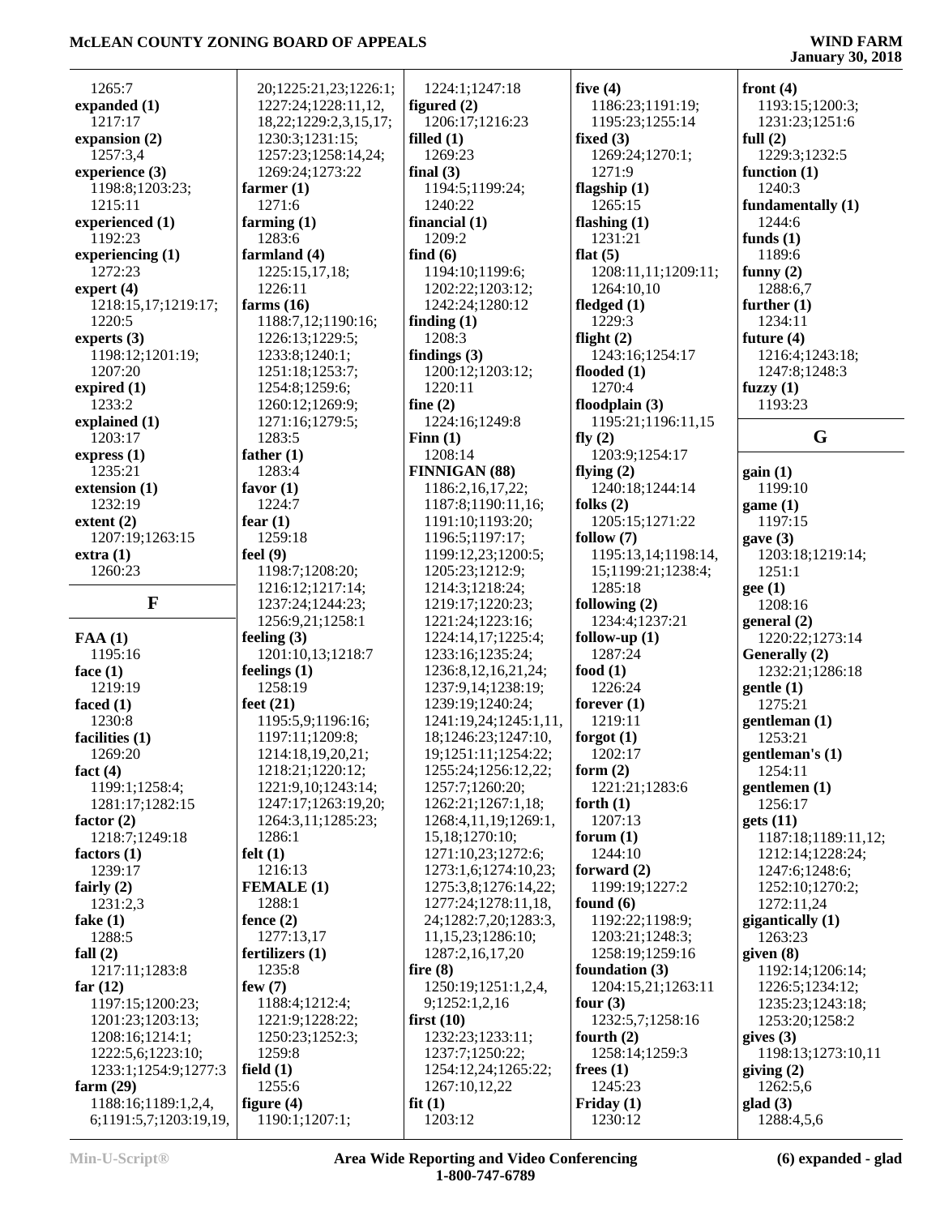1265:7
**expanded (1)**
1217:17
**expansion (2)**
1257:3,4
**experience (3)**
1198:8;1203:23;
1215:11
**experienced (1)**
1192:23
**experiencing (1)**
1272:23
**expert (4)**
1218:15,17;1219:17;
1220:5
**experts (3)**
1198:12;1201:19;
1207:20
**expired (1)**
1233:2
**explained (1)**
1203:17
**express (1)**
1235:21
**extension (1)**
1232:19
**extent (2)**
1207:19;1263:15
**extra (1)**
1260:23

## F

**FAA (1)**
1195:16
**face (1)**
1219:19
**faced (1)**
1230:8
**facilities (1)**
1269:20
**fact (4)**
1199:1;1258:4;
1281:17;1282:15
**factor (2)**
1218:7;1249:18
**factors (1)**
1239:17
**fairly (2)**
1231:2,3
**fake (1)**
1288:5
**fall (2)**
1217:11;1283:8
**far (12)**
1197:15;1200:23;
1201:23;1203:13;
1208:16;1214:1;
1222:5,6;1223:10;
1233:1;1254:9;1277:3
**farm (29)**
1188:16;1189:1,2,4,
6;1191:5,7;1203:19,19,
20;1225:21,23;1226:1;
1227:24;1228:11,12,
18,22;1229:2,3,15,17;
1230:3;1231:15;
1257:23;1258:14,24;
1269:24;1273:22
**farmer (1)**
1271:6
**farming (1)**
1283:6
**farmland (4)**
1225:15,17,18;
1226:11
**farms (16)**
1188:7,12;1190:16;
1226:13;1229:5;
1233:8;1240:1;
1251:18;1253:7;
1254:8;1259:6;
1260:12;1269:9;
1271:16;1279:5;
1283:5
**father (1)**
1283:4
**favor (1)**
1224:7
**fear (1)**
1259:18
**feel (9)**
1198:7;1208:20;
1216:12;1217:14;
1237:24;1244:23;
1256:9,21;1258:1
**feeling (3)**
1201:10,13;1218:7
**feelings (1)**
1258:19
**feet (21)**
1195:5,9;1196:16;
1197:11;1209:8;
1214:18,19,20,21;
1218:21;1220:12;
1221:9,10;1243:14;
1247:17;1263:19,20;
1264:3,11;1285:23;
1286:1
**felt (1)**
1216:13
**FEMALE (1)**
1288:1
**fence (2)**
1277:13,17
**fertilizers (1)**
1235:8
**few (7)**
1188:4;1212:4;
1221:9;1228:22;
1250:23;1252:3;
1259:8
**field (1)**
1255:6
**figure (4)**
1190:1;1207:1;
1224:1;1247:18
**figured (2)**
1206:17;1216:23
**filled (1)**
1269:23
**final (3)**
1194:5;1199:24;
1240:22
**financial (1)**
1209:2
**find (6)**
1194:10;1199:6;
1202:22;1203:12;
1242:24;1280:12
**finding (1)**
1208:3
**findings (3)**
1200:12;1203:12;
1220:11
**fine (2)**
1224:16;1249:8
**Finn (1)**
1208:14
**FINNIGAN (88)**
1186:2,16,17,22;
1187:8;1190:11,16;
1191:10;1193:20;
1196:5;1197:17;
1199:12,23;1200:5;
1205:23;1212:9;
1214:3;1218:24;
1219:17;1220:23;
1221:24;1223:16;
1224:14,17;1225:4;
1233:16;1235:24;
1236:8,12,16,21,24;
1237:9,14;1238:19;
1239:19;1240:24;
1241:19,24;1245:1,11,
18;1246:23;1247:10,
19;1251:11;1254:22;
1255:24;1256:12,22;
1257:7;1260:20;
1262:21;1267:1,18;
1268:4,11,19;1269:1,
15,18;1270:10;
1271:10,23;1272:6;
1273:1,6;1274:10,23;
1275:3,8;1276:14,22;
1277:24;1278:11,18,
24;1282:7,20;1283:3,
11,15,23;1286:10;
1287:2,16,17,20
**fire (8)**
1250:19;1251:1,2,4,
9;1252:1,2,16
**first (10)**
1232:23;1233:11;
1237:7;1250:22;
1254:12,24;1265:22;
1267:10,12,22
**fit (1)**
1203:12
**five (4)**
1186:23;1191:19;
1195:23;1255:14
**fixed (3)**
1269:24;1270:1;
1271:9
**flagship (1)**
1265:15
**flashing (1)**
1231:21
**flat (5)**
1208:11,11;1209:11;
1264:10,10
**fledged (1)**
1229:3
**flight (2)**
1243:16;1254:17
**flooded (1)**
1270:4
**floodplain (3)**
1195:21;1196:11,15
**fly (2)**
1203:9;1254:17
**flying (2)**
1240:18;1244:14
**folks (2)**
1205:15;1271:22
**follow (7)**
1195:13,14;1198:14,
15;1199:21;1238:4;
1285:18
**following (2)**
1234:4;1237:21
**follow-up (1)**
1287:24
**food (1)**
1226:24
**forever (1)**
1219:11
**forgot (1)**
1202:17
**form (2)**
1221:21;1283:6
**forth (1)**
1207:13
**forum (1)**
1244:10
**forward (2)**
1199:19;1227:2
**found (6)**
1192:22;1198:9;
1203:21;1248:3;
1258:19;1259:16
**foundation (3)**
1204:15,21;1263:11
**four (3)**
1232:5,7;1258:16
**fourth (2)**
1258:14;1259:3
**frees (1)**
1245:23
**Friday (1)**
1230:12
**front (4)**
1193:15;1200:3;
1231:23;1251:6
**full (2)**
1229:3;1232:5
**function (1)**
1240:3
**fundamentally (1)**
1244:6
**funds (1)**
1189:6
**funny (2)**
1288:6,7
**further (1)**
1234:11
**future (4)**
1216:4;1243:18;
1247:8;1248:3
**fuzzy (1)**
1193:23

## G

**gain (1)**
1199:10
**game (1)**
1197:15
**gave (3)**
1203:18;1219:14;
1251:1
**gee (1)**
1208:16
**general (2)**
1220:22;1273:14
**Generally (2)**
1232:21;1286:18
**gentle (1)**
1275:21
**gentleman (1)**
1253:21
**gentleman's (1)**
1254:11
**gentlemen (1)**
1256:17
**gets (11)**
1187:18;1189:11,12;
1212:14;1228:24;
1247:6;1248:6;
1252:10;1270:2;
1272:11,24
**gigantically (1)**
1263:23
**given (8)**
1192:14;1206:14;
1226:5;1234:12;
1235:23;1243:18;
1253:20;1258:2
**gives (3)**
1198:13;1273:10,11
**giving (2)**
1262:5,6
**glad (3)**
1288:4,5,6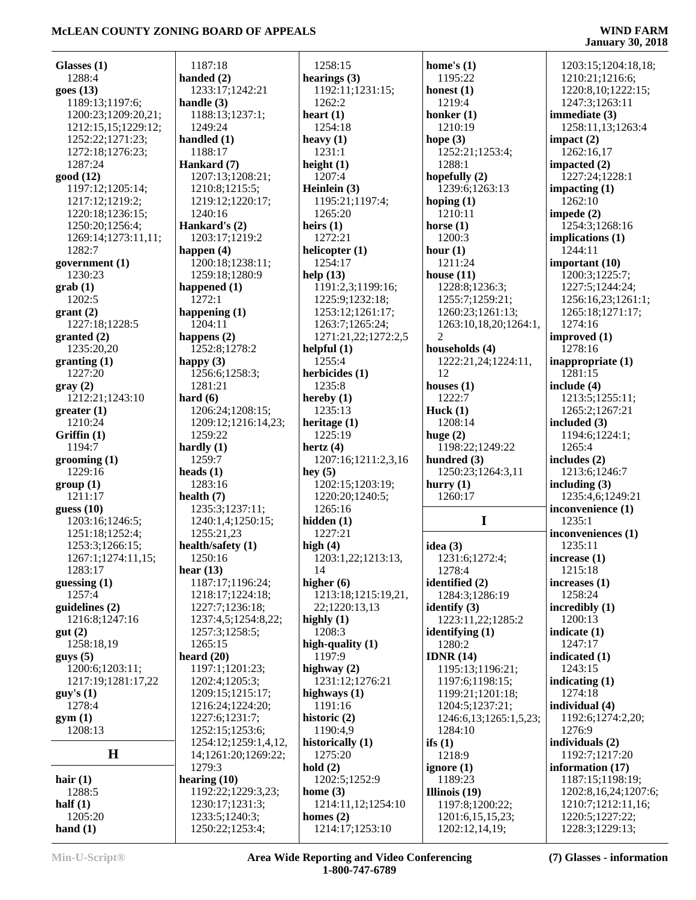**Glasses (1)**
1288:4
**goes (13)**
1189:13;1197:6;
1200:23;1209:20,21;
1212:15,15;1229:12;
1252:22;1271:23;
1272:18;1276:23;
1287:24
**good (12)**
1197:12;1205:14;
1217:12;1219:2;
1220:18;1236:15;
1250:20;1256:4;
1269:14;1273:11,11;
1282:7
**government (1)**
1230:23
**grab (1)**
1202:5
**grant (2)**
1227:18;1228:5
**granted (2)**
1235:20,20
**granting (1)**
1227:20
**gray (2)**
1212:21;1243:10
**greater (1)**
1210:24
**Griffin (1)**
1194:7
**grooming (1)**
1229:16
**group (1)**
1211:17
**guess (10)**
1203:16;1246:5;
1251:18;1252:4;
1253:3;1266:15;
1267:1;1274:11,15;
1283:17
**guessing (1)**
1257:4
**guidelines (2)**
1216:8;1247:16
**gut (2)**
1258:18,19
**guys (5)**
1200:6;1203:11;
1217:19;1281:17,22
**guy's (1)**
1278:4
**gym (1)**
1208:13

## H

**hair (1)**
1288:5
**half (1)**
1205:20
**hand (1)**
1187:18
**handed (2)**
1233:17;1242:21
**handle (3)**
1188:13;1237:1;
1249:24
**handled (1)**
1188:17
**Hankard (7)**
1207:13;1208:21;
1210:8;1215:5;
1219:12;1220:17;
1240:16
**Hankard's (2)**
1203:17;1219:2
**happen (4)**
1200:18;1238:11;
1259:18;1280:9
**happened (1)**
1272:1
**happening (1)**
1204:11
**happens (2)**
1252:8;1278:2
**happy (3)**
1256:6;1258:3;
1281:21
**hard (6)**
1206:24;1208:15;
1209:12;1216:14,23;
1259:22
**hardly (1)**
1259:7
**heads (1)**
1283:16
**health (7)**
1235:3;1237:11;
1240:1,4;1250:15;
1255:21,23
**health/safety (1)**
1250:16
**hear (13)**
1187:17;1196:24;
1218:17;1224:18;
1227:7;1236:18;
1237:4,5;1254:8,22;
1257:3;1258:5;
1265:15
**heard (20)**
1197:1;1201:23;
1202:4;1205:3;
1209:15;1215:17;
1216:24;1224:20;
1227:6;1231:7;
1252:15;1253:6;
1254:12;1259:1,4,12,
14;1261:20;1269:22;
1279:3
**hearing (10)**
1192:22;1229:3,23;
1230:17;1231:3;
1233:5;1240:3;
1250:22;1253:4;
1258:15
**hearings (3)**
1192:11;1231:15;
1262:2
**heart (1)**
1254:18
**heavy (1)**
1231:1
**height (1)**
1207:4
**Heinlein (3)**
1195:21;1197:4;
1265:20
**heirs (1)**
1272:21
**helicopter (1)**
1254:17
**help (13)**
1191:2,3;1199:16;
1225:9;1232:18;
1253:12;1261:17;
1263:7;1265:24;
1271:21,22;1272:2,5
**helpful (1)**
1255:4
**herbicides (1)**
1235:8
**hereby (1)**
1235:13
**heritage (1)**
1225:19
**hertz (4)**
1207:16;1211:2,3,16
**hey (5)**
1202:15;1203:19;
1220:20;1240:5;
1265:16
**hidden (1)**
1227:21
**high (4)**
1203:1,22;1213:13,
14
**higher (6)**
1213:18;1215:19,21,
22;1220:13,13
**highly (1)**
1208:3
**high-quality (1)**
1197:9
**highway (2)**
1231:12;1276:21
**highways (1)**
1191:16
**historic (2)**
1190:4,9
**historically (1)**
1275:20
**hold (2)**
1202:5;1252:9
**home (3)**
1214:11,12;1254:10
**homes (2)**
1214:17;1253:10
**home's (1)**
1195:22
**honest (1)**
1219:4
**honker (1)**
1210:19
**hope (3)**
1252:21;1253:4;
1288:1
**hopefully (2)**
1239:6;1263:13
**hoping (1)**
1210:11
**horse (1)**
1200:3
**hour (1)**
1211:24
**house (11)**
1228:8;1236:3;
1255:7;1259:21;
1260:23;1261:13;
1263:10,18,20;1264:1,
2
**households (4)**
1222:21,24;1224:11,
12
**houses (1)**
1222:7
**Huck (1)**
1208:14
**huge (2)**
1198:22;1249:22
**hundred (3)**
1250:23;1264:3,11
**hurry (1)**
1260:17

## I

**idea (3)**
1231:6;1272:4;
1278:4
**identified (2)**
1284:3;1286:19
**identify (3)**
1223:11,22;1285:2
**identifying (1)**
1280:2
**IDNR (14)**
1195:13;1196:21;
1197:6;1198:15;
1199:21;1201:18;
1204:5;1237:21;
1246:6,13;1265:1,5,23;
1284:10
**ifs (1)**
1218:9
**ignore (1)**
1189:23
**Illinois (19)**
1197:8;1200:22;
1201:6,15,15,23;
1202:12,14,19;
1203:15;1204:18,18;
1210:21;1216:6;
1220:8,10;1222:15;
1247:3;1263:11
**immediate (3)**
1258:11,13;1263:4
**impact (2)**
1262:16,17
**impacted (2)**
1227:24;1228:1
**impacting (1)**
1262:10
**impede (2)**
1254:3;1268:16
**implications (1)**
1244:11
**important (10)**
1200:3;1225:7;
1227:5;1244:24;
1256:16,23;1261:1;
1265:18;1271:17;
1274:16
**improved (1)**
1278:16
**inappropriate (1)**
1281:15
**include (4)**
1213:5;1255:11;
1265:2;1267:21
**included (3)**
1194:6;1224:1;
1265:4
**includes (2)**
1213:6;1246:7
**including (3)**
1235:4,6;1249:21
**inconvenience (1)**
1235:1
**inconveniences (1)**
1235:11
**increase (1)**
1215:18
**increases (1)**
1258:24
**incredibly (1)**
1200:13
**indicate (1)**
1247:17
**indicated (1)**
1243:15
**indicating (1)**
1274:18
**individual (4)**
1192:6;1274:2,20;
1276:9
**individuals (2)**
1192:7;1217:20
**information (17)**
1187:15;1198:19;
1202:8,16,24;1207:6;
1210:7;1212:11,16;
1220:5;1227:22;
1228:3;1229:13;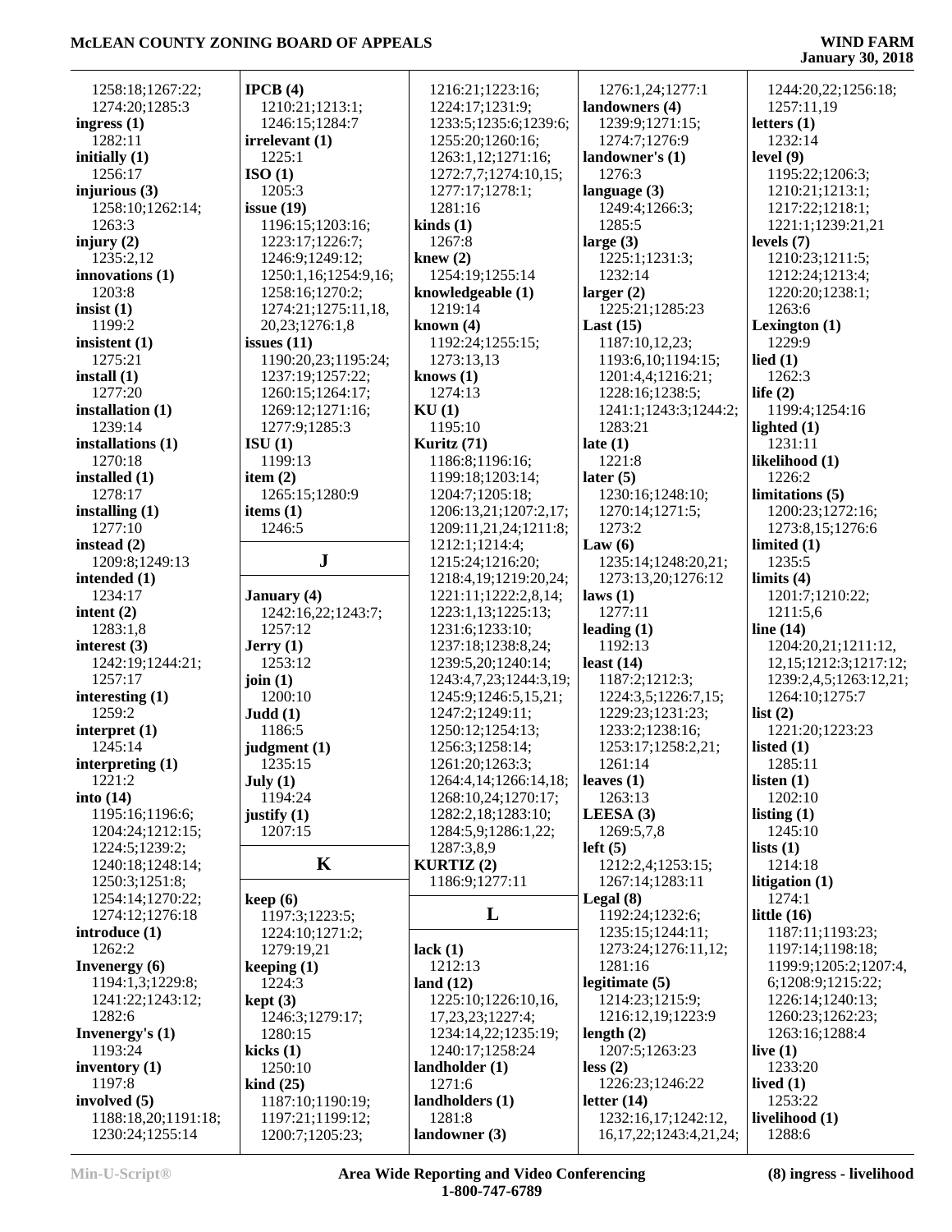1258:18;1267:22;
1274:20;1285:3
**ingress (1)**
1282:11
**initially (1)**
1256:17
**injurious (3)**
1258:10;1262:14;
1263:3
**injury (2)**
1235:2,12
**innovations (1)**
1203:8
**insist (1)**
1199:2
**insistent (1)**
1275:21
**install (1)**
1277:20
**installation (1)**
1239:14
**installations (1)**
1270:18
**installed (1)**
1278:17
**installing (1)**
1277:10
**instead (2)**
1209:8;1249:13
**intended (1)**
1234:17
**intent (2)**
1283:1,8
**interest (3)**
1242:19;1244:21;
1257:17
**interesting (1)**
1259:2
**interpret (1)**
1245:14
**interpreting (1)**
1221:2
**into (14)**
1195:16;1196:6;
1204:24;1212:15;
1224:5;1239:2;
1240:18;1248:14;
1250:3;1251:8;
1254:14;1270:22;
1274:12;1276:18
**introduce (1)**
1262:2
**Invenergy (6)**
1194:1,3;1229:8;
1241:22;1243:12;
1282:6
**Invenergy's (1)**
1193:24
**inventory (1)**
1197:8
**involved (5)**
1188:18,20;1191:18;
1230:24;1255:14

**IPCB (4)**
1210:21;1213:1;
1246:15;1284:7
**irrelevant (1)**
1225:1
**ISO (1)**
1205:3
**issue (19)**
1196:15;1203:16;
1223:17;1226:7;
1246:9;1249:12;
1250:1,16;1254:9,16;
1258:16;1270:2;
1274:21;1275:11,18,
20,23;1276:1,8
**issues (11)**
1190:20,23;1195:24;
1237:19;1257:22;
1260:15;1264:17;
1269:12;1271:16;
1277:9;1285:3
**ISU (1)**
1199:13
**item (2)**
1265:15;1280:9
**items (1)**
1246:5

## J

**January (4)**
1242:16,22;1243:7;
1257:12
**Jerry (1)**
1253:12
**join (1)**
1200:10
**Judd (1)**
1186:5
**judgment (1)**
1235:15
**July (1)**
1194:24
**justify (1)**
1207:15

## K

**keep (6)**
1197:3;1223:5;
1224:10;1271:2;
1279:19,21
**keeping (1)**
1224:3
**kept (3)**
1246:3;1279:17;
1280:15
**kicks (1)**
1250:10
**kind (25)**
1187:10;1190:19;
1197:21;1199:12;
1200:7;1205:23;
1216:21;1223:16;
1224:17;1231:9;
1233:5;1235:6;1239:6;
1255:20;1260:16;
1263:1,12;1271:16;
1272:7,7;1274:10,15;
1277:17;1278:1;
1281:16
**kinds (1)**
1267:8
**knew (2)**
1254:19;1255:14
**knowledgeable (1)**
1219:14
**known (4)**
1192:24;1255:15;
1273:13,13
**knows (1)**
1274:13
**KU (1)**
1195:10
**Kuritz (71)**
1186:8;1196:16;
1199:18;1203:14;
1204:7;1205:18;
1206:13,21;1207:2,17;
1209:11,21,24;1211:8;
1212:1;1214:4;
1215:24;1216:20;
1218:4,19;1219:20,24;
1221:11;1222:2,8,14;
1223:1,13;1225:13;
1231:6;1233:10;
1237:18;1238:8,24;
1239:5,20;1240:14;
1243:4,7,23;1244:3,19;
1245:9;1246:5,15,21;
1247:2;1249:11;
1250:12;1254:13;
1256:3;1258:14;
1261:20;1263:3;
1264:4,14;1266:14,18;
1268:10,24;1270:17;
1282:2,18;1283:10;
1284:5,9;1286:1,22;
1287:3,8,9
**KURTIZ (2)**
1186:9;1277:11

## L

**lack (1)**
1212:13
**land (12)**
1225:10;1226:10,16,
17,23,23;1227:4;
1234:14,22;1235:19;
1240:17;1258:24
**landholder (1)**
1271:6
**landholders (1)**
1281:8
**landowner (3)**
1276:1,24;1277:1
**landowners (4)**
1239:9;1271:15;
1274:7;1276:9
**landowner's (1)**
1276:3
**language (3)**
1249:4;1266:3;
1285:5
**large (3)**
1225:1;1231:3;
1232:14
**larger (2)**
1225:21;1285:23
**Last (15)**
1187:10,12,23;
1193:6,10;1194:15;
1201:4,4;1216:21;
1228:16;1238:5;
1241:1;1243:3;1244:2;
1283:21
**late (1)**
1221:8
**later (5)**
1230:16;1248:10;
1270:14;1271:5;
1273:2
**Law (6)**
1235:14;1248:20,21;
1273:13,20;1276:12
**laws (1)**
1277:11
**leading (1)**
1192:13
**least (14)**
1187:2;1212:3;
1224:3,5;1226:7,15;
1229:23;1231:23;
1233:2;1238:16;
1253:17;1258:2,21;
1261:14
**leaves (1)**
1263:13
**LEESA (3)**
1269:5,7,8
**left (5)**
1212:2,4;1253:15;
1267:14;1283:11
**Legal (8)**
1192:24;1232:6;
1235:15;1244:11;
1273:24;1276:11,12;
1281:16
**legitimate (5)**
1214:23;1215:9;
1216:12,19;1223:9
**length (2)**
1207:5;1263:23
**less (2)**
1226:23;1246:22
**letter (14)**
1232:16,17;1242:12,
16,17,22;1243:4,21,24;
1244:20,22;1256:18;
1257:11,19
**letters (1)**
1232:14
**level (9)**
1195:22;1206:3;
1210:21;1213:1;
1217:22;1218:1;
1221:1;1239:21,21
**levels (7)**
1210:23;1211:5;
1212:24;1213:4;
1220:20;1238:1;
1263:6
**Lexington (1)**
1229:9
**lied (1)**
1262:3
**life (2)**
1199:4;1254:16
**lighted (1)**
1231:11
**likelihood (1)**
1226:2
**limitations (5)**
1200:23;1272:16;
1273:8,15;1276:6
**limited (1)**
1235:5
**limits (4)**
1201:7;1210:22;
1211:5,6
**line (14)**
1204:20,21;1211:12,
12,15;1212:3;1217:12;
1239:2,4,5;1263:12,21;
1264:10;1275:7
**list (2)**
1221:20;1223:23
**listed (1)**
1285:11
**listen (1)**
1202:10
**listing (1)**
1245:10
**lists (1)**
1214:18
**litigation (1)**
1274:1
**little (16)**
1187:11;1193:23;
1197:14;1198:18;
1199:9;1205:2;1207:4,
6;1208:9;1215:22;
1226:14;1240:13;
1260:23;1262:23;
1263:16;1288:4
**live (1)**
1233:20
**lived (1)**
1253:22
**livelihood (1)**
1288:6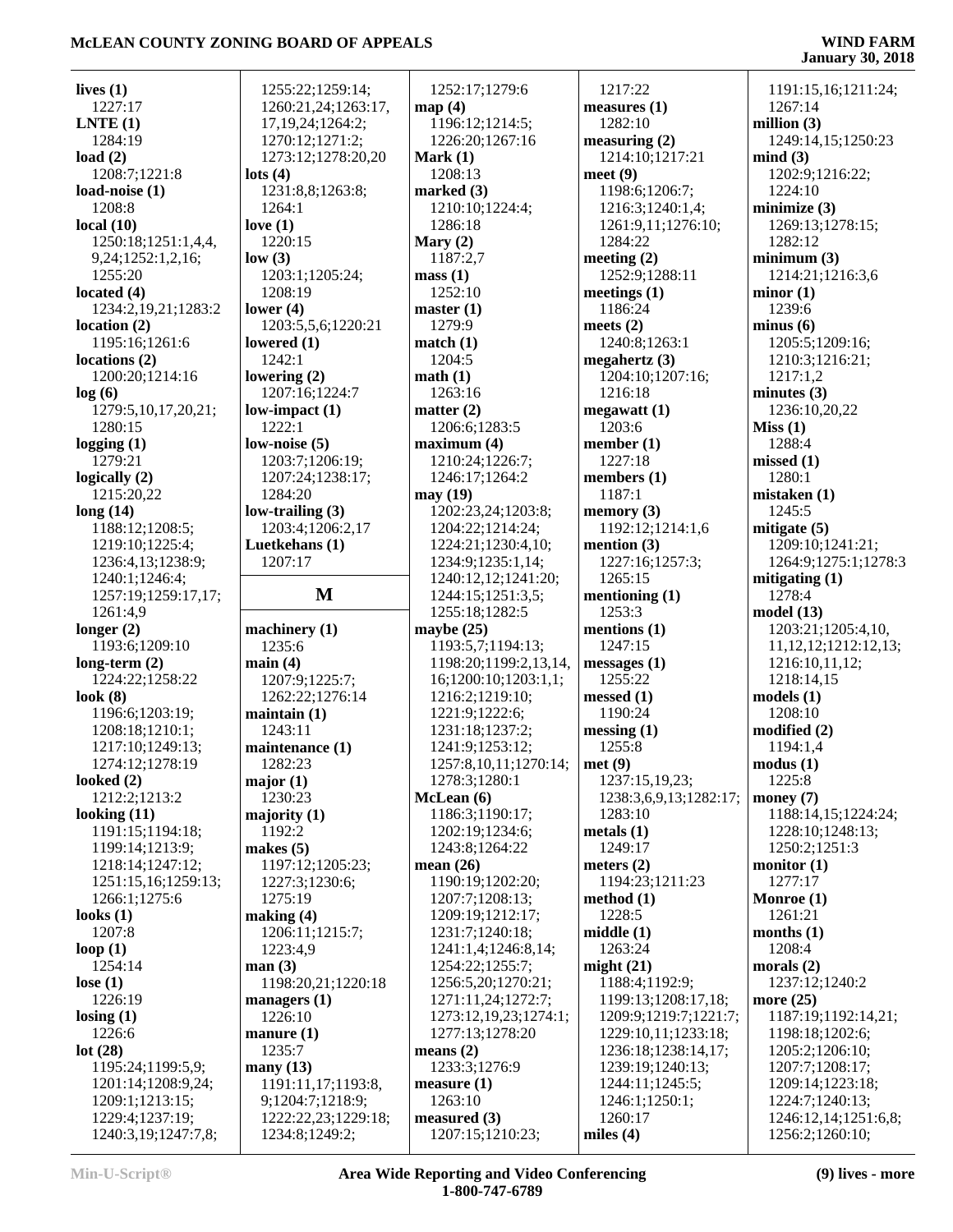**lives (1)**
1227:17
**LNTE (1)**
1284:19
**load (2)**
1208:7;1221:8
**load-noise (1)**
1208:8
**local (10)**
1250:18;1251:1,4,4,
9,24;1252:1,2,16;
1255:20
**located (4)**
1234:2,19,21;1283:2
**location (2)**
1195:16;1261:6
**locations (2)**
1200:20;1214:16
**log (6)**
1279:5,10,17,20,21;
1280:15
**logging (1)**
1279:21
**logically (2)**
1215:20,22
**long (14)**
1188:12;1208:5;
1219:10;1225:4;
1236:4,13;1238:9;
1240:1;1246:4;
1257:19;1259:17,17;
1261:4,9
**longer (2)**
1193:6;1209:10
**long-term (2)**
1224:22;1258:22
**look (8)**
1196:6;1203:19;
1208:18;1210:1;
1217:10;1249:13;
1274:12;1278:19
**looked (2)**
1212:2;1213:2
**looking (11)**
1191:15;1194:18;
1199:14;1213:9;
1218:14;1247:12;
1251:15,16;1259:13;
1266:1;1275:6
**looks (1)**
1207:8
**loop (1)**
1254:14
**lose (1)**
1226:19
**losing (1)**
1226:6
**lot (28)**
1195:24;1199:5,9;
1201:14;1208:9,24;
1209:1;1213:15;
1229:4;1237:19;
1240:3,19;1247:7,8;
1255:22;1259:14;
1260:21,24;1263:17,
17,19,24;1264:2;
1270:12;1271:2;
1273:12;1278:20,20
**lots (4)**
1231:8,8;1263:8;
1264:1
**love (1)**
1220:15
**low (3)**
1203:1;1205:24;
1208:19
**lower (4)**
1203:5,5,6;1220:21
**lowered (1)**
1242:1
**lowering (2)**
1207:16;1224:7
**low-impact (1)**
1222:1
**low-noise (5)**
1203:7;1206:19;
1207:24;1238:17;
1284:20
**low-trailing (3)**
1203:4;1206:2,17
**Luetkehans (1)**
1207:17

## M

**machinery (1)**
1235:6
**main (4)**
1207:9;1225:7;
1262:22;1276:14
**maintain (1)**
1243:11
**maintenance (1)**
1282:23
**major (1)**
1230:23
**majority (1)**
1192:2
**makes (5)**
1197:12;1205:23;
1227:3;1230:6;
1275:19
**making (4)**
1206:11;1215:7;
1223:4,9
**man (3)**
1198:20,21;1220:18
**managers (1)**
1226:10
**manure (1)**
1235:7
**many (13)**
1191:11,17;1193:8,
9;1204:7;1218:9;
1222:22,23;1229:18;
1234:8;1249:2;
1252:17;1279:6
**map (4)**
1196:12;1214:5;
1226:20;1267:16
**Mark (1)**
1208:13
**marked (3)**
1210:10;1224:4;
1286:18
**Mary (2)**
1187:2,7
**mass (1)**
1252:10
**master (1)**
1279:9
**match (1)**
1204:5
**math (1)**
1263:16
**matter (2)**
1206:6;1283:5
**maximum (4)**
1210:24;1226:7;
1246:17;1264:2
**may (19)**
1202:23,24;1203:8;
1204:22;1214:24;
1224:21;1230:4,10;
1234:9;1235:1,14;
1240:12,12;1241:20;
1244:15;1251:3,5;
1255:18;1282:5
**maybe (25)**
1193:5,7;1194:13;
1198:20;1199:2,13,14,
16;1200:10;1203:1,1;
1216:2;1219:10;
1221:9;1222:6;
1231:18;1237:2;
1241:9;1253:12;
1257:8,10,11;1270:14;
1278:3;1280:1
**McLean (6)**
1186:3;1190:17;
1202:19;1234:6;
1243:8;1264:22
**mean (26)**
1190:19;1202:20;
1207:7;1208:13;
1209:19;1212:17;
1231:7;1240:18;
1241:1,4;1246:8,14;
1254:22;1255:7;
1256:5,20;1270:21;
1271:11,24;1272:7;
1273:12,19,23;1274:1;
1277:13;1278:20
**means (2)**
1233:3;1276:9
**measure (1)**
1263:10
**measured (3)**
1207:15;1210:23;
1217:22
**measures (1)**
1282:10
**measuring (2)**
1214:10;1217:21
**meet (9)**
1198:6;1206:7;
1216:3;1240:1,4;
1261:9,11;1276:10;
1284:22
**meeting (2)**
1252:9;1288:11
**meetings (1)**
1186:24
**meets (2)**
1240:8;1263:1
**megahertz (3)**
1204:10;1207:16;
1216:18
**megawatt (1)**
1203:6
**member (1)**
1227:18
**members (1)**
1187:1
**memory (3)**
1192:12;1214:1,6
**mention (3)**
1227:16;1257:3;
1265:15
**mentioning (1)**
1253:3
**mentions (1)**
1247:15
**messages (1)**
1255:22
**messed (1)**
1190:24
**messing (1)**
1255:8
**met (9)**
1237:15,19,23;
1238:3,6,9,13;1282:17;
1283:10
**metals (1)**
1249:17
**meters (2)**
1194:23;1211:23
**method (1)**
1228:5
**middle (1)**
1263:24
**might (21)**
1188:4;1192:9;
1199:13;1208:17,18;
1209:9;1219:7;1221:7;
1229:10,11;1233:18;
1236:18;1238:14,17;
1239:19;1240:13;
1244:11;1245:5;
1246:1;1250:1;
1260:17
**miles (4)**
1191:15,16;1211:24;
1267:14
**million (3)**
1249:14,15;1250:23
**mind (3)**
1202:9;1216:22;
1224:10
**minimize (3)**
1269:13;1278:15;
1282:12
**minimum (3)**
1214:21;1216:3,6
**minor (1)**
1239:6
**minus (6)**
1205:5;1209:16;
1210:3;1216:21;
1217:1,2
**minutes (3)**
1236:10,20,22
**Miss (1)**
1288:4
**missed (1)**
1280:1
**mistaken (1)**
1245:5
**mitigate (5)**
1209:10;1241:21;
1264:9;1275:1;1278:3
**mitigating (1)**
1278:4
**model (13)**
1203:21;1205:4,10,
11,12,12;1212:12,13;
1216:10,11,12;
1218:14,15
**models (1)**
1208:10
**modified (2)**
1194:1,4
**modus (1)**
1225:8
**money (7)**
1188:14,15;1224:24;
1228:10;1248:13;
1250:2;1251:3
**monitor (1)**
1277:17
**Monroe (1)**
1261:21
**months (1)**
1208:4
**morals (2)**
1237:12;1240:2
**more (25)**
1187:19;1192:14,21;
1198:18;1202:6;
1205:2;1206:10;
1207:7;1208:17;
1209:14;1223:18;
1224:7;1240:13;
1246:12,14;1251:6,8;
1256:2;1260:10;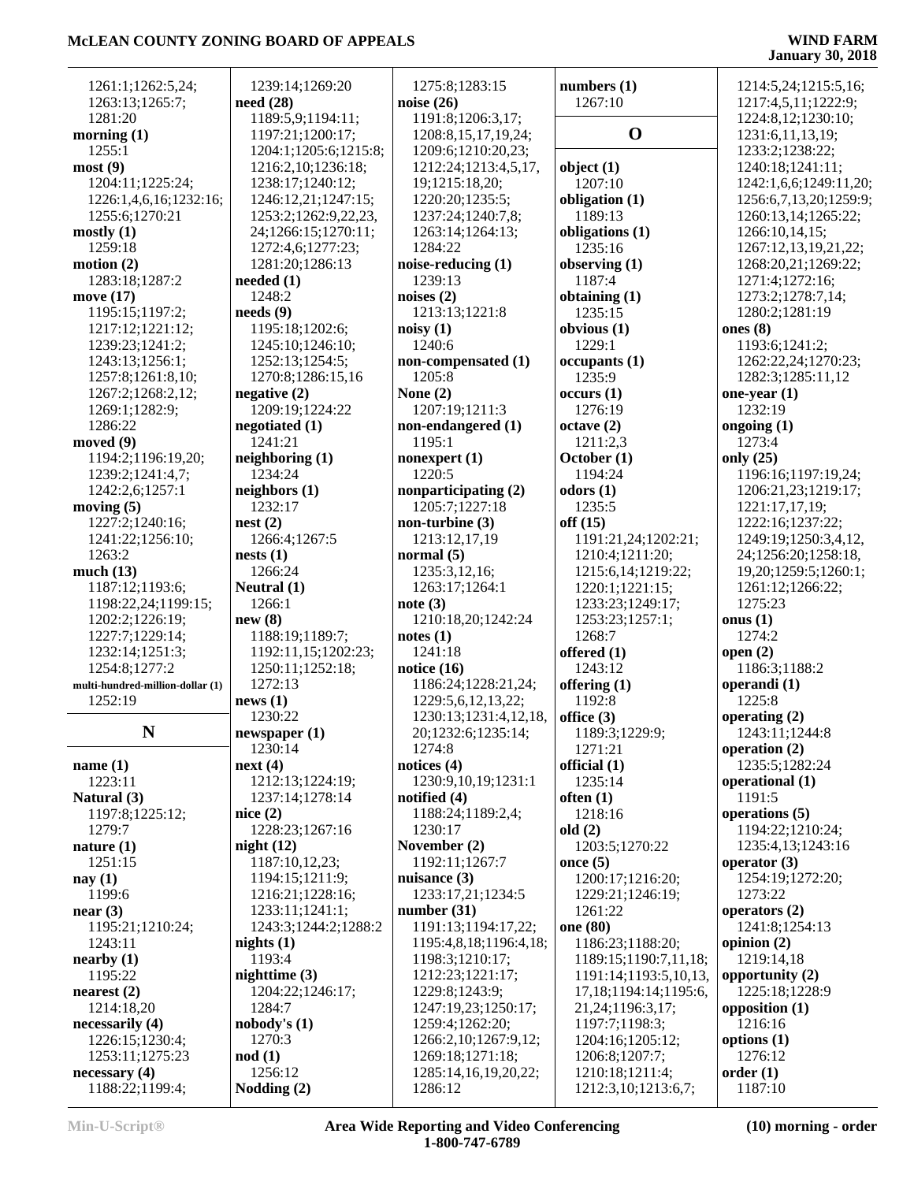1261:1;1262:5,24;
1263:13;1265:7;
1281:20
**morning (1)**
1255:1
**most (9)**
1204:11;1225:24;
1226:1,4,6,16;1232:16;
1255:6;1270:21
**mostly (1)**
1259:18
**motion (2)**
1283:18;1287:2
**move (17)**
1195:15;1197:2;
1217:12;1221:12;
1239:23;1241:2;
1243:13;1256:1;
1257:8;1261:8,10;
1267:2;1268:2,12;
1269:1;1282:9;
1286:22
**moved (9)**
1194:2;1196:19,20;
1239:2;1241:4,7;
1242:2,6;1257:1
**moving (5)**
1227:2;1240:16;
1241:22;1256:10;
1263:2
**much (13)**
1187:12;1193:6;
1198:22,24;1199:15;
1202:2;1226:19;
1227:7;1229:14;
1232:14;1251:3;
1254:8;1277:2
**multi-hundred-million-dollar (1)**
1252:19

## N

**name (1)**
1223:11
**Natural (3)**
1197:8;1225:12;
1279:7
**nature (1)**
1251:15
**nay (1)**
1199:6
**near (3)**
1195:21;1210:24;
1243:11
**nearby (1)**
1195:22
**nearest (2)**
1214:18,20
**necessarily (4)**
1226:15;1230:4;
1253:11;1275:23
**necessary (4)**
1188:22;1199:4;
1239:14;1269:20
**need (28)**
1189:5,9;1194:11;
1197:21;1200:17;
1204:1;1205:6;1215:8;
1216:2,10;1236:18;
1238:17;1240:12;
1246:12,21;1247:15;
1253:2;1262:9,22,23,
24;1266:15;1270:11;
1272:4,6;1277:23;
1281:20;1286:13
**needed (1)**
1248:2
**needs (9)**
1195:18;1202:6;
1245:10;1246:10;
1252:13;1254:5;
1270:8;1286:15,16
**negative (2)**
1209:19;1224:22
**negotiated (1)**
1241:21
**neighboring (1)**
1234:24
**neighbors (1)**
1232:17
**nest (2)**
1266:4;1267:5
**nests (1)**
1266:24
**Neutral (1)**
1266:1
**new (8)**
1188:19;1189:7;
1192:11,15;1202:23;
1250:11;1252:18;
1272:13
**news (1)**
1230:22
**newspaper (1)**
1230:14
**next (4)**
1212:13;1224:19;
1237:14;1278:14
**nice (2)**
1228:23;1267:16
**night (12)**
1187:10,12,23;
1194:15;1211:9;
1216:21;1228:16;
1233:11;1241:1;
1243:3;1244:2;1288:2
**nights (1)**
1193:4
**nighttime (3)**
1204:22;1246:17;
1284:7
**nobody's (1)**
1270:3
**nod (1)**
1256:12
**Nodding (2)**
1275:8;1283:15
**noise (26)**
1191:8;1206:3,17;
1208:8,15,17,19,24;
1209:6;1210:20,23;
1212:24;1213:4,5,17,
19;1215:18,20;
1220:20;1235:5;
1237:24;1240:7,8;
1263:14;1264:13;
1284:22
**noise-reducing (1)**
1239:13
**noises (2)**
1213:13;1221:8
**noisy (1)**
1240:6
**non-compensated (1)**
1205:8
**None (2)**
1207:19;1211:3
**non-endangered (1)**
1195:1
**nonexpert (1)**
1220:5
**nonparticipating (2)**
1205:7;1227:18
**non-turbine (3)**
1213:12,17,19
**normal (5)**
1235:3,12,16;
1263:17;1264:1
**note (3)**
1210:18,20;1242:24
**notes (1)**
1241:18
**notice (16)**
1186:24;1228:21,24;
1229:5,6,12,13,22;
1230:13;1231:4,12,18,
20;1232:6;1235:14;
1274:8
**notices (4)**
1230:9,10,19;1231:1
**notified (4)**
1188:24;1189:2,4;
1230:17
**November (2)**
1192:11;1267:7
**nuisance (3)**
1233:17,21;1234:5
**number (31)**
1191:13;1194:17,22;
1195:4,8,18;1196:4,18;
1198:3;1210:17;
1212:23;1221:17;
1229:8;1243:9;
1247:19,23;1250:17;
1259:4;1262:20;
1266:2,10;1267:9,12;
1269:18;1271:18;
1285:14,16,19,20,22;
1286:12
**numbers (1)**
1267:10

## O

**object (1)**
1207:10
**obligation (1)**
1189:13
**obligations (1)**
1235:16
**observing (1)**
1187:4
**obtaining (1)**
1235:15
**obvious (1)**
1229:1
**occupants (1)**
1235:9
**occurs (1)**
1276:19
**octave (2)**
1211:2,3
**October (1)**
1194:24
**odors (1)**
1235:5
**off (15)**
1191:21,24;1202:21;
1210:4;1211:20;
1215:6,14;1219:22;
1220:1;1221:15;
1233:23;1249:17;
1253:23;1257:1;
1268:7
**offered (1)**
1243:12
**offering (1)**
1192:8
**office (3)**
1189:3;1229:9;
1271:21
**official (1)**
1235:14
**often (1)**
1218:16
**old (2)**
1203:5;1270:22
**once (5)**
1200:17;1216:20;
1229:21;1246:19;
1261:22
**one (80)**
1186:23;1188:20;
1189:15;1190:7,11,18;
1191:14;1193:5,10,13,
17,18;1194:14;1195:6,
21,24;1196:3,17;
1197:7;1198:3;
1204:16;1205:12;
1206:8;1207:7;
1210:18;1211:4;
1212:3,10;1213:6,7;
1214:5,24;1215:5,16;
1217:4,5,11;1222:9;
1224:8,12;1230:10;
1231:6,11,13,19;
1233:2;1238:22;
1240:18;1241:11;
1242:1,6,6;1249:11,20;
1256:6,7,13,20;1259:9;
1260:13,14;1265:22;
1266:10,14,15;
1267:12,13,19,21,22;
1268:20,21;1269:22;
1271:4;1272:16;
1273:2;1278:7,14;
1280:2;1281:19
**ones (8)**
1193:6;1241:2;
1262:22,24;1270:23;
1282:3;1285:11,12
**one-year (1)**
1232:19
**ongoing (1)**
1273:4
**only (25)**
1196:16;1197:19,24;
1206:21,23;1219:17;
1221:17,17,19;
1222:16;1237:22;
1249:19;1250:3,4,12,
24;1256:20;1258:18,
19,20;1259:5;1260:1;
1261:12;1266:22;
1275:23
**onus (1)**
1274:2
**open (2)**
1186:3;1188:2
**operandi (1)**
1225:8
**operating (2)**
1243:11;1244:8
**operation (2)**
1235:5;1282:24
**operational (1)**
1191:5
**operations (5)**
1194:22;1210:24;
1235:4,13;1243:16
**operator (3)**
1254:19;1272:20;
1273:22
**operators (2)**
1241:8;1254:13
**opinion (2)**
1219:14,18
**opportunity (2)**
1225:18;1228:9
**opposition (1)**
1216:16
**options (1)**
1276:12
**order (1)**
1187:10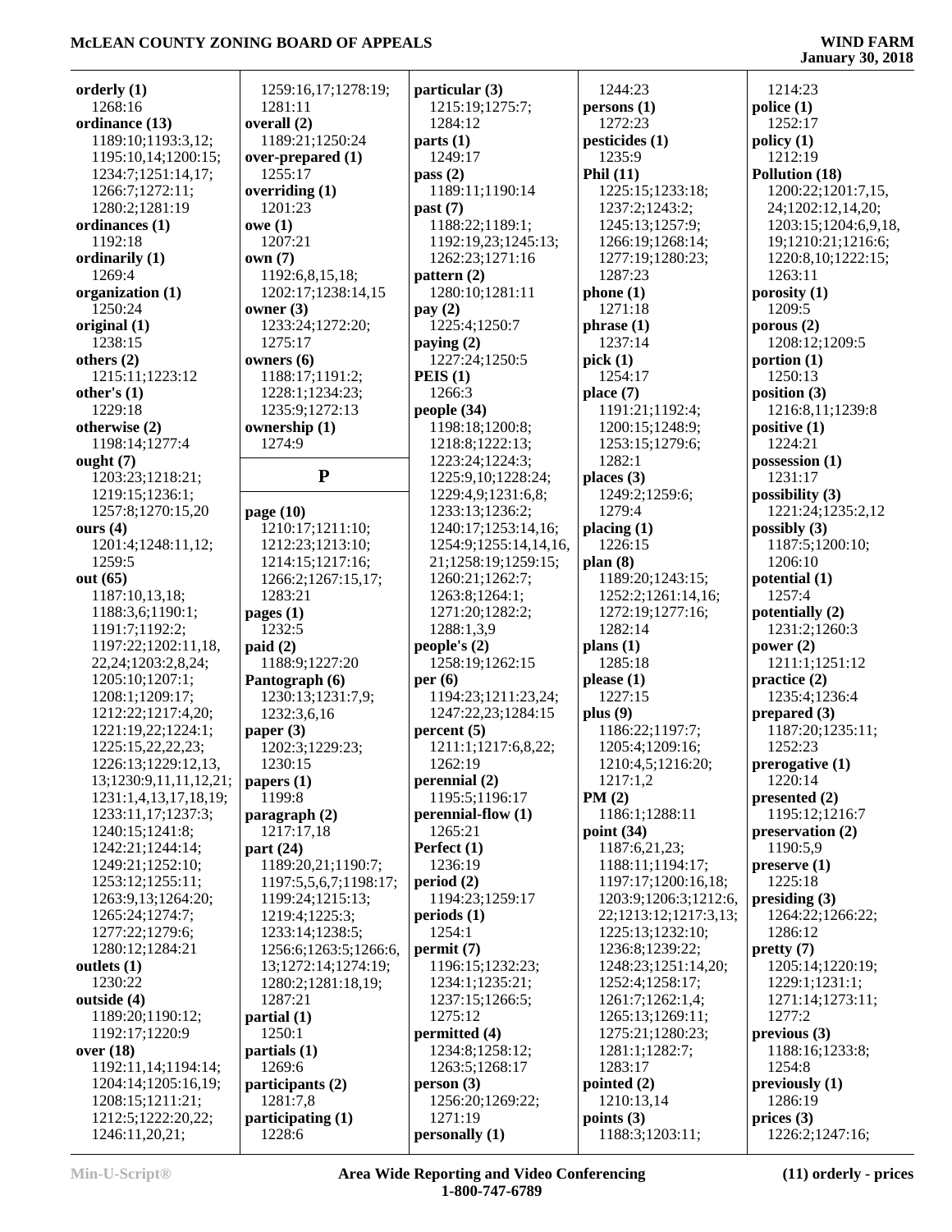**orderly (1)**
1268:16
**ordinance (13)**
1189:10;1193:3,12;
1195:10,14;1200:15;
1234:7;1251:14,17;
1266:7;1272:11;
1280:2;1281:19
**ordinances (1)**
1192:18
**ordinarily (1)**
1269:4
**organization (1)**
1250:24
**original (1)**
1238:15
**others (2)**
1215:11;1223:12
**other's (1)**
1229:18
**otherwise (2)**
1198:14;1277:4
**ought (7)**
1203:23;1218:21;
1219:15;1236:1;
1257:8;1270:15,20
**ours (4)**
1201:4;1248:11,12;
1259:5
**out (65)**
1187:10,13,18;
1188:3,6;1190:1;
1191:7;1192:2;
1197:22;1202:11,18,
22,24;1203:2,8,24;
1205:10;1207:1;
1208:1;1209:17;
1212:22;1217:4,20;
1221:19,22;1224:1;
1225:15,22,22,23;
1226:13;1229:12,13,
13;1230:9,11,11,12,21;
1231:1,4,13,17,18,19;
1233:11,17;1237:3;
1240:15;1241:8;
1242:21;1244:14;
1249:21;1252:10;
1253:12;1255:11;
1263:9,13;1264:20;
1265:24;1274:7;
1277:22;1279:6;
1280:12;1284:21
**outlets (1)**
1230:22
**outside (4)**
1189:20;1190:12;
1192:17;1220:9
**over (18)**
1192:11,14;1194:14;
1204:14;1205:16,19;
1208:15;1211:21;
1212:5;1222:20,22;
1246:11,20,21;
1259:16,17;1278:19;
1281:11
**overall (2)**
1189:21;1250:24
**over-prepared (1)**
1255:17
**overriding (1)**
1201:23
**owe (1)**
1207:21
**own (7)**
1192:6,8,15,18;
1202:17;1238:14,15
**owner (3)**
1233:24;1272:20;
1275:17
**owners (6)**
1188:17;1191:2;
1228:1;1234:23;
1235:9;1272:13
**ownership (1)**
1274:9

## P

**page (10)**
1210:17;1211:10;
1212:23;1213:10;
1214:15;1217:16;
1266:2;1267:15,17;
1283:21
**pages (1)**
1232:5
**paid (2)**
1188:9;1227:20
**Pantograph (6)**
1230:13;1231:7,9;
1232:3,6,16
**paper (3)**
1202:3;1229:23;
1230:15
**papers (1)**
1199:8
**paragraph (2)**
1217:17,18
**part (24)**
1189:20,21;1190:7;
1197:5,5,6,7;1198:17;
1199:24;1215:13;
1219:4;1225:3;
1233:14;1238:5;
1256:6;1263:5;1266:6,
13;1272:14;1274:19;
1280:2;1281:18,19;
1287:21
**partial (1)**
1250:1
**partials (1)**
1269:6
**participants (2)**
1281:7,8
**participating (1)**
1228:6
**particular (3)**
1215:19;1275:7;
1284:12
**parts (1)**
1249:17
**pass (2)**
1189:11;1190:14
**past (7)**
1188:22;1189:1;
1192:19,23;1245:13;
1262:23;1271:16
**pattern (2)**
1280:10;1281:11
**pay (2)**
1225:4;1250:7
**paying (2)**
1227:24;1250:5
**PEIS (1)**
1266:3
**people (34)**
1198:18;1200:8;
1218:8;1222:13;
1223:24;1224:3;
1225:9,10;1228:24;
1229:4,9;1231:6,8;
1233:13;1236:2;
1240:17;1253:14,16;
1254:9;1255:14,14,16,
21;1258:19;1259:15;
1260:21;1262:7;
1263:8;1264:1;
1271:20;1282:2;
1288:1,3,9
**people's (2)**
1258:19;1262:15
**per (6)**
1194:23;1211:23,24;
1247:22,23;1284:15
**percent (5)**
1211:1;1217:6,8,22;
1262:19
**perennial (2)**
1195:5;1196:17
**perennial-flow (1)**
1265:21
**Perfect (1)**
1236:19
**period (2)**
1194:23;1259:17
**periods (1)**
1254:1
**permit (7)**
1196:15;1232:23;
1234:1;1235:21;
1237:15;1266:5;
1275:12
**permitted (4)**
1234:8;1258:12;
1263:5;1268:17
**person (3)**
1256:20;1269:22;
1271:19
**personally (1)**
1244:23
**persons (1)**
1272:23
**pesticides (1)**
1235:9
**Phil (11)**
1225:15;1233:18;
1237:2;1243:2;
1245:13;1257:9;
1266:19;1268:14;
1277:19;1280:23;
1287:23
**phone (1)**
1271:18
**phrase (1)**
1237:14
**pick (1)**
1254:17
**place (7)**
1191:21;1192:4;
1200:15;1248:9;
1253:15;1279:6;
1282:1
**places (3)**
1249:2;1259:6;
1279:4
**placing (1)**
1226:15
**plan (8)**
1189:20;1243:15;
1252:2;1261:14,16;
1272:19;1277:16;
1282:14
**plans (1)**
1285:18
**please (1)**
1227:15
**plus (9)**
1186:22;1197:7;
1205:4;1209:16;
1210:4,5;1216:20;
1217:1,2
**PM (2)**
1186:1;1288:11
**point (34)**
1187:6,21,23;
1188:11;1194:17;
1197:17;1200:16,18;
1203:9;1206:3;1212:6,
22;1213:12;1217:3,13;
1225:13;1232:10;
1236:8;1239:22;
1248:23;1251:14,20;
1252:4;1258:17;
1261:7;1262:1,4;
1265:13;1269:11;
1275:21;1280:23;
1281:1;1282:7;
1283:17
**pointed (2)**
1210:13,14
**points (3)**
1188:3;1203:11;
1214:23
**police (1)**
1252:17
**policy (1)**
1212:19
**Pollution (18)**
1200:22;1201:7,15,
24;1202:12,14,20;
1203:15;1204:6,9,18,
19;1210:21;1216:6;
1220:8,10;1222:15;
1263:11
**porosity (1)**
1209:5
**porous (2)**
1208:12;1209:5
**portion (1)**
1250:13
**position (3)**
1216:8,11;1239:8
**positive (1)**
1224:21
**possession (1)**
1231:17
**possibility (3)**
1221:24;1235:2,12
**possibly (3)**
1187:5;1200:10;
1206:10
**potential (1)**
1257:4
**potentially (2)**
1231:2;1260:3
**power (2)**
1211:1;1251:12
**practice (2)**
1235:4;1236:4
**prepared (3)**
1187:20;1235:11;
1252:23
**prerogative (1)**
1220:14
**presented (2)**
1195:12;1216:7
**preservation (2)**
1190:5,9
**preserve (1)**
1225:18
**presiding (3)**
1264:22;1266:22;
1286:12
**pretty (7)**
1205:14;1220:19;
1229:1;1231:1;
1271:14;1273:11;
1277:2
**previous (3)**
1188:16;1233:8;
1254:8
**previously (1)**
1286:19
**prices (3)**
1226:2;1247:16;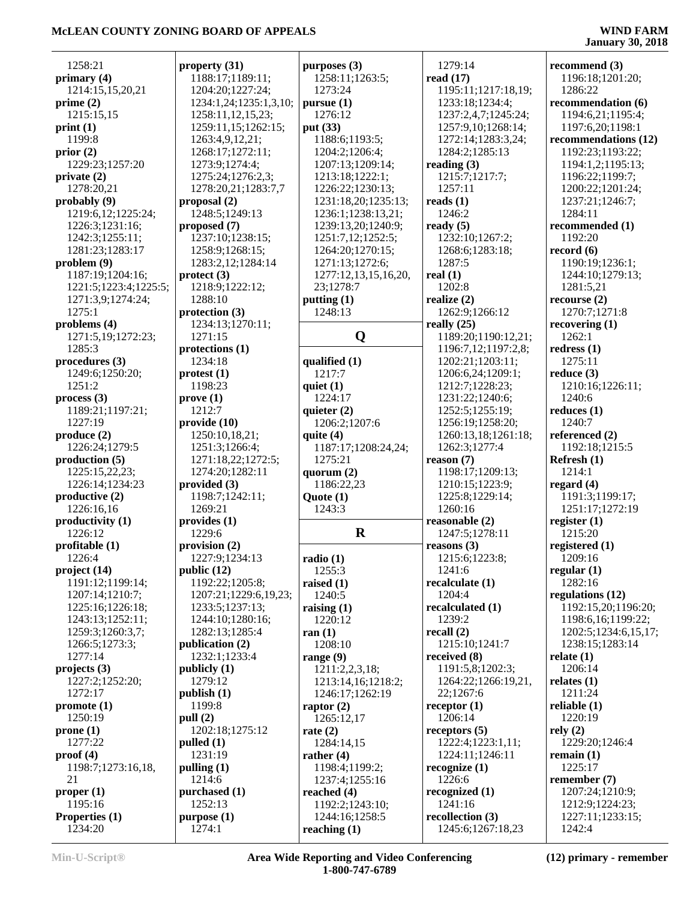1258:21
**primary (4)**
1214:15,15,20,21
**prime (2)**
1215:15,15
**print (1)**
1199:8
**prior (2)**
1229:23;1257:20
**private (2)**
1278:20,21
**probably (9)**
1219:6,12;1225:24;
1226:3;1231:16;
1242:3;1255:11;
1281:23;1283:17
**problem (9)**
1187:19;1204:16;
1221:5;1223:4;1225:5;
1271:3,9;1274:24;
1275:1
**problems (4)**
1271:5,19;1272:23;
1285:3
**procedures (3)**
1249:6;1250:20;
1251:2
**process (3)**
1189:21;1197:21;
1227:19
**produce (2)**
1226:24;1279:5
**production (5)**
1225:15,22,23;
1226:14;1234:23
**productive (2)**
1226:16,16
**productivity (1)**
1226:12
**profitable (1)**
1226:4
**project (14)**
1191:12;1199:14;
1207:14;1210:7;
1225:16;1226:18;
1243:13;1252:11;
1259:3;1260:3,7;
1266:5;1273:3;
1277:14
**projects (3)**
1227:2;1252:20;
1272:17
**promote (1)**
1250:19
**prone (1)**
1277:22
**proof (4)**
1198:7;1273:16,18,
21
**proper (1)**
1195:16
**Properties (1)**
1234:20

**property (31)**
1188:17;1189:11;
1204:20;1227:24;
1234:1,24;1235:1,3,10;
1258:11,12,15,23;
1259:11,15;1262:15;
1263:4,9,12,21;
1268:17;1272:11;
1273:9;1274:4;
1275:24;1276:2,3;
1278:20,21;1283:7,7
**proposal (2)**
1248:5;1249:13
**proposed (7)**
1237:10;1238:15;
1258:9;1268:15;
1283:2,12;1284:14
**protect (3)**
1218:9;1222:12;
1288:10
**protection (3)**
1234:13;1270:11;
1271:15
**protections (1)**
1234:18
**protest (1)**
1198:23
**prove (1)**
1212:7
**provide (10)**
1250:10,18,21;
1251:3;1266:4;
1271:18,22;1272:5;
1274:20;1282:11
**provided (3)**
1198:7;1242:11;
1269:21
**provides (1)**
1229:6
**provision (2)**
1227:9;1234:13
**public (12)**
1192:22;1205:8;
1207:21;1229:6,19,23;
1233:5;1237:13;
1244:10;1280:16;
1282:13;1285:4
**publication (2)**
1232:1;1233:4
**publicly (1)**
1279:12
**publish (1)**
1199:8
**pull (2)**
1202:18;1275:12
**pulled (1)**
1231:19
**pulling (1)**
1214:6
**purchased (1)**
1252:13
**purpose (1)**
1274:1

**purposes (3)**
1258:11;1263:5;
1273:24
**pursue (1)**
1276:12
**put (33)**
1188:6;1193:5;
1204:2;1206:4;
1207:13;1209:14;
1213:18;1222:1;
1226:22;1230:13;
1231:18,20;1235:13;
1236:1;1238:13,21;
1239:13,20;1240:9;
1251:7,12;1252:5;
1264:20;1270:15;
1271:13;1272:6;
1277:12,13,15,16,20,
23;1278:7
**putting (1)**
1248:13

## Q

**qualified (1)**
1217:7
**quiet (1)**
1224:17
**quieter (2)**
1206:2;1207:6
**quite (4)**
1187:17;1208:24,24;
1275:21
**quorum (2)**
1186:22,23
**Quote (1)**
1243:3

## R

**radio (1)**
1255:3
**raised (1)**
1240:5
**raising (1)**
1220:12
**ran (1)**
1208:10
**range (9)**
1211:2,2,3,18;
1213:14,16;1218:2;
1246:17;1262:19
**raptor (2)**
1265:12,17
**rate (2)**
1284:14,15
**rather (4)**
1198:4;1199:2;
1237:4;1255:16
**reached (4)**
1192:2;1243:10;
1244:16;1258:5
**reaching (1)**

1279:14
**read (17)**
1195:11;1217:18,19;
1233:18;1234:4;
1237:2,4,7;1245:24;
1257:9,10;1268:14;
1272:14;1283:3,24;
1284:2;1285:13
**reading (3)**
1215:7;1217:7;
1257:11
**reads (1)**
1246:2
**ready (5)**
1232:10;1267:2;
1268:6;1283:18;
1287:5
**real (1)**
1202:8
**realize (2)**
1262:9;1266:12
**really (25)**
1189:20;1190:12,21;
1196:7,12;1197:2,8;
1202:21;1203:11;
1206:6,24;1209:1;
1212:7;1228:23;
1231:22;1240:6;
1252:5;1255:19;
1256:19;1258:20;
1260:13,18;1261:18;
1262:3;1277:4
**reason (7)**
1198:17;1209:13;
1210:15;1223:9;
1225:8;1229:14;
1260:16
**reasonable (2)**
1247:5;1278:11
**reasons (3)**
1215:6;1223:8;
1241:6
**recalculate (1)**
1204:4
**recalculated (1)**
1239:2
**recall (2)**
1215:10;1241:7
**received (8)**
1191:5,8;1202:3;
1264:22;1266:19,21,
22;1267:6
**receptor (1)**
1206:14
**receptors (5)**
1222:4;1223:1,11;
1224:11;1246:11
**recognize (1)**
1226:6
**recognized (1)**
1241:16
**recollection (3)**
1245:6;1267:18,23

**recommend (3)**
1196:18;1201:20;
1286:22
**recommendation (6)**
1194:6,21;1195:4;
1197:6,20;1198:1
**recommendations (12)**
1192:23;1193:22;
1194:1,2;1195:13;
1196:22;1199:7;
1200:22;1201:24;
1237:21;1246:7;
1284:11
**recommended (1)**
1192:20
**record (6)**
1190:19;1236:1;
1244:10;1279:13;
1281:5,21
**recourse (2)**
1270:7;1271:8
**recovering (1)**
1262:1
**redress (1)**
1275:11
**reduce (3)**
1210:16;1226:11;
1240:6
**reduces (1)**
1240:7
**referenced (2)**
1192:18;1215:5
**Refresh (1)**
1214:1
**regard (4)**
1191:3;1199:17;
1251:17;1272:19
**register (1)**
1215:20
**registered (1)**
1209:16
**regular (1)**
1282:16
**regulations (12)**
1192:15,20;1196:20;
1198:6,16;1199:22;
1202:5;1234:6,15,17;
1238:15;1283:14
**relate (1)**
1206:14
**relates (1)**
1211:24
**reliable (1)**
1220:19
**rely (2)**
1229:20;1246:4
**remain (1)**
1225:17
**remember (7)**
1207:24;1210:9;
1212:9;1224:23;
1227:11;1233:15;
1242:4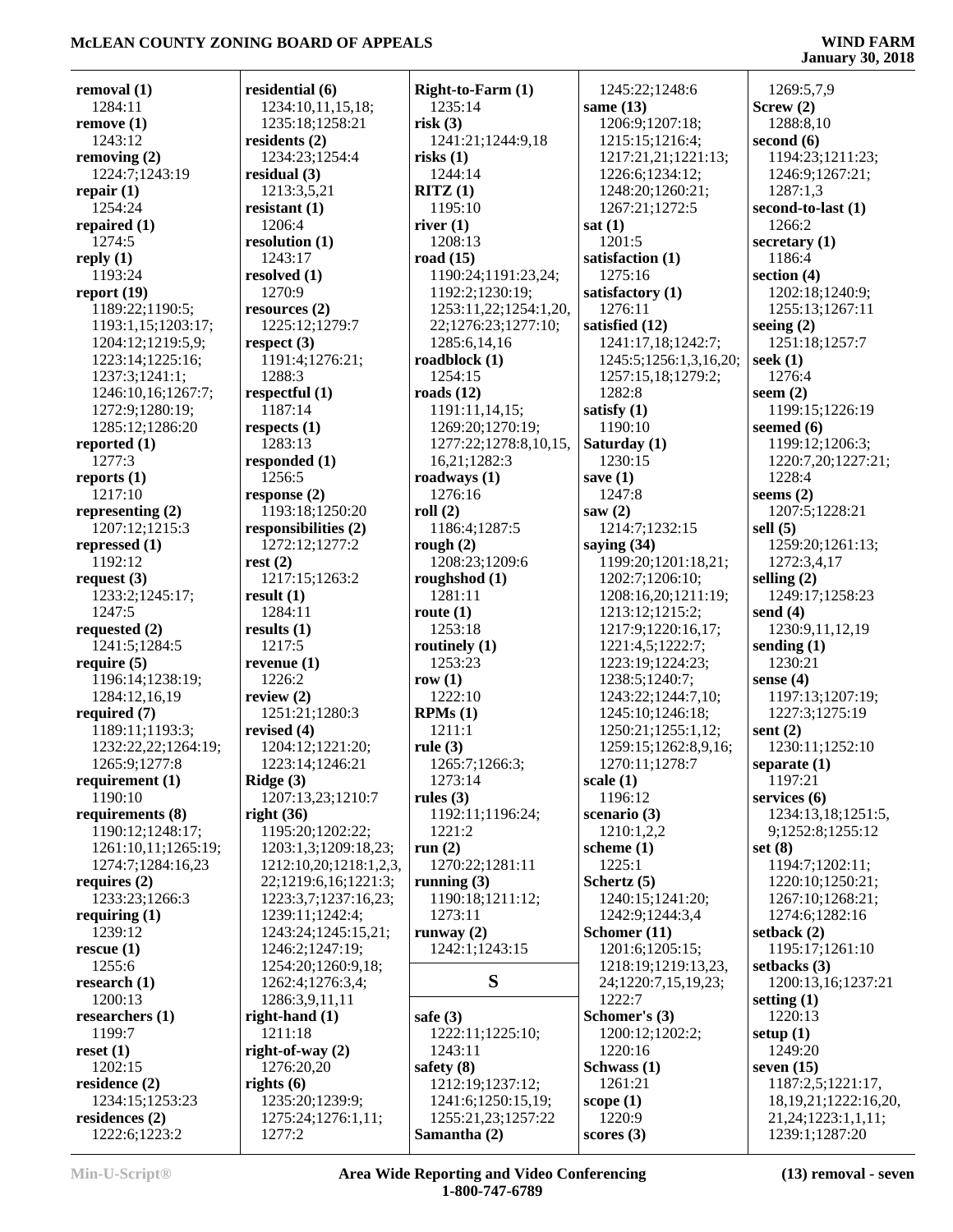**removal (1)**
1284:11
**remove (1)**
1243:12
**removing (2)**
1224:7;1243:19
**repair (1)**
1254:24
**repaired (1)**
1274:5
**reply (1)**
1193:24
**report (19)**
1189:22;1190:5;
1193:1,15;1203:17;
1204:12;1219:5,9;
1223:14;1225:16;
1237:3;1241:1;
1246:10,16;1267:7;
1272:9;1280:19;
1285:12;1286:20
**reported (1)**
1277:3
**reports (1)**
1217:10
**representing (2)**
1207:12;1215:3
**repressed (1)**
1192:12
**request (3)**
1233:2;1245:17;
1247:5
**requested (2)**
1241:5;1284:5
**require (5)**
1196:14;1238:19;
1284:12,16,19
**required (7)**
1189:11;1193:3;
1232:22,22;1264:19;
1265:9;1277:8
**requirement (1)**
1190:10
**requirements (8)**
1190:12;1248:17;
1261:10,11;1265:19;
1274:7;1284:16,23
**requires (2)**
1233:23;1266:3
**requiring (1)**
1239:12
**rescue (1)**
1255:6
**research (1)**
1200:13
**researchers (1)**
1199:7
**reset (1)**
1202:15
**residence (2)**
1234:15;1253:23
**residences (2)**
1222:6;1223:2
**residential (6)**
1234:10,11,15,18;
1235:18;1258:21
**residents (2)**
1234:23;1254:4
**residual (3)**
1213:3,5,21
**resistant (1)**
1206:4
**resolution (1)**
1243:17
**resolved (1)**
1270:9
**resources (2)**
1225:12;1279:7
**respect (3)**
1191:4;1276:21;
1288:3
**respectful (1)**
1187:14
**respects (1)**
1283:13
**responded (1)**
1256:5
**response (2)**
1193:18;1250:20
**responsibilities (2)**
1272:12;1277:2
**rest (2)**
1217:15;1263:2
**result (1)**
1284:11
**results (1)**
1217:5
**revenue (1)**
1226:2
**review (2)**
1251:21;1280:3
**revised (4)**
1204:12;1221:20;
1223:14;1246:21
**Ridge (3)**
1207:13,23;1210:7
**right (36)**
1195:20;1202:22;
1203:1,3;1209:18,23;
1212:10,20;1218:1,2,3,
22;1219:6,16;1221:3;
1223:3,7;1237:16,23;
1239:11;1242:4;
1243:24;1245:15,21;
1246:2;1247:19;
1254:20;1260:9,18;
1262:4;1276:3,4;
1286:3,9,11,11
**right-hand (1)**
1211:18
**right-of-way (2)**
1276:20,20
**rights (6)**
1235:20;1239:9;
1275:24;1276:1,11;
1277:2
**Right-to-Farm (1)**
1235:14
**risk (3)**
1241:21;1244:9,18
**risks (1)**
1244:14
**RITZ (1)**
1195:10
**river (1)**
1208:13
**road (15)**
1190:24;1191:23,24;
1192:2;1230:19;
1253:11,22;1254:1,20,
22;1276:23;1277:10;
1285:6,14,16
**roadblock (1)**
1254:15
**roads (12)**
1191:11,14,15;
1269:20;1270:19;
1277:22;1278:8,10,15,
16,21;1282:3
**roadways (1)**
1276:16
**roll (2)**
1186:4;1287:5
**rough (2)**
1208:23;1209:6
**roughshod (1)**
1281:11
**route (1)**
1253:18
**routinely (1)**
1253:23
**row (1)**
1222:10
**RPMs (1)**
1211:1
**rule (3)**
1265:7;1266:3;
1273:14
**rules (3)**
1192:11;1196:24;
1221:2
**run (2)**
1270:22;1281:11
**running (3)**
1190:18;1211:12;
1273:11
**runway (2)**
1242:1;1243:15

## S

**safe (3)**
1222:11;1225:10;
1243:11
**safety (8)**
1212:19;1237:12;
1241:6;1250:15,19;
1255:21,23;1257:22
**Samantha (2)**
1245:22;1248:6
**same (13)**
1206:9;1207:18;
1215:15;1216:4;
1217:21,21;1221:13;
1226:6;1234:12;
1248:20;1260:21;
1267:21;1272:5
**sat (1)**
1201:5
**satisfaction (1)**
1275:16
**satisfactory (1)**
1276:11
**satisfied (12)**
1241:17,18;1242:7;
1245:5;1256:1,3,16,20;
1257:15,18;1279:2;
1282:8
**satisfy (1)**
1190:10
**Saturday (1)**
1230:15
**save (1)**
1247:8
**saw (2)**
1214:7;1232:15
**saying (34)**
1199:20;1201:18,21;
1202:7;1206:10;
1208:16,20;1211:19;
1213:12;1215:2;
1217:9;1220:16,17;
1221:4,5;1222:7;
1223:19;1224:23;
1238:5;1240:7;
1243:22;1244:7,10;
1245:10;1246:18;
1250:21;1255:1,12;
1259:15;1262:8,9,16;
1270:11;1278:7
**scale (1)**
1196:12
**scenario (3)**
1210:1,2,2
**scheme (1)**
1225:1
**Schertz (5)**
1240:15;1241:20;
1242:9;1244:3,4
**Schomer (11)**
1201:6;1205:15;
1218:19;1219:13,23,
24;1220:7,15,19,23;
1222:7
**Schomer's (3)**
1200:12;1202:2;
1220:16
**Schwass (1)**
1261:21
**scope (1)**
1220:9
**scores (3)**
1269:5,7,9
**Screw (2)**
1288:8,10
**second (6)**
1194:23;1211:23;
1246:9;1267:21;
1287:1,3
**second-to-last (1)**
1266:2
**secretary (1)**
1186:4
**section (4)**
1202:18;1240:9;
1255:13;1267:11
**seeing (2)**
1251:18;1257:7
**seek (1)**
1276:4
**seem (2)**
1199:15;1226:19
**seemed (6)**
1199:12;1206:3;
1220:7,20;1227:21;
1228:4
**seems (2)**
1207:5;1228:21
**sell (5)**
1259:20;1261:13;
1272:3,4,17
**selling (2)**
1249:17;1258:23
**send (4)**
1230:9,11,12,19
**sending (1)**
1230:21
**sense (4)**
1197:13;1207:19;
1227:3;1275:19
**sent (2)**
1230:11;1252:10
**separate (1)**
1197:21
**services (6)**
1234:13,18;1251:5,
9;1252:8;1255:12
**set (8)**
1194:7;1202:11;
1220:10;1250:21;
1267:10;1268:21;
1274:6;1282:16
**setback (2)**
1195:17;1261:10
**setbacks (3)**
1200:13,16;1237:21
**setting (1)**
1220:13
**setup (1)**
1249:20
**seven (15)**
1187:2,5;1221:17,
18,19,21;1222:16,20,
21,24;1223:1,1,11;
1239:1;1287:20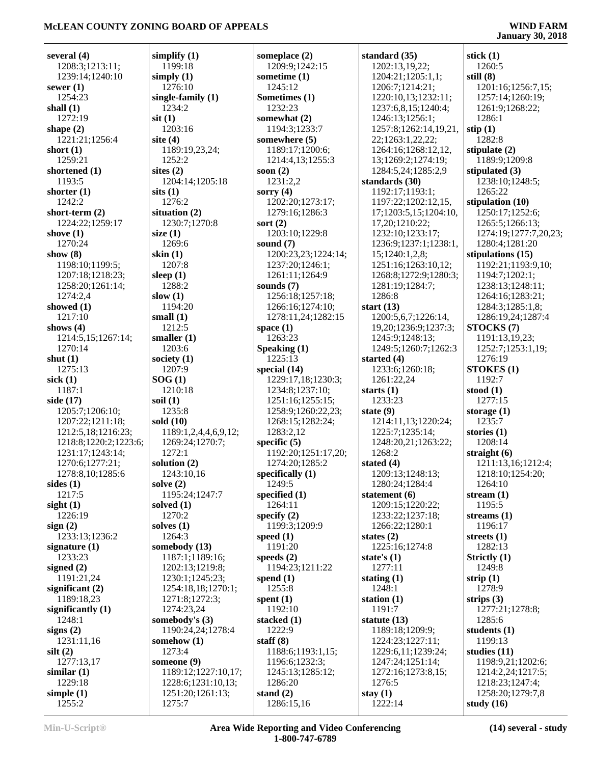**several (4)**
1208:3;1213:11;
1239:14;1240:10
**sewer (1)**
1254:23
**shall (1)**
1272:19
**shape (2)**
1221:21;1256:4
**short (1)**
1259:21
**shortened (1)**
1193:5
**shorter (1)**
1242:2
**short-term (2)**
1224:22;1259:17
**shove (1)**
1270:24
**show (8)**
1198:10;1199:5;
1207:18;1218:23;
1258:20;1261:14;
1274:2,4
**showed (1)**
1217:10
**shows (4)**
1214:5,15;1267:14;
1270:14
**shut (1)**
1275:13
**sick (1)**
1187:1
**side (17)**
1205:7;1206:10;
1207:22;1211:18;
1212:5,18;1216:23;
1218:8;1220:2;1223:6;
1231:17;1243:14;
1270:6;1277:21;
1278:8,10;1285:6
**sides (1)**
1217:5
**sight (1)**
1226:19
**sign (2)**
1233:13;1236:2
**signature (1)**
1233:23
**signed (2)**
1191:21,24
**significant (2)**
1189:18,23
**significantly (1)**
1248:1
**signs (2)**
1231:11,16
**silt (2)**
1277:13,17
**similar (1)**
1229:18
**simple (1)**
1255:2
**simplify (1)**
1199:18
**simply (1)**
1276:10
**single-family (1)**
1234:2
**sit (1)**
1203:16
**site (4)**
1189:19,23,24;
1252:2
**sites (2)**
1204:14;1205:18
**sits (1)**
1276:2
**situation (2)**
1230:7;1270:8
**size (1)**
1269:6
**skin (1)**
1207:8
**sleep (1)**
1288:2
**slow (1)**
1194:20
**small (1)**
1212:5
**smaller (1)**
1203:6
**society (1)**
1207:9
**SOG (1)**
1210:18
**soil (1)**
1235:8
**sold (10)**
1189:1,2,4,4,6,9,12;
1269:24;1270:7;
1272:1
**solution (2)**
1243:10,16
**solve (2)**
1195:24;1247:7
**solved (1)**
1270:2
**solves (1)**
1264:3
**somebody (13)**
1187:1;1189:16;
1202:13;1219:8;
1230:1;1245:23;
1254:18,18;1270:1;
1271:8;1272:3;
1274:23,24
**somebody's (3)**
1190:24,24;1278:4
**somehow (1)**
1273:4
**someone (9)**
1189:12;1227:10,17;
1228:6;1231:10,13;
1251:20;1261:13;
1275:7
**someplace (2)**
1209:9;1242:15
**sometime (1)**
1245:12
**Sometimes (1)**
1232:23
**somewhat (2)**
1194:3;1233:7
**somewhere (5)**
1189:17;1200:6;
1214:4,13;1255:3
**soon (2)**
1231:2,2
**sorry (4)**
1202:20;1273:17;
1279:16;1286:3
**sort (2)**
1203:10;1229:8
**sound (7)**
1200:23,23;1224:14;
1237:20;1246:1;
1261:11;1264:9
**sounds (7)**
1256:18;1257:18;
1266:16;1274:10;
1278:11,24;1282:15
**space (1)**
1263:23
**Speaking (1)**
1225:13
**special (14)**
1229:17,18;1230:3;
1234:8;1237:10;
1251:16;1255:15;
1258:9;1260:22,23;
1268:15;1282:24;
1283:2,12
**specific (5)**
1192:20;1251:17,20;
1274:20;1285:2
**specifically (1)**
1249:5
**specified (1)**
1264:11
**specify (2)**
1199:3;1209:9
**speed (1)**
1191:20
**speeds (2)**
1194:23;1211:22
**spend (1)**
1255:8
**spent (1)**
1192:10
**stacked (1)**
1222:9
**staff (8)**
1188:6;1193:1,15;
1196:6;1232:3;
1245:13;1285:12;
1286:20
**stand (2)**
1286:15,16
**standard (35)**
1202:13,19,22;
1204:21;1205:1,1;
1206:7;1214:21;
1220:10,13;1232:11;
1237:6,8,15;1240:4;
1246:13;1256:1;
1257:8;1262:14,19,21,
22;1263:1,22,22;
1264:16;1268:12,12,
13;1269:2;1274:19;
1284:5,24;1285:2,9
**standards (30)**
1192:17;1193:1;
1197:22;1202:12,15,
17;1203:5,15;1204:10,
17,20;1210:22;
1232:10;1233:17;
1236:9;1237:1;1238:1,
15;1240:1,2,8;
1251:16;1263:10,12;
1268:8;1272:9;1280:3;
1281:19;1284:7;
1286:8
**start (13)**
1200:5,6,7;1226:14,
19,20;1236:9;1237:3;
1245:9;1248:13;
1249:5;1260:7;1262:3
**started (4)**
1233:6;1260:18;
1261:22,24
**starts (1)**
1233:23
**state (9)**
1214:11,13;1220:24;
1225:7;1235:14;
1248:20,21;1263:22;
1268:2
**stated (4)**
1209:13;1248:13;
1280:24;1284:4
**statement (6)**
1209:15;1220:22;
1233:22;1237:18;
1266:22;1280:1
**states (2)**
1225:16;1274:8
**state's (1)**
1277:11
**stating (1)**
1248:1
**station (1)**
1191:7
**statute (13)**
1189:18;1209:9;
1224:23;1227:11;
1229:6,11;1239:24;
1247:24;1251:14;
1272:16;1273:8,15;
1276:5
**stay (1)**
1222:14
**stick (1)**
1260:5
**still (8)**
1201:16;1256:7,15;
1257:14;1260:19;
1261:9;1268:22;
1286:1
**stip (1)**
1282:8
**stipulate (2)**
1189:9;1209:8
**stipulated (3)**
1238:10;1248:5;
1265:22
**stipulation (10)**
1250:17;1252:6;
1265:5;1266:13;
1274:19;1277:7,20,23;
1280:4;1281:20
**stipulations (15)**
1192:21;1193:9,10;
1194:7;1202:1;
1238:13;1248:11;
1264:16;1283:21;
1284:3;1285:1,8;
1286:19,24;1287:4
**STOCKS (7)**
1191:13,19,23;
1252:7;1253:1,19;
1276:19
**STOKES (1)**
1192:7
**stood (1)**
1277:15
**storage (1)**
1235:7
**stories (1)**
1208:14
**straight (6)**
1211:13,16;1212:4;
1218:10;1254:20;
1264:10
**stream (1)**
1195:5
**streams (1)**
1196:17
**streets (1)**
1282:13
**Strictly (1)**
1249:8
**strip (1)**
1278:9
**strips (3)**
1277:21;1278:8;
1285:6
**students (1)**
1199:13
**studies (11)**
1198:9,21;1202:6;
1214:2,24;1217:5;
1218:23;1247:4;
1258:20;1279:7,8
**study (16)**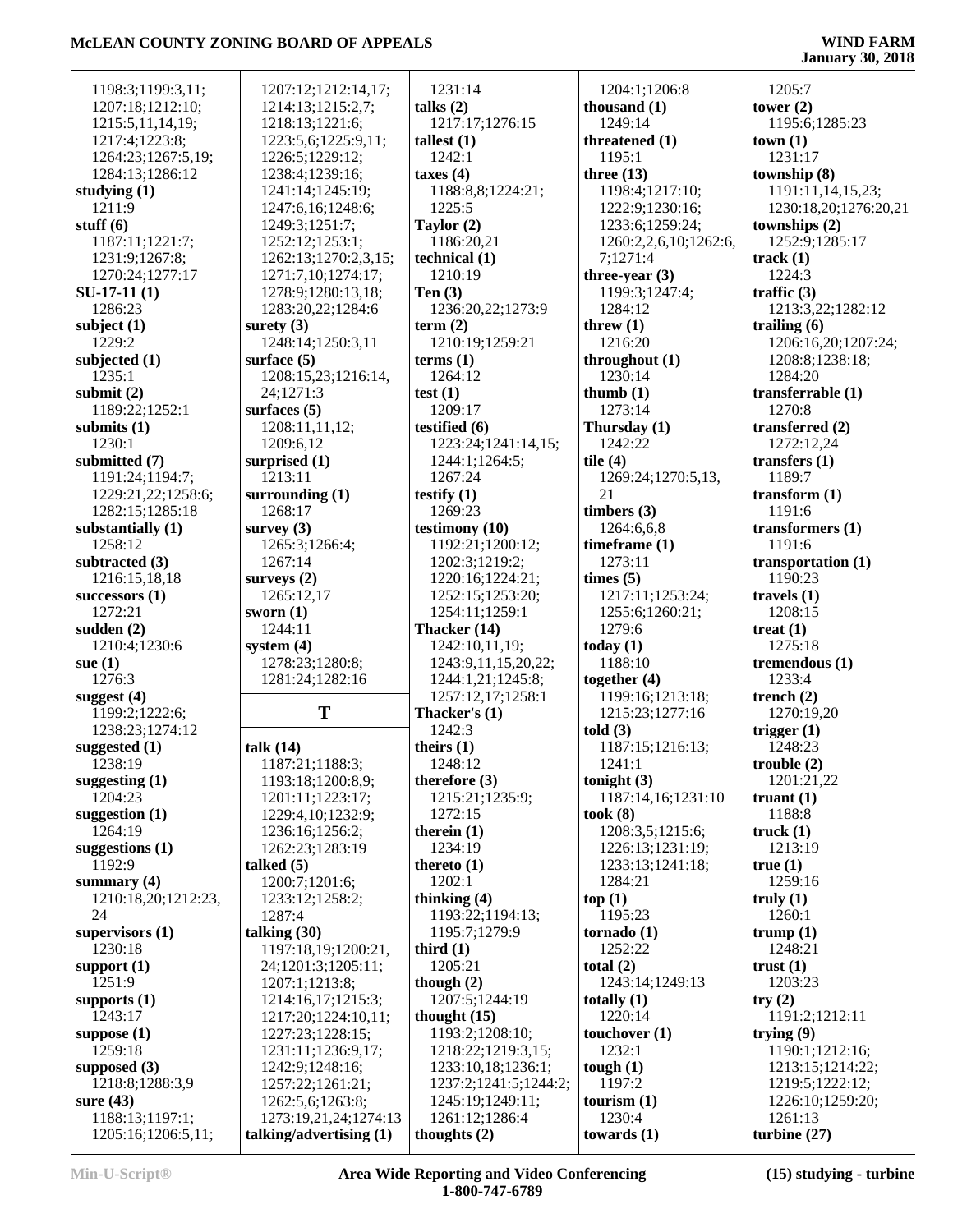1198:3;1199:3,11;
1207:18;1212:10;
1215:5,11,14,19;
1217:4;1223:8;
1264:23;1267:5,19;
1284:13;1286:12

**studying (1)**
1211:9

**stuff (6)**
1187:11;1221:7;
1231:9;1267:8;
1270:24;1277:17

**SU-17-11 (1)**
1286:23

**subject (1)**
1229:2

**subjected (1)**
1235:1

**submit (2)**
1189:22;1252:1

**submits (1)**
1230:1

**submitted (7)**
1191:24;1194:7;
1229:21,22;1258:6;
1282:15;1285:18

**substantially (1)**
1258:12

**subtracted (3)**
1216:15,18,18

**successors (1)**
1272:21

**sudden (2)**
1210:4;1230:6

**sue (1)**
1276:3

**suggest (4)**
1199:2;1222:6;
1238:23;1274:12

**suggested (1)**
1238:19

**suggesting (1)**
1204:23

**suggestion (1)**
1264:19

**suggestions (1)**
1192:9

**summary (4)**
1210:18,20;1212:23,
24

**supervisors (1)**
1230:18

**support (1)**
1251:9

**supports (1)**
1243:17

**suppose (1)**
1259:18

**supposed (3)**
1218:8;1288:3,9

**sure (43)**
1188:13;1197:1;
1205:16;1206:5,11;
1207:12;1212:14,17;
1214:13;1215:2,7;
1218:13;1221:6;
1223:5,6;1225:9,11;
1226:5;1229:12;
1238:4;1239:16;
1241:14;1245:19;
1247:6,16;1248:6;
1249:3;1251:7;
1252:12;1253:1;
1262:13;1270:2,3,15;
1271:7,10;1274:17;
1278:9;1280:13,18;
1283:20,22;1284:6

**surety (3)**
1248:14;1250:3,11

**surface (5)**
1208:15,23;1216:14,
24;1271:3

**surfaces (5)**
1208:11,11,12;
1209:6,12

**surprised (1)**
1213:11

**surrounding (1)**
1268:17

**survey (3)**
1265:3;1266:4;
1267:14

**surveys (2)**
1265:12,17

**sworn (1)**
1244:11

**system (4)**
1278:23;1280:8;
1281:24;1282:16

## T

**talk (14)**
1187:21;1188:3;
1193:18;1200:8,9;
1201:11;1223:17;
1229:4,10;1232:9;
1236:16;1256:2;
1262:23;1283:19

**talked (5)**
1200:7;1201:6;
1233:12;1258:2;
1287:4

**talking (30)**
1197:18,19;1200:21,
24;1201:3;1205:11;
1207:1;1213:8;
1214:16,17;1215:3;
1217:20;1224:10,11;
1227:23;1228:15;
1231:11;1236:9,17;
1242:9;1248:16;
1257:22;1261:21;
1262:5,6;1263:8;
1273:19,21,24;1274:13

**talking/advertising (1)**
1231:14

**talks (2)**
1217:17;1276:15

**tallest (1)**
1242:1

**taxes (4)**
1188:8,8;1224:21;
1225:5

**Taylor (2)**
1186:20,21

**technical (1)**
1210:19

**Ten (3)**
1236:20,22;1273:9

**term (2)**
1210:19;1259:21

**terms (1)**
1264:12

**test (1)**
1209:17

**testified (6)**
1223:24;1241:14,15;
1244:1;1264:5;
1267:24

**testify (1)**
1269:23

**testimony (10)**
1192:21;1200:12;
1202:3;1219:2;
1220:16;1224:21;
1252:15;1253:20;
1254:11;1259:1

**Thacker (14)**
1242:10,11,19;
1243:9,11,15,20,22;
1244:1,21;1245:8;
1257:12,17;1258:1

**Thacker's (1)**
1242:3

**theirs (1)**
1248:12

**therefore (3)**
1215:21;1235:9;
1272:15

**therein (1)**
1234:19

**thereto (1)**
1202:1

**thinking (4)**
1193:22;1194:13;
1195:7;1279:9

**third (1)**
1205:21

**though (2)**
1207:5;1244:19

**thought (15)**
1193:2;1208:10;
1218:22;1219:3,15;
1233:10,18;1236:1;
1237:2;1241:5;1244:2;
1245:19;1249:11;
1261:12;1286:4

**thoughts (2)**
1204:1;1206:8

**thousand (1)**
1249:14

**threatened (1)**
1195:1

**three (13)**
1198:4;1217:10;
1222:9;1230:16;
1233:6;1259:24;
1260:2,2,6,10;1262:6,
7;1271:4

**three-year (3)**
1199:3;1247:4;
1284:12

**threw (1)**
1216:20

**throughout (1)**
1230:14

**thumb (1)**
1273:14

**Thursday (1)**
1242:22

**tile (4)**
1269:24;1270:5,13,
21

**timbers (3)**
1264:6,6,8

**timeframe (1)**
1273:11

**times (5)**
1217:11;1253:24;
1255:6;1260:21;
1279:6

**today (1)**
1188:10

**together (4)**
1199:16;1213:18;
1215:23;1277:16

**told (3)**
1187:15;1216:13;
1241:1

**tonight (3)**
1187:14,16;1231:10

**took (8)**
1208:3,5;1215:6;
1226:13;1231:19;
1233:13;1241:18;
1284:21

**top (1)**
1195:23

**tornado (1)**
1252:22

**total (2)**
1243:14;1249:13

**totally (1)**
1220:14

**touchover (1)**
1232:1

**tough (1)**
1197:2

**tourism (1)**
1230:4

**towards (1)**
1205:7

**tower (2)**
1195:6;1285:23

**town (1)**
1231:17

**township (8)**
1191:11,14,15,23;
1230:18,20;1276:20,21

**townships (2)**
1252:9;1285:17

**track (1)**
1224:3

**traffic (3)**
1213:3,22;1282:12

**trailing (6)**
1206:16,20;1207:24;
1208:8;1238:18;
1284:20

**transferrable (1)**
1270:8

**transferred (2)**
1272:12,24

**transfers (1)**
1189:7

**transform (1)**
1191:6

**transformers (1)**
1191:6

**transportation (1)**
1190:23

**travels (1)**
1208:15

**treat (1)**
1275:18

**tremendous (1)**
1233:4

**trench (2)**
1270:19,20

**trigger (1)**
1248:23

**trouble (2)**
1201:21,22

**truant (1)**
1188:8

**truck (1)**
1213:19

**true (1)**
1259:16

**truly (1)**
1260:1

**trump (1)**
1248:21

**trust (1)**
1203:23

**try (2)**
1191:2;1212:11

**trying (9)**
1190:1;1212:16;
1213:15;1214:22;
1219:5;1222:12;
1226:10;1259:20;
1261:13

**turbine (27)**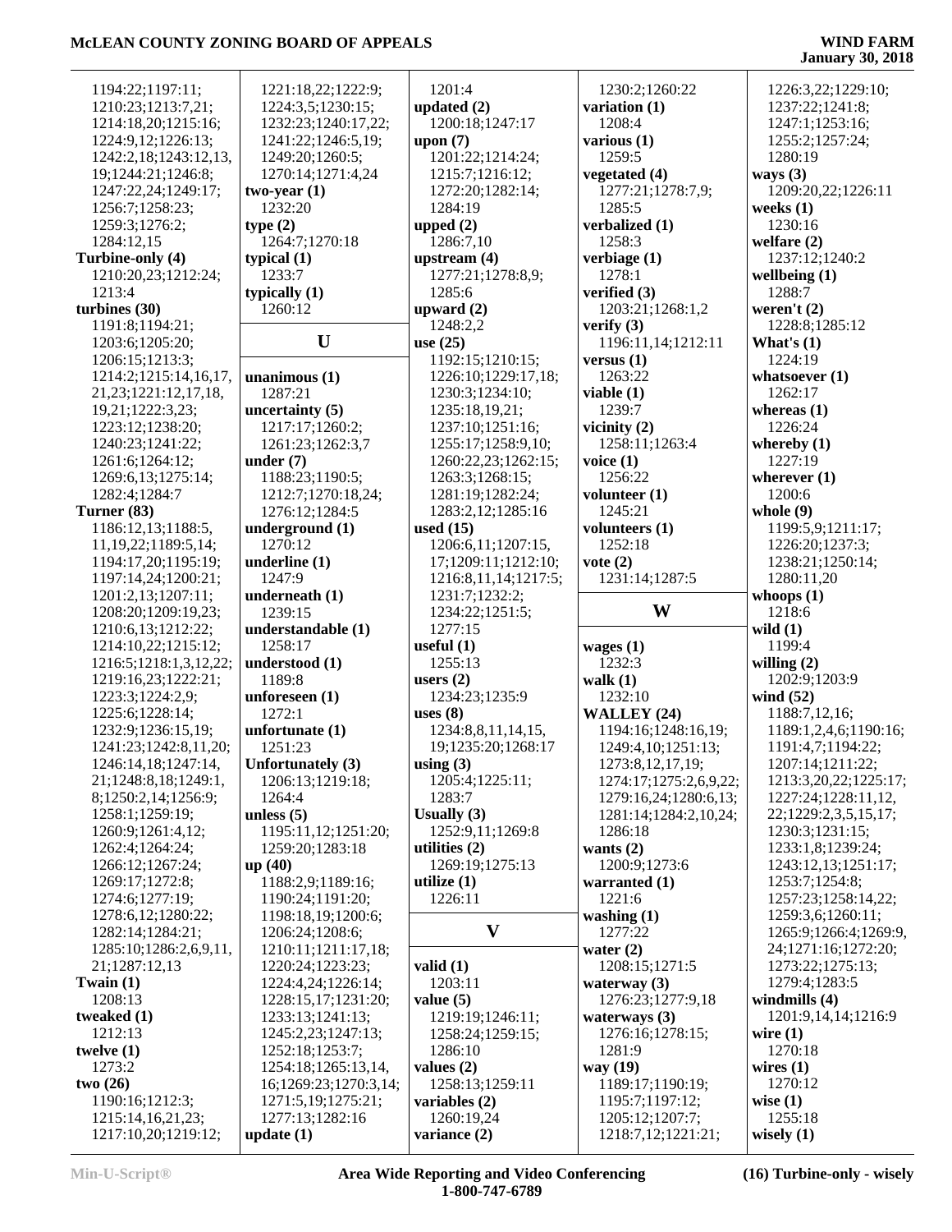1194:22;1197:11;
1210:23;1213:7,21;
1214:18,20;1215:16;
1224:9,12;1226:13;
1242:2,18;1243:12,13,
19;1244:21;1246:8;
1247:22,24;1249:17;
1256:7;1258:23;
1259:3;1276:2;
1284:12,15

**Turbine-only (4)**
1210:20,23;1212:24;
1213:4

**turbines (30)**
1191:8;1194:21;
1203:6;1205:20;
1206:15;1213:3;
1214:2;1215:14,16,17,
21,23;1221:12,17,18,
19,21;1222:3,23;
1223:12;1238:20;
1240:23;1241:22;
1261:6;1264:12;
1269:6,13;1275:14;
1282:4;1284:7

**Turner (83)**
1186:12,13;1188:5,
11,19,22;1189:5,14;
1194:17,20;1195:19;
1197:14,24;1200:21;
1201:2,13;1207:11;
1208:20;1209:19,23;
1210:6,13;1212:22;
1214:10,22;1215:12;
1216:5;1218:1,3,12,22;
1219:16,23;1222:21;
1223:3;1224:2,9;
1225:6;1228:14;
1232:9;1236:15,19;
1241:23;1242:8,11,20;
1246:14,18;1247:14,
21;1248:8,18;1249:1,
8;1250:2,14;1256:9;
1258:1;1259:19;
1260:9;1261:4,12;
1262:4;1264:24;
1266:12;1267:24;
1269:17;1272:8;
1274:6;1277:19;
1278:6,12;1280:22;
1282:14;1284:21;
1285:10;1286:2,6,9,11,
21;1287:12,13

**Twain (1)**
1208:13

**tweaked (1)**
1212:13

**twelve (1)**
1273:2

**two (26)**
1190:16;1212:3;
1215:14,16,21,23;
1217:10,20;1219:12;
1221:18,22;1222:9;
1224:3,5;1230:15;
1232:23;1240:17,22;
1241:22;1246:5,19;
1249:20;1260:5;
1270:14;1271:4,24

**two-year (1)**
1232:20

**type (2)**
1264:7;1270:18

**typical (1)**
1233:7

**typically (1)**
1260:12

## U

**unanimous (1)**
1287:21

**uncertainty (5)**
1217:17;1260:2;
1261:23;1262:3,7

**under (7)**
1188:23;1190:5;
1212:7;1270:18,24;
1276:12;1284:5

**underground (1)**
1270:12

**underline (1)**
1247:9

**underneath (1)**
1239:15

**understandable (1)**
1258:17

**understood (1)**
1189:8

**unforeseen (1)**
1272:1

**unfortunate (1)**
1251:23

**Unfortunately (3)**
1206:13;1219:18;
1264:4

**unless (5)**
1195:11,12;1251:20;
1259:20;1283:18

**up (40)**
1188:2,9;1189:16;
1190:24;1191:20;
1198:18,19;1200:6;
1206:24;1208:6;
1210:11;1211:17,18;
1220:24;1223:23;
1224:4,24;1226:14;
1228:15,17;1231:20;
1233:13;1241:13;
1245:2,23;1247:13;
1252:18;1253:7;
1254:18;1265:13,14,
16;1269:23;1270:3,14;
1271:5,19;1275:21;
1277:13;1282:16

**update (1)**
1201:4

**updated (2)**
1200:18;1247:17

**upon (7)**
1201:22;1214:24;
1215:7;1216:12;
1272:20;1282:14;
1284:19

**upped (2)**
1286:7,10

**upstream (4)**
1277:21;1278:8,9;
1285:6

**upward (2)**
1248:2,2

**use (25)**
1192:15;1210:15;
1226:10;1229:17,18;
1230:3;1234:10;
1235:18,19,21;
1237:10;1251:16;
1255:17;1258:9,10;
1260:22,23;1262:15;
1263:3;1268:15;
1281:19;1282:24;
1283:2,12;1285:16

**used (15)**
1206:6,11;1207:15,
17;1209:11;1212:10;
1216:8,11,14;1217:5;
1231:7;1232:2;
1234:22;1251:5;
1277:15

**useful (1)**
1255:13

**users (2)**
1234:23;1235:9

**uses (8)**
1234:8,8,11,14,15,
19;1235:20;1268:17

**using (3)**
1205:4;1225:11;
1283:7

**Usually (3)**
1252:9,11;1269:8

**utilities (2)**
1269:19;1275:13

**utilize (1)**
1226:11

## V

**valid (1)**
1203:11

**value (5)**
1219:19;1246:11;
1258:24;1259:15;
1286:10

**values (2)**
1258:13;1259:11

**variables (2)**
1260:19,24

**variance (2)**
1230:2;1260:22

**variation (1)**
1208:4

**various (1)**
1259:5

**vegetated (4)**
1277:21;1278:7,9;
1285:5

**verbalized (1)**
1258:3

**verbiage (1)**
1278:1

**verified (3)**
1203:21;1268:1,2

**verify (3)**
1196:11,14;1212:11

**versus (1)**
1263:22

**viable (1)**
1239:7

**vicinity (2)**
1258:11;1263:4

**voice (1)**
1256:22

**volunteer (1)**
1245:21

**volunteers (1)**
1252:18

**vote (2)**
1231:14;1287:5

## W

**wages (1)**
1232:3

**walk (1)**
1232:10

**WALLEY (24)**
1194:16;1248:16,19;
1249:4,10;1251:13;
1273:8,12,17,19;
1274:17;1275:2,6,9,22;
1279:16,24;1280:6,13;
1281:14;1284:2,10,24;
1286:18

**wants (2)**
1200:9;1273:6

**warranted (1)**
1221:6

**washing (1)**
1277:22

**water (2)**
1208:15;1271:5

**waterway (3)**
1276:23;1277:9,18

**waterways (3)**
1276:16;1278:15;
1281:9

**way (19)**
1189:17;1190:19;
1195:7;1197:12;
1205:12;1207:7;
1218:7,12;1221:21;
1226:3,22;1229:10;
1237:22;1241:8;
1247:1;1253:16;
1255:2;1257:24;
1280:19

**ways (3)**
1209:20,22;1226:11

**weeks (1)**
1230:16

**welfare (2)**
1237:12;1240:2

**wellbeing (1)**
1288:7

**weren't (2)**
1228:8;1285:12

**What's (1)**
1224:19

**whatsoever (1)**
1262:17

**whereas (1)**
1226:24

**whereby (1)**
1227:19

**wherever (1)**
1200:6

**whole (9)**
1199:5,9;1211:17;
1226:20;1237:3;
1238:21;1250:14;
1280:11,20

**whoops (1)**
1218:6

**wild (1)**
1199:4

**willing (2)**
1202:9;1203:9

**wind (52)**
1188:7,12,16;
1189:1,2,4,6;1190:16;
1191:4,7;1194:22;
1207:14;1211:22;
1213:3,20,22;1225:17;
1227:24;1228:11,12,
22;1229:2,3,5,15,17;
1230:3;1231:15;
1233:1,8;1239:24;
1243:12,13;1251:17;
1253:7;1254:8;
1257:23;1258:14,22;
1259:3,6;1260:11;
1265:9;1266:4;1269:9,
24;1271:16;1272:20;
1273:22;1275:13;
1279:4;1283:5

**windmills (4)**
1201:9,14,14;1216:9

**wire (1)**
1270:18

**wires (1)**
1270:12

**wise (1)**
1255:18

**wisely (1)**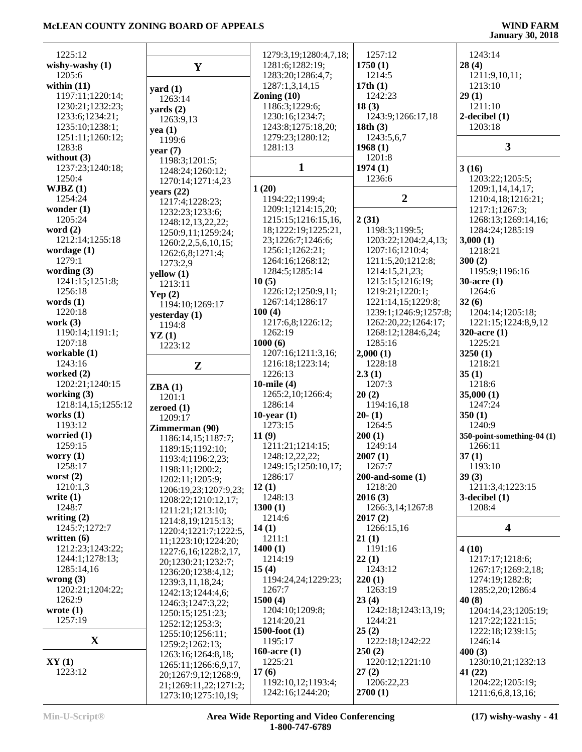1225:12
**wishy-washy (1)**
1205:6
**within (11)**
1197:11;1220:14;
1230:21;1232:23;
1233:6;1234:21;
1235:10;1238:1;
1251:11;1260:12;
1283:8
**without (3)**
1237:23;1240:18;
1250:4
**WJBZ (1)**
1254:24
**wonder (1)**
1205:24
**word (2)**
1212:14;1255:18
**wordage (1)**
1279:1
**wording (3)**
1241:15;1251:8;
1256:18
**words (1)**
1220:18
**work (3)**
1190:14;1191:1;
1207:18
**workable (1)**
1243:16
**worked (2)**
1202:21;1240:15
**working (3)**
1218:14,15;1255:12
**works (1)**
1193:12
**worried (1)**
1259:15
**worry (1)**
1258:17
**worst (2)**
1210:1,3
**write (1)**
1248:7
**writing (2)**
1245:7;1272:7
**written (6)**
1212:23;1243:22;
1244:1;1278:13;
1285:14,16
**wrong (3)**
1202:21;1204:22;
1262:9
**wrote (1)**
1257:19

## X

**XY (1)**
1223:12

## Y

**yard (1)**
1263:14
**yards (2)**
1263:9,13
**yea (1)**
1199:6
**year (7)**
1198:3;1201:5;
1248:24;1260:12;
1270:14;1271:4,23
**years (22)**
1217:4;1228:23;
1232:23;1233:6;
1248:12,13,22,22;
1250:9,11;1259:24;
1260:2,2,5,6,10,15;
1262:6,8;1271:4;
1273:2,9
**yellow (1)**
1213:11
**Yep (2)**
1194:10;1269:17
**yesterday (1)**
1194:8
**YZ (1)**
1223:12

## Z

**ZBA (1)**
1201:1
**zeroed (1)**
1209:17
**Zimmerman (90)**
1186:14,15;1187:7;
1189:15;1192:10;
1193:4;1196:2,23;
1198:11;1200:2;
1202:11;1205:9;
1206:19,23;1207:9,23;
1208:22;1210:12,17;
1211:21;1213:10;
1214:8,19;1215:13;
1220:4;1221:7;1222:5,
11;1223:10;1224:20;
1227:6,16;1228:2,17,
20;1230:21;1232:7;
1236:20;1238:4,12;
1239:3,11,18,24;
1242:13;1244:4,6;
1246:3;1247:3,22;
1250:15;1251:23;
1252:12;1253:3;
1255:10;1256:11;
1259:2;1262:13;
1263:16;1264:8,18;
1265:11;1266:6,9,17,
20;1267:9,12;1268:9,
21;1269:11,22;1271:2;
1273:10;1275:10,19;
1279:3,19;1280:4,7,18;
1281:6;1282:19;
1283:20;1286:4,7;
1287:1,3,14,15
**Zoning (10)**
1186:3;1229:6;
1230:16;1234:7;
1243:8;1275:18,20;
1279:23;1280:12;
1281:13

## 1

**1 (20)**
1194:22;1199:4;
1209:1;1214:15,20;
1215:15;1216:15,16,
18;1222:19;1225:21,
23;1226:7;1246:6;
1256:1;1262:21;
1264:16;1268:12;
1284:5;1285:14
**10 (5)**
1226:12;1250:9,11;
1267:14;1286:17
**100 (4)**
1217:6,8;1226:12;
1262:19
**1000 (6)**
1207:16;1211:3,16;
1216:18;1223:14;
1226:13
**10-mile (4)**
1265:2,10;1266:4;
1286:14
**10-year (1)**
1273:15
**11 (9)**
1211:21;1214:15;
1248:12,22,22;
1249:15;1250:10,17;
1286:17
**12 (1)**
1248:13
**1300 (1)**
1214:6
**14 (1)**
1211:1
**1400 (1)**
1214:19
**15 (4)**
1194:24,24;1229:23;
1267:7
**1500 (4)**
1204:10;1209:8;
1214:20,21
**1500-foot (1)**
1195:17
**160-acre (1)**
1225:21
**17 (6)**
1192:10,12;1193:4;
1242:16;1244:20;
1257:12
**1750 (1)**
1214:5
**17th (1)**
1242:23
**18 (3)**
1243:9;1266:17,18
**18th (3)**
1243:5,6,7
**1968 (1)**
1201:8
**1974 (1)**
1236:6

## 2

**2 (31)**
1198:3;1199:5;
1203:22;1204:2,4,13;
1207:16;1210:4;
1211:5,20;1212:8;
1214:15,21,23;
1215:15;1216:19;
1219:21;1220:1;
1221:14,15;1229:8;
1239:1;1246:9;1257:8;
1262:20,22;1264:17;
1268:12;1284:6,24;
1285:16
**2,000 (1)**
1228:18
**2.3 (1)**
1207:3
**20 (2)**
1194:16,18
**20- (1)**
1264:5
**200 (1)**
1249:14
**2007 (1)**
1267:7
**200-and-some (1)**
1218:20
**2016 (3)**
1266:3,14;1267:8
**2017 (2)**
1266:15,16
**21 (1)**
1191:16
**22 (1)**
1243:12
**220 (1)**
1263:19
**23 (4)**
1242:18;1243:13,19;
1244:21
**25 (2)**
1222:18;1242:22
**250 (2)**
1220:12;1221:10
**27 (2)**
1206:22,23
**2700 (1)**
1243:14
**28 (4)**
1211:9,10,11;
1213:10
**29 (1)**
1211:10
**2-decibel (1)**
1203:18

## 3

**3 (16)**
1203:22;1205:5;
1209:1,14,14,17;
1210:4,18;1216:21;
1217:1;1267:3;
1268:13;1269:14,16;
1284:24;1285:19
**3,000 (1)**
1218:21
**300 (2)**
1195:9;1196:16
**30-acre (1)**
1264:6
**32 (6)**
1204:14;1205:18;
1221:15;1224:8,9,12
**320-acre (1)**
1225:21
**3250 (1)**
1218:21
**35 (1)**
1218:6
**35,000 (1)**
1247:24
**350 (1)**
1240:9
**350-point-something-04 (1)**
1266:11
**37 (1)**
1193:10
**39 (3)**
1211:3,4;1223:15
**3-decibel (1)**
1208:4

## 4

**4 (10)**
1217:17;1218:6;
1267:17;1269:2,18;
1274:19;1282:8;
1285:2,20;1286:4
**40 (8)**
1204:14,23;1205:19;
1217:22;1221:15;
1222:18;1239:15;
1246:14
**400 (3)**
1230:10,21;1232:13
**41 (22)**
1204:22;1205:19;
1211:6,6,8,13,16;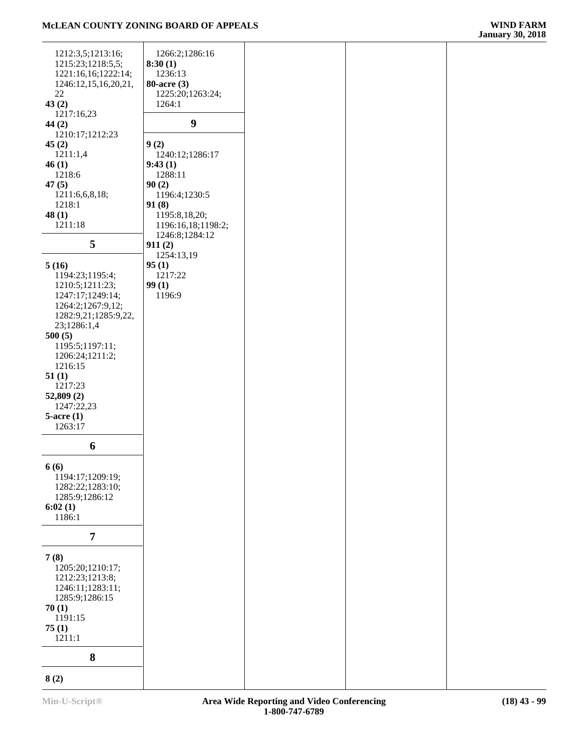1212:3,5;1213:16;
1215:23;1218:5,5;
1221:16,16;1222:14;
1246:12,15,16,20,21,
22

**43 (2)**
1217:16,23

**44 (2)**
1210:17;1212:23

**45 (2)**
1211:1,4

**46 (1)**
1218:6

**47 (5)**
1211:6,6,8,18;
1218:1

**48 (1)**
1211:18

## 5

**5 (16)**
1194:23;1195:4;
1210:5;1211:23;
1247:17;1249:14;
1264:2;1267:9,12;
1282:9,21;1285:9,22,
23;1286:1,4

**500 (5)**
1195:5;1197:11;
1206:24;1211:2;
1216:15

**51 (1)**
1217:23

**52,809 (2)**
1247:22,23

**5-acre (1)**
1263:17

## 6

**6 (6)**
1194:17;1209:19;
1282:22;1283:10;
1285:9;1286:12

**6:02 (1)**
1186:1

## 7

**7 (8)**
1205:20;1210:17;
1212:23;1213:8;
1246:11;1283:11;
1285:9;1286:15

**70 (1)**
1191:15

**75 (1)**
1211:1

## 8

**8 (2)**
1266:2;1286:16

**8:30 (1)**
1236:13

**80-acre (3)**
1225:20;1263:24;
1264:1

## 9

**9 (2)**
1240:12;1286:17

**9:43 (1)**
1288:11

**90 (2)**
1196:4;1230:5

**91 (8)**
1195:8,18,20;
1196:16,18;1198:2;
1246:8;1284:12

**911 (2)**
1254:13,19

**95 (1)**
1217:22

**99 (1)**
1196:9